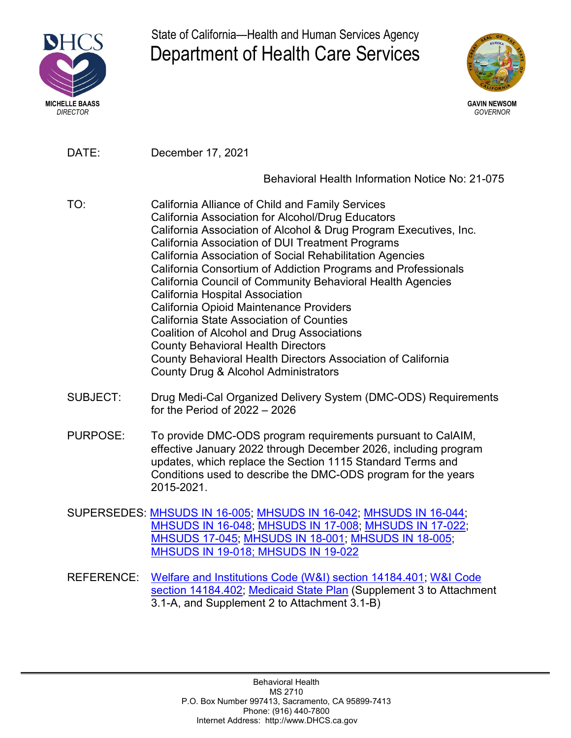State of California—Health and Human Services Agency

# Department of Health Care Services

MICHELLE BAASS
*DIRECTOR*

GAVIN NEWSOM
*GOVERNOR*

DATE: December 17, 2021

Behavioral Health Information Notice No: 21-075

TO:
California Alliance of Child and Family Services
California Association for Alcohol/Drug Educators
California Association of Alcohol & Drug Program Executives, Inc.
California Association of DUI Treatment Programs
California Association of Social Rehabilitation Agencies
California Consortium of Addiction Programs and Professionals
California Council of Community Behavioral Health Agencies
California Hospital Association
California Opioid Maintenance Providers
California State Association of Counties
Coalition of Alcohol and Drug Associations
County Behavioral Health Directors
County Behavioral Health Directors Association of California
County Drug & Alcohol Administrators

SUBJECT: Drug Medi-Cal Organized Delivery System (DMC-ODS) Requirements for the Period of 2022 – 2026

PURPOSE: To provide DMC-ODS program requirements pursuant to CalAIM, effective January 2022 through December 2026, including program updates, which replace the Section 1115 Standard Terms and Conditions used to describe the DMC-ODS program for the years 2015-2021.

SUPERSEDES: MHSUDS IN 16-005; MHSUDS IN 16-042; MHSUDS IN 16-044; MHSUDS IN 16-048; MHSUDS IN 17-008; MHSUDS IN 17-022; MHSUDS 17-045; MHSUDS IN 18-001; MHSUDS IN 18-005; MHSUDS IN 19-018; MHSUDS IN 19-022

REFERENCE: Welfare and Institutions Code (W&I) section 14184.401; W&I Code section 14184.402; Medicaid State Plan (Supplement 3 to Attachment 3.1-A, and Supplement 2 to Attachment 3.1-B)

Behavioral Health
MS 2710
P.O. Box Number 997413, Sacramento, CA 95899-7413
Phone: (916) 440-7800
Internet Address: http://www.DHCS.ca.gov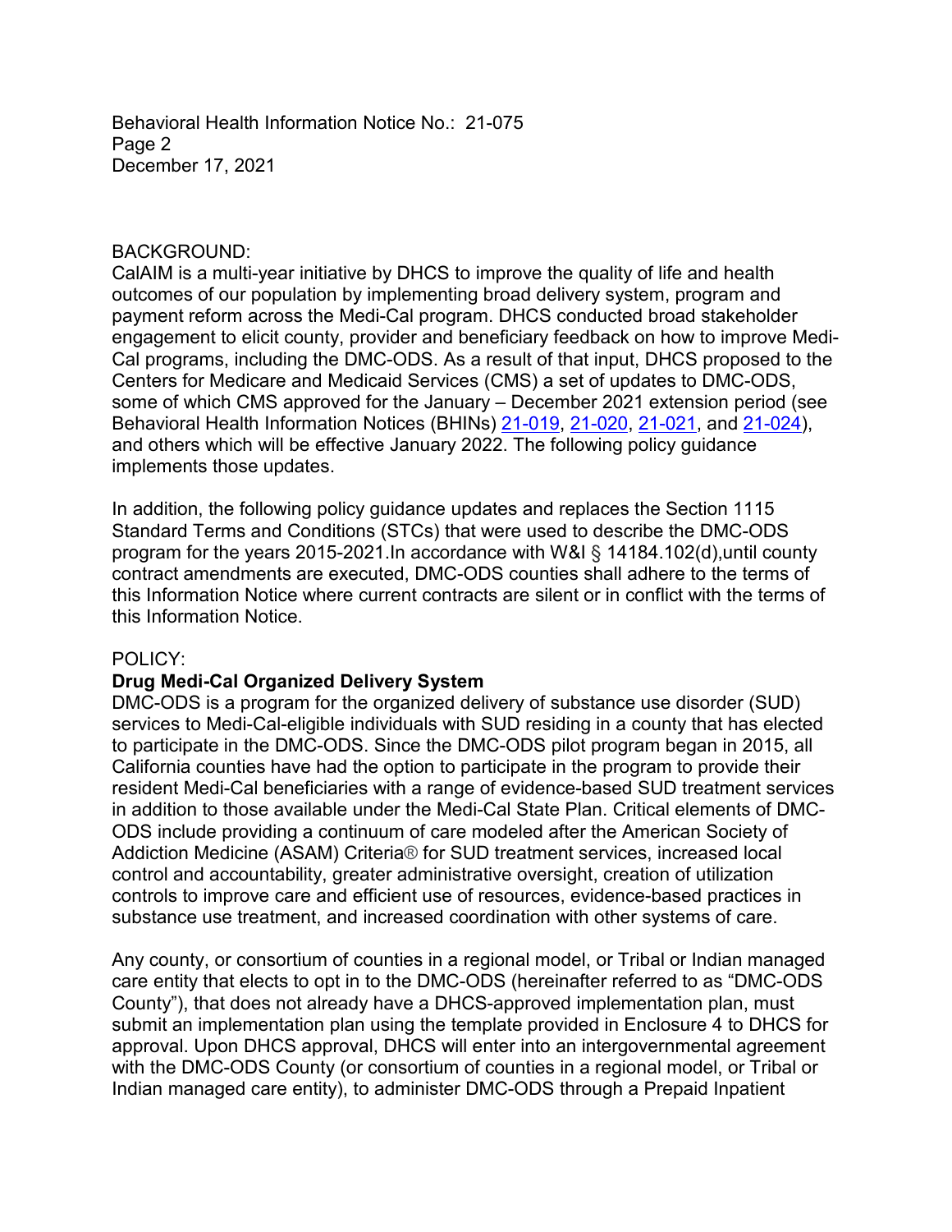BACKGROUND:

CalAIM is a multi-year initiative by DHCS to improve the quality of life and health outcomes of our population by implementing broad delivery system, program and payment reform across the Medi-Cal program. DHCS conducted broad stakeholder engagement to elicit county, provider and beneficiary feedback on how to improve Medi-Cal programs, including the DMC-ODS. As a result of that input, DHCS proposed to the Centers for Medicare and Medicaid Services (CMS) a set of updates to DMC-ODS, some of which CMS approved for the January – December 2021 extension period (see Behavioral Health Information Notices (BHINs) 21-019, 21-020, 21-021, and 21-024), and others which will be effective January 2022. The following policy guidance implements those updates.

In addition, the following policy guidance updates and replaces the Section 1115 Standard Terms and Conditions (STCs) that were used to describe the DMC-ODS program for the years 2015-2021.In accordance with W&I § 14184.102(d),until county contract amendments are executed, DMC-ODS counties shall adhere to the terms of this Information Notice where current contracts are silent or in conflict with the terms of this Information Notice.

POLICY:

**Drug Medi-Cal Organized Delivery System**

DMC-ODS is a program for the organized delivery of substance use disorder (SUD) services to Medi-Cal-eligible individuals with SUD residing in a county that has elected to participate in the DMC-ODS. Since the DMC-ODS pilot program began in 2015, all California counties have had the option to participate in the program to provide their resident Medi-Cal beneficiaries with a range of evidence-based SUD treatment services in addition to those available under the Medi-Cal State Plan. Critical elements of DMC-ODS include providing a continuum of care modeled after the American Society of Addiction Medicine (ASAM) Criteria® for SUD treatment services, increased local control and accountability, greater administrative oversight, creation of utilization controls to improve care and efficient use of resources, evidence-based practices in substance use treatment, and increased coordination with other systems of care.

Any county, or consortium of counties in a regional model, or Tribal or Indian managed care entity that elects to opt in to the DMC-ODS (hereinafter referred to as "DMC-ODS County"), that does not already have a DHCS-approved implementation plan, must submit an implementation plan using the template provided in Enclosure 4 to DHCS for approval. Upon DHCS approval, DHCS will enter into an intergovernmental agreement with the DMC-ODS County (or consortium of counties in a regional model, or Tribal or Indian managed care entity), to administer DMC-ODS through a Prepaid Inpatient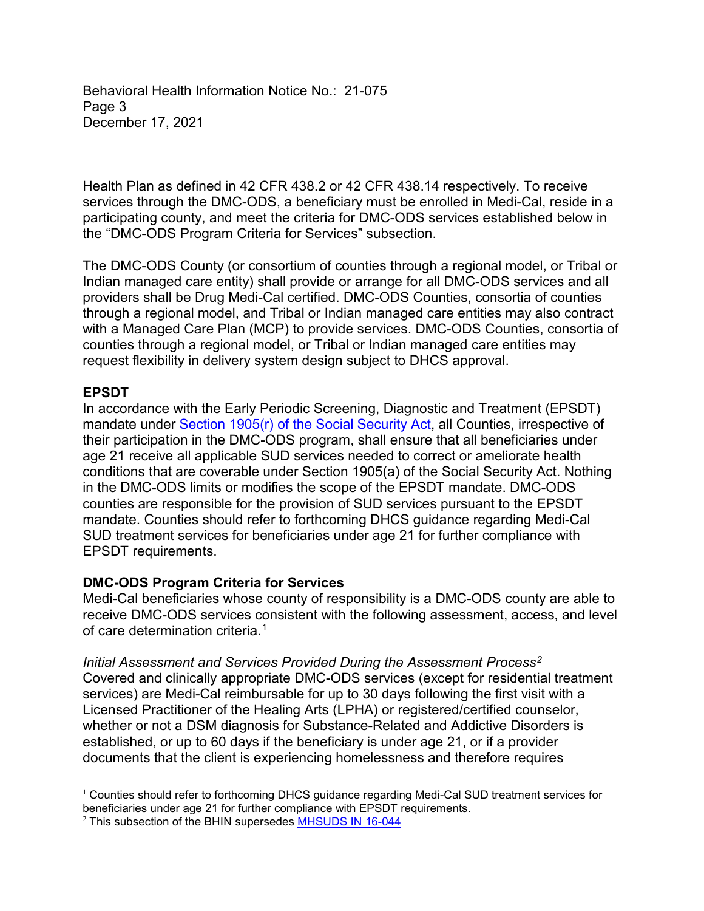Health Plan as defined in 42 CFR 438.2 or 42 CFR 438.14 respectively. To receive services through the DMC-ODS, a beneficiary must be enrolled in Medi-Cal, reside in a participating county, and meet the criteria for DMC-ODS services established below in the "DMC-ODS Program Criteria for Services" subsection.

The DMC-ODS County (or consortium of counties through a regional model, or Tribal or Indian managed care entity) shall provide or arrange for all DMC-ODS services and all providers shall be Drug Medi-Cal certified. DMC-ODS Counties, consortia of counties through a regional model, and Tribal or Indian managed care entities may also contract with a Managed Care Plan (MCP) to provide services. DMC-ODS Counties, consortia of counties through a regional model, or Tribal or Indian managed care entities may request flexibility in delivery system design subject to DHCS approval.

**EPSDT**

In accordance with the Early Periodic Screening, Diagnostic and Treatment (EPSDT) mandate under [Section 1905(r) of the Social Security Act](), all Counties, irrespective of their participation in the DMC-ODS program, shall ensure that all beneficiaries under age 21 receive all applicable SUD services needed to correct or ameliorate health conditions that are coverable under Section 1905(a) of the Social Security Act. Nothing in the DMC-ODS limits or modifies the scope of the EPSDT mandate. DMC-ODS counties are responsible for the provision of SUD services pursuant to the EPSDT mandate. Counties should refer to forthcoming DHCS guidance regarding Medi-Cal SUD treatment services for beneficiaries under age 21 for further compliance with EPSDT requirements.

**DMC-ODS Program Criteria for Services**

Medi-Cal beneficiaries whose county of responsibility is a DMC-ODS county are able to receive DMC-ODS services consistent with the following assessment, access, and level of care determination criteria.[1]

*Initial Assessment and Services Provided During the Assessment Process*[2]

Covered and clinically appropriate DMC-ODS services (except for residential treatment services) are Medi-Cal reimbursable for up to 30 days following the first visit with a Licensed Practitioner of the Healing Arts (LPHA) or registered/certified counselor, whether or not a DSM diagnosis for Substance-Related and Addictive Disorders is established, or up to 60 days if the beneficiary is under age 21, or if a provider documents that the client is experiencing homelessness and therefore requires

---

[1] Counties should refer to forthcoming DHCS guidance regarding Medi-Cal SUD treatment services for beneficiaries under age 21 for further compliance with EPSDT requirements.

[2] This subsection of the BHIN supersedes [MHSUDS IN 16-044]()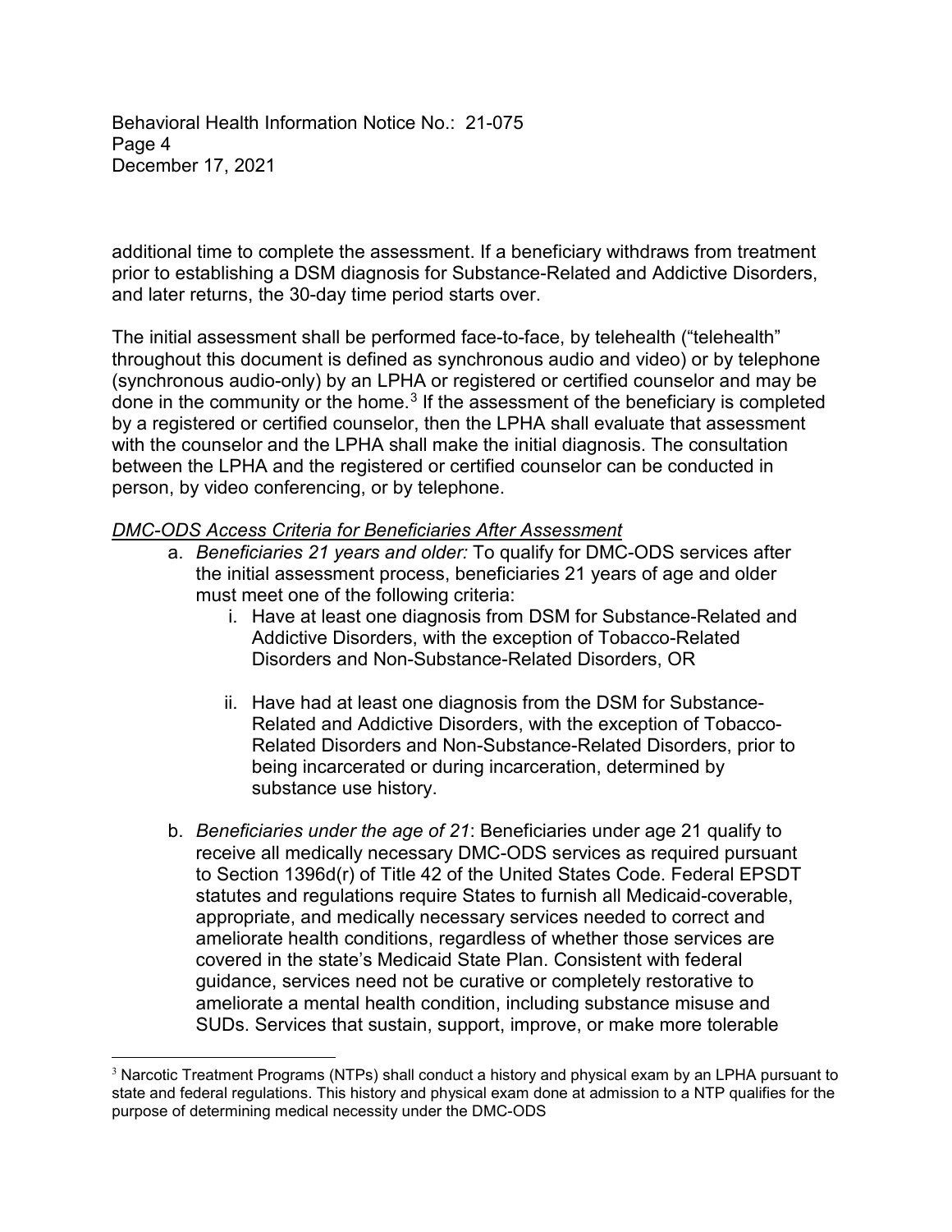additional time to complete the assessment. If a beneficiary withdraws from treatment prior to establishing a DSM diagnosis for Substance-Related and Addictive Disorders, and later returns, the 30-day time period starts over.

The initial assessment shall be performed face-to-face, by telehealth ("telehealth" throughout this document is defined as synchronous audio and video) or by telephone (synchronous audio-only) by an LPHA or registered or certified counselor and may be done in the community or the home.[3] If the assessment of the beneficiary is completed by a registered or certified counselor, then the LPHA shall evaluate that assessment with the counselor and the LPHA shall make the initial diagnosis. The consultation between the LPHA and the registered or certified counselor can be conducted in person, by video conferencing, or by telephone.

*DMC-ODS Access Criteria for Beneficiaries After Assessment*

a. *Beneficiaries 21 years and older:* To qualify for DMC-ODS services after the initial assessment process, beneficiaries 21 years of age and older must meet one of the following criteria:
   i. Have at least one diagnosis from DSM for Substance-Related and Addictive Disorders, with the exception of Tobacco-Related Disorders and Non-Substance-Related Disorders, OR

   ii. Have had at least one diagnosis from the DSM for Substance-Related and Addictive Disorders, with the exception of Tobacco-Related Disorders and Non-Substance-Related Disorders, prior to being incarcerated or during incarceration, determined by substance use history.

b. *Beneficiaries under the age of 21*: Beneficiaries under age 21 qualify to receive all medically necessary DMC-ODS services as required pursuant to Section 1396d(r) of Title 42 of the United States Code. Federal EPSDT statutes and regulations require States to furnish all Medicaid-coverable, appropriate, and medically necessary services needed to correct and ameliorate health conditions, regardless of whether those services are covered in the state's Medicaid State Plan. Consistent with federal guidance, services need not be curative or completely restorative to ameliorate a mental health condition, including substance misuse and SUDs. Services that sustain, support, improve, or make more tolerable

[3] Narcotic Treatment Programs (NTPs) shall conduct a history and physical exam by an LPHA pursuant to state and federal regulations. This history and physical exam done at admission to a NTP qualifies for the purpose of determining medical necessity under the DMC-ODS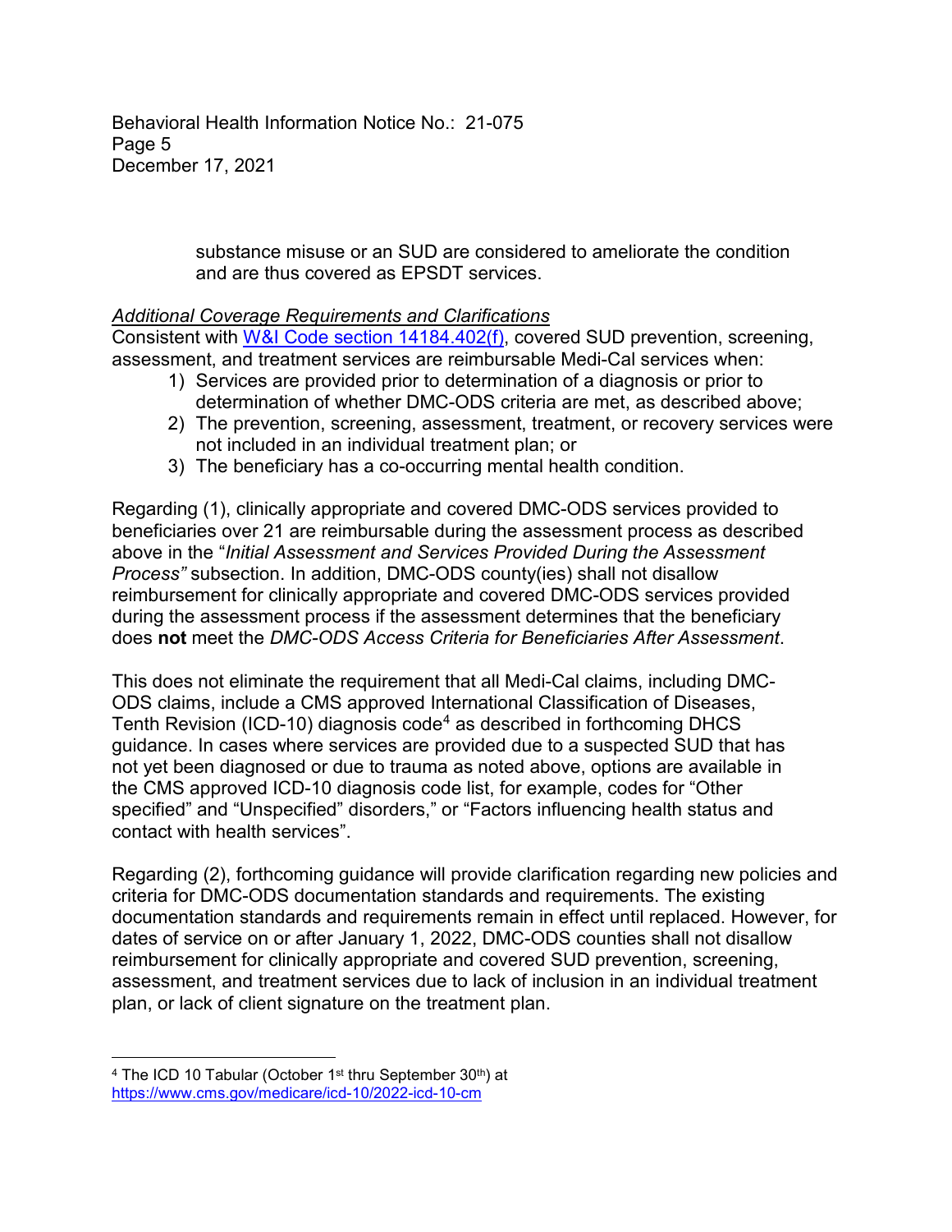substance misuse or an SUD are considered to ameliorate the condition and are thus covered as EPSDT services.

*Additional Coverage Requirements and Clarifications*

Consistent with [W&I Code section 14184.402(f)](#), covered SUD prevention, screening, assessment, and treatment services are reimbursable Medi-Cal services when:

1) Services are provided prior to determination of a diagnosis or prior to determination of whether DMC-ODS criteria are met, as described above;
2) The prevention, screening, assessment, treatment, or recovery services were not included in an individual treatment plan; or
3) The beneficiary has a co-occurring mental health condition.

Regarding (1), clinically appropriate and covered DMC-ODS services provided to beneficiaries over 21 are reimbursable during the assessment process as described above in the "*Initial Assessment and Services Provided During the Assessment Process"* subsection. In addition, DMC-ODS county(ies) shall not disallow reimbursement for clinically appropriate and covered DMC-ODS services provided during the assessment process if the assessment determines that the beneficiary does **not** meet the *DMC-ODS Access Criteria for Beneficiaries After Assessment*.

This does not eliminate the requirement that all Medi-Cal claims, including DMC-ODS claims, include a CMS approved International Classification of Diseases, Tenth Revision (ICD-10) diagnosis code[4] as described in forthcoming DHCS guidance. In cases where services are provided due to a suspected SUD that has not yet been diagnosed or due to trauma as noted above, options are available in the CMS approved ICD-10 diagnosis code list, for example, codes for "Other specified" and "Unspecified" disorders," or "Factors influencing health status and contact with health services".

Regarding (2), forthcoming guidance will provide clarification regarding new policies and criteria for DMC-ODS documentation standards and requirements. The existing documentation standards and requirements remain in effect until replaced. However, for dates of service on or after January 1, 2022, DMC-ODS counties shall not disallow reimbursement for clinically appropriate and covered SUD prevention, screening, assessment, and treatment services due to lack of inclusion in an individual treatment plan, or lack of client signature on the treatment plan.

---

[4] The ICD 10 Tabular (October 1st thru September 30th) at https://www.cms.gov/medicare/icd-10/2022-icd-10-cm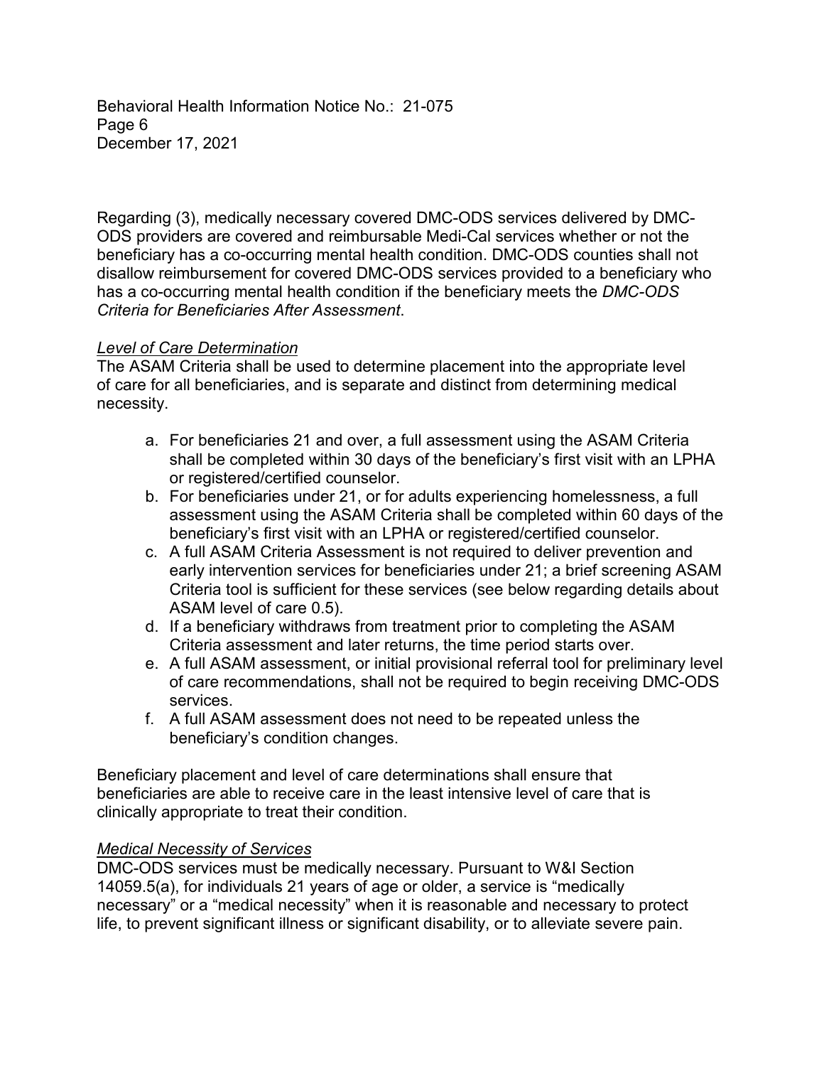Regarding (3), medically necessary covered DMC-ODS services delivered by DMC-ODS providers are covered and reimbursable Medi-Cal services whether or not the beneficiary has a co-occurring mental health condition. DMC-ODS counties shall not disallow reimbursement for covered DMC-ODS services provided to a beneficiary who has a co-occurring mental health condition if the beneficiary meets the *DMC-ODS Criteria for Beneficiaries After Assessment*.

*Level of Care Determination*

The ASAM Criteria shall be used to determine placement into the appropriate level of care for all beneficiaries, and is separate and distinct from determining medical necessity.

a. For beneficiaries 21 and over, a full assessment using the ASAM Criteria shall be completed within 30 days of the beneficiary's first visit with an LPHA or registered/certified counselor.
b. For beneficiaries under 21, or for adults experiencing homelessness, a full assessment using the ASAM Criteria shall be completed within 60 days of the beneficiary's first visit with an LPHA or registered/certified counselor.
c. A full ASAM Criteria Assessment is not required to deliver prevention and early intervention services for beneficiaries under 21; a brief screening ASAM Criteria tool is sufficient for these services (see below regarding details about ASAM level of care 0.5).
d. If a beneficiary withdraws from treatment prior to completing the ASAM Criteria assessment and later returns, the time period starts over.
e. A full ASAM assessment, or initial provisional referral tool for preliminary level of care recommendations, shall not be required to begin receiving DMC-ODS services.
f. A full ASAM assessment does not need to be repeated unless the beneficiary's condition changes.

Beneficiary placement and level of care determinations shall ensure that beneficiaries are able to receive care in the least intensive level of care that is clinically appropriate to treat their condition.

*Medical Necessity of Services*

DMC-ODS services must be medically necessary. Pursuant to W&I Section 14059.5(a), for individuals 21 years of age or older, a service is "medically necessary" or a "medical necessity" when it is reasonable and necessary to protect life, to prevent significant illness or significant disability, or to alleviate severe pain.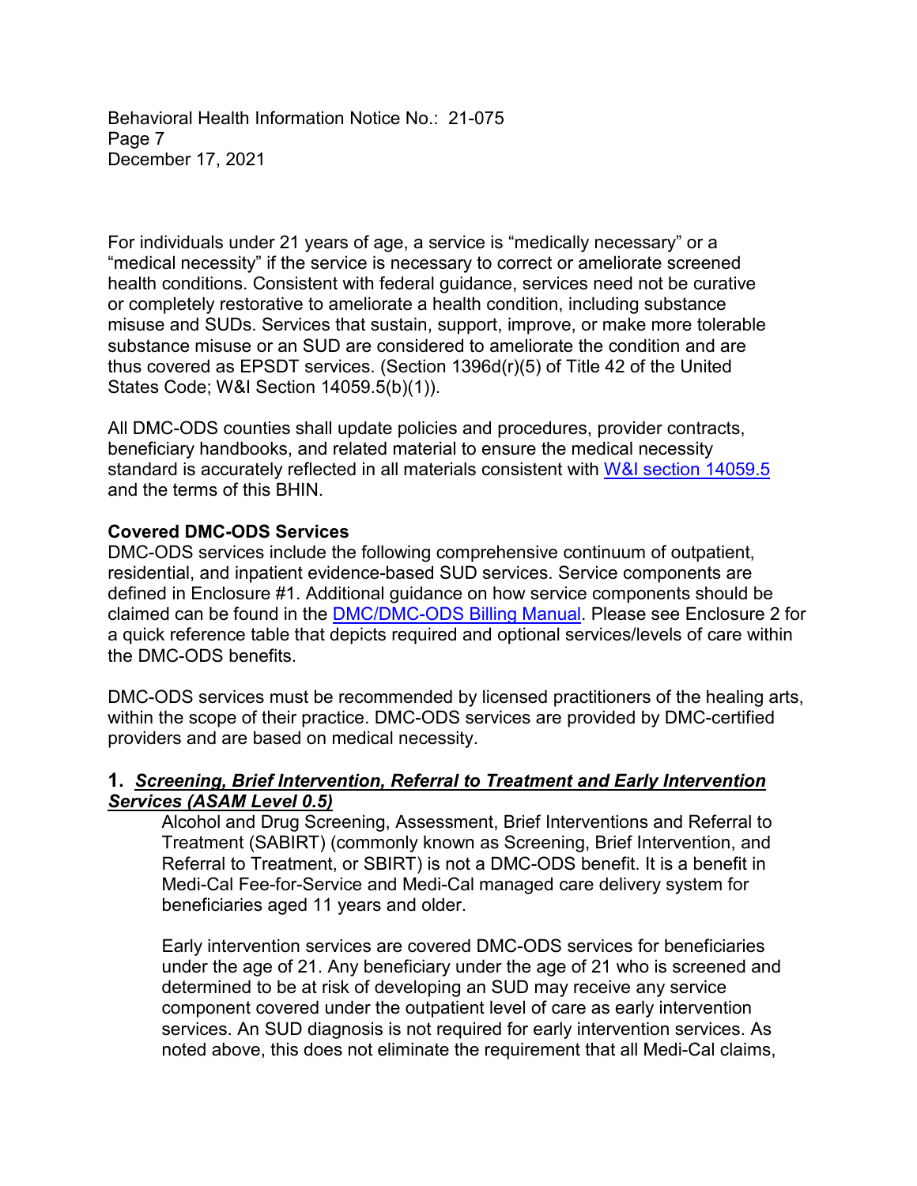For individuals under 21 years of age, a service is "medically necessary" or a "medical necessity" if the service is necessary to correct or ameliorate screened health conditions. Consistent with federal guidance, services need not be curative or completely restorative to ameliorate a health condition, including substance misuse and SUDs. Services that sustain, support, improve, or make more tolerable substance misuse or an SUD are considered to ameliorate the condition and are thus covered as EPSDT services. (Section 1396d(r)(5) of Title 42 of the United States Code; W&I Section 14059.5(b)(1)).

All DMC-ODS counties shall update policies and procedures, provider contracts, beneficiary handbooks, and related material to ensure the medical necessity standard is accurately reflected in all materials consistent with W&I section 14059.5 and the terms of this BHIN.

**Covered DMC-ODS Services**

DMC-ODS services include the following comprehensive continuum of outpatient, residential, and inpatient evidence-based SUD services. Service components are defined in Enclosure #1. Additional guidance on how service components should be claimed can be found in the DMC/DMC-ODS Billing Manual. Please see Enclosure 2 for a quick reference table that depicts required and optional services/levels of care within the DMC-ODS benefits.

DMC-ODS services must be recommended by licensed practitioners of the healing arts, within the scope of their practice. DMC-ODS services are provided by DMC-certified providers and are based on medical necessity.

**1. *Screening, Brief Intervention, Referral to Treatment and Early Intervention Services (ASAM Level 0.5)***

Alcohol and Drug Screening, Assessment, Brief Interventions and Referral to Treatment (SABIRT) (commonly known as Screening, Brief Intervention, and Referral to Treatment, or SBIRT) is not a DMC-ODS benefit. It is a benefit in Medi-Cal Fee-for-Service and Medi-Cal managed care delivery system for beneficiaries aged 11 years and older.

Early intervention services are covered DMC-ODS services for beneficiaries under the age of 21. Any beneficiary under the age of 21 who is screened and determined to be at risk of developing an SUD may receive any service component covered under the outpatient level of care as early intervention services. An SUD diagnosis is not required for early intervention services. As noted above, this does not eliminate the requirement that all Medi-Cal claims,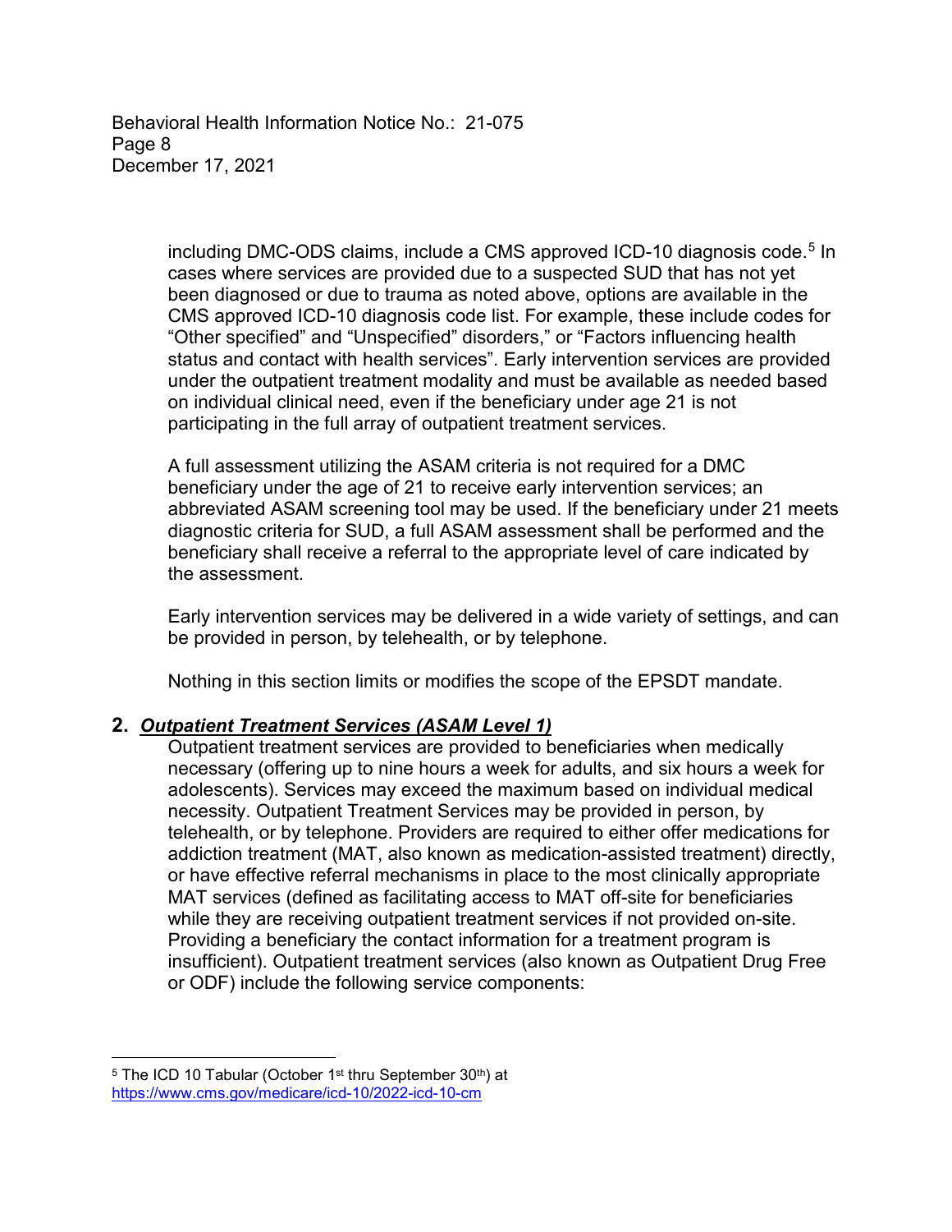including DMC-ODS claims, include a CMS approved ICD-10 diagnosis code.[5] In cases where services are provided due to a suspected SUD that has not yet been diagnosed or due to trauma as noted above, options are available in the CMS approved ICD-10 diagnosis code list. For example, these include codes for "Other specified" and "Unspecified" disorders," or "Factors influencing health status and contact with health services". Early intervention services are provided under the outpatient treatment modality and must be available as needed based on individual clinical need, even if the beneficiary under age 21 is not participating in the full array of outpatient treatment services.

A full assessment utilizing the ASAM criteria is not required for a DMC beneficiary under the age of 21 to receive early intervention services; an abbreviated ASAM screening tool may be used. If the beneficiary under 21 meets diagnostic criteria for SUD, a full ASAM assessment shall be performed and the beneficiary shall receive a referral to the appropriate level of care indicated by the assessment.

Early intervention services may be delivered in a wide variety of settings, and can be provided in person, by telehealth, or by telephone.

Nothing in this section limits or modifies the scope of the EPSDT mandate.

**2. *Outpatient Treatment Services (ASAM Level 1)***

Outpatient treatment services are provided to beneficiaries when medically necessary (offering up to nine hours a week for adults, and six hours a week for adolescents). Services may exceed the maximum based on individual medical necessity. Outpatient Treatment Services may be provided in person, by telehealth, or by telephone. Providers are required to either offer medications for addiction treatment (MAT, also known as medication-assisted treatment) directly, or have effective referral mechanisms in place to the most clinically appropriate MAT services (defined as facilitating access to MAT off-site for beneficiaries while they are receiving outpatient treatment services if not provided on-site. Providing a beneficiary the contact information for a treatment program is insufficient). Outpatient treatment services (also known as Outpatient Drug Free or ODF) include the following service components:

---

[5] The ICD 10 Tabular (October 1st thru September 30th) at https://www.cms.gov/medicare/icd-10/2022-icd-10-cm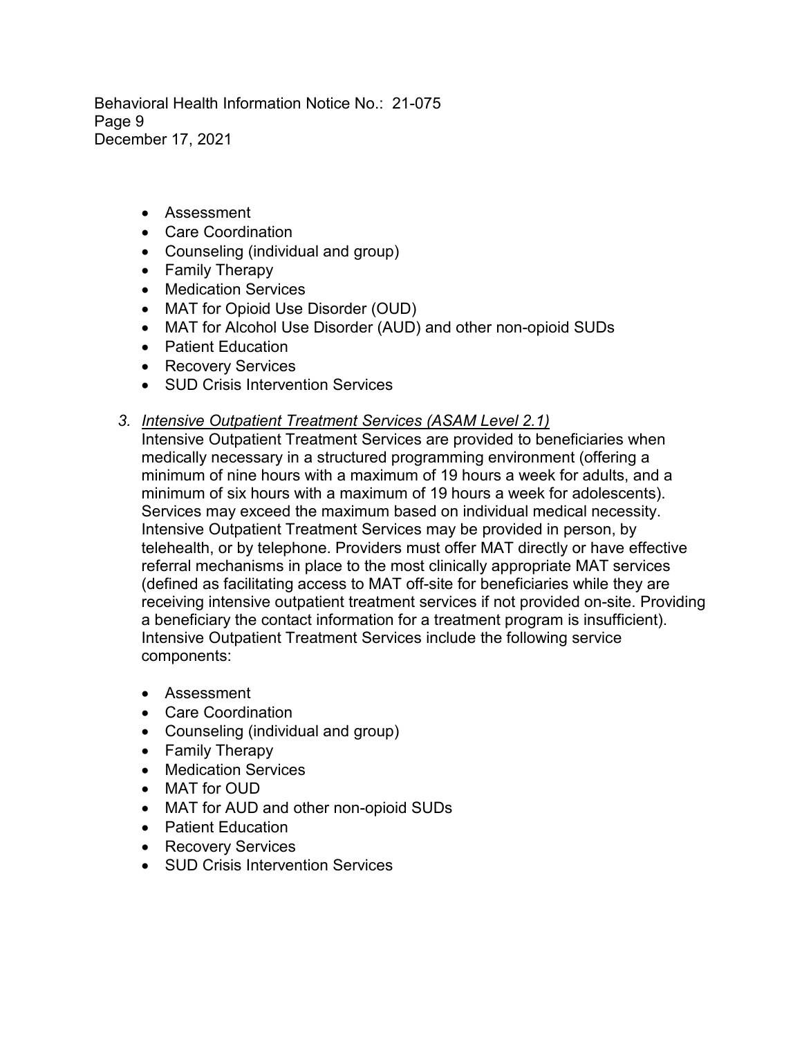- Assessment
- Care Coordination
- Counseling (individual and group)
- Family Therapy
- Medication Services
- MAT for Opioid Use Disorder (OUD)
- MAT for Alcohol Use Disorder (AUD) and other non-opioid SUDs
- Patient Education
- Recovery Services
- SUD Crisis Intervention Services

3. *Intensive Outpatient Treatment Services (ASAM Level 2.1)*
   Intensive Outpatient Treatment Services are provided to beneficiaries when medically necessary in a structured programming environment (offering a minimum of nine hours with a maximum of 19 hours a week for adults, and a minimum of six hours with a maximum of 19 hours a week for adolescents). Services may exceed the maximum based on individual medical necessity. Intensive Outpatient Treatment Services may be provided in person, by telehealth, or by telephone. Providers must offer MAT directly or have effective referral mechanisms in place to the most clinically appropriate MAT services (defined as facilitating access to MAT off-site for beneficiaries while they are receiving intensive outpatient treatment services if not provided on-site. Providing a beneficiary the contact information for a treatment program is insufficient). Intensive Outpatient Treatment Services include the following service components:

   - Assessment
   - Care Coordination
   - Counseling (individual and group)
   - Family Therapy
   - Medication Services
   - MAT for OUD
   - MAT for AUD and other non-opioid SUDs
   - Patient Education
   - Recovery Services
   - SUD Crisis Intervention Services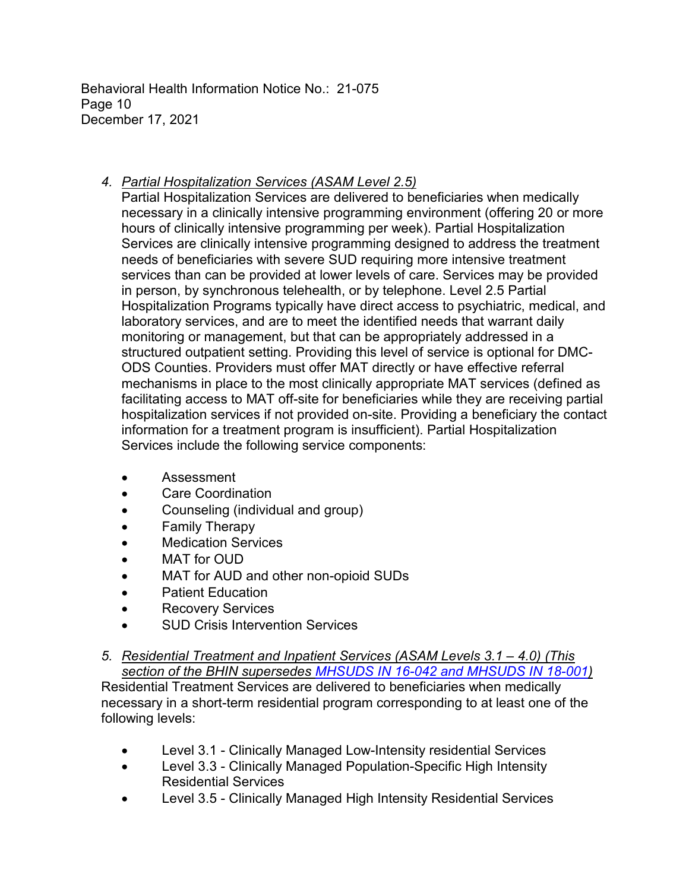4. *Partial Hospitalization Services (ASAM Level 2.5)*
   Partial Hospitalization Services are delivered to beneficiaries when medically necessary in a clinically intensive programming environment (offering 20 or more hours of clinically intensive programming per week). Partial Hospitalization Services are clinically intensive programming designed to address the treatment needs of beneficiaries with severe SUD requiring more intensive treatment services than can be provided at lower levels of care. Services may be provided in person, by synchronous telehealth, or by telephone. Level 2.5 Partial Hospitalization Programs typically have direct access to psychiatric, medical, and laboratory services, and are to meet the identified needs that warrant daily monitoring or management, but that can be appropriately addressed in a structured outpatient setting. Providing this level of service is optional for DMC-ODS Counties. Providers must offer MAT directly or have effective referral mechanisms in place to the most clinically appropriate MAT services (defined as facilitating access to MAT off-site for beneficiaries while they are receiving partial hospitalization services if not provided on-site. Providing a beneficiary the contact information for a treatment program is insufficient). Partial Hospitalization Services include the following service components:

   - Assessment
   - Care Coordination
   - Counseling (individual and group)
   - Family Therapy
   - Medication Services
   - MAT for OUD
   - MAT for AUD and other non-opioid SUDs
   - Patient Education
   - Recovery Services
   - SUD Crisis Intervention Services

5. *Residential Treatment and Inpatient Services (ASAM Levels 3.1 – 4.0) (This section of the BHIN supersedes MHSUDS IN 16-042 and MHSUDS IN 18-001)*

Residential Treatment Services are delivered to beneficiaries when medically necessary in a short-term residential program corresponding to at least one of the following levels:

- Level 3.1 - Clinically Managed Low-Intensity residential Services
- Level 3.3 - Clinically Managed Population-Specific High Intensity Residential Services
- Level 3.5 - Clinically Managed High Intensity Residential Services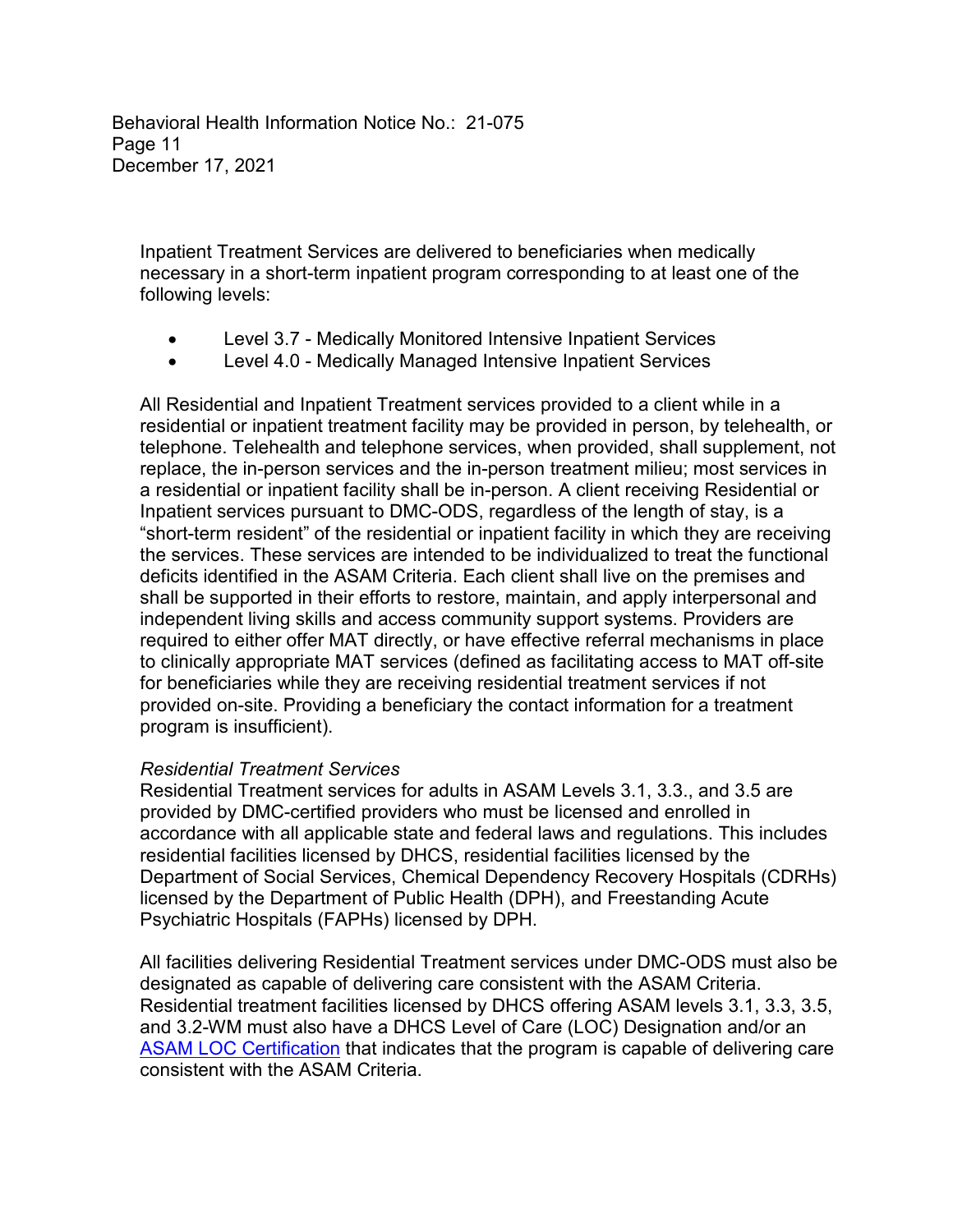Inpatient Treatment Services are delivered to beneficiaries when medically necessary in a short-term inpatient program corresponding to at least one of the following levels:

- Level 3.7 - Medically Monitored Intensive Inpatient Services
- Level 4.0 - Medically Managed Intensive Inpatient Services

All Residential and Inpatient Treatment services provided to a client while in a residential or inpatient treatment facility may be provided in person, by telehealth, or telephone. Telehealth and telephone services, when provided, shall supplement, not replace, the in-person services and the in-person treatment milieu; most services in a residential or inpatient facility shall be in-person. A client receiving Residential or Inpatient services pursuant to DMC-ODS, regardless of the length of stay, is a "short-term resident" of the residential or inpatient facility in which they are receiving the services. These services are intended to be individualized to treat the functional deficits identified in the ASAM Criteria. Each client shall live on the premises and shall be supported in their efforts to restore, maintain, and apply interpersonal and independent living skills and access community support systems. Providers are required to either offer MAT directly, or have effective referral mechanisms in place to clinically appropriate MAT services (defined as facilitating access to MAT off-site for beneficiaries while they are receiving residential treatment services if not provided on-site. Providing a beneficiary the contact information for a treatment program is insufficient).

*Residential Treatment Services*

Residential Treatment services for adults in ASAM Levels 3.1, 3.3., and 3.5 are provided by DMC-certified providers who must be licensed and enrolled in accordance with all applicable state and federal laws and regulations. This includes residential facilities licensed by DHCS, residential facilities licensed by the Department of Social Services, Chemical Dependency Recovery Hospitals (CDRHs) licensed by the Department of Public Health (DPH), and Freestanding Acute Psychiatric Hospitals (FAPHs) licensed by DPH.

All facilities delivering Residential Treatment services under DMC-ODS must also be designated as capable of delivering care consistent with the ASAM Criteria. Residential treatment facilities licensed by DHCS offering ASAM levels 3.1, 3.3, 3.5, and 3.2-WM must also have a DHCS Level of Care (LOC) Designation and/or an ASAM LOC Certification that indicates that the program is capable of delivering care consistent with the ASAM Criteria.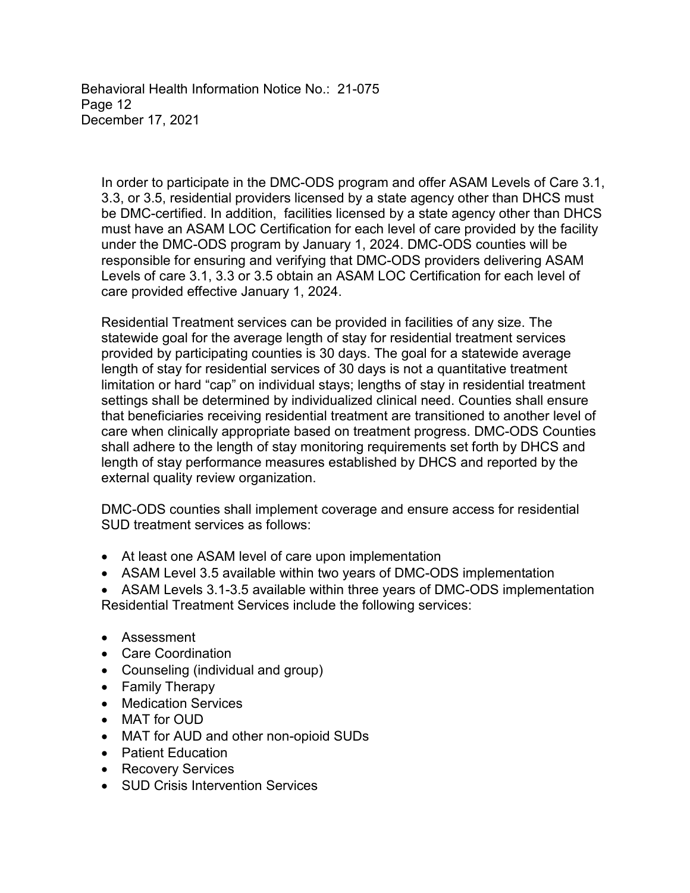In order to participate in the DMC-ODS program and offer ASAM Levels of Care 3.1, 3.3, or 3.5, residential providers licensed by a state agency other than DHCS must be DMC-certified. In addition, facilities licensed by a state agency other than DHCS must have an ASAM LOC Certification for each level of care provided by the facility under the DMC-ODS program by January 1, 2024. DMC-ODS counties will be responsible for ensuring and verifying that DMC-ODS providers delivering ASAM Levels of care 3.1, 3.3 or 3.5 obtain an ASAM LOC Certification for each level of care provided effective January 1, 2024.

Residential Treatment services can be provided in facilities of any size. The statewide goal for the average length of stay for residential treatment services provided by participating counties is 30 days. The goal for a statewide average length of stay for residential services of 30 days is not a quantitative treatment limitation or hard "cap" on individual stays; lengths of stay in residential treatment settings shall be determined by individualized clinical need. Counties shall ensure that beneficiaries receiving residential treatment are transitioned to another level of care when clinically appropriate based on treatment progress. DMC-ODS Counties shall adhere to the length of stay monitoring requirements set forth by DHCS and length of stay performance measures established by DHCS and reported by the external quality review organization.

DMC-ODS counties shall implement coverage and ensure access for residential SUD treatment services as follows:

- At least one ASAM level of care upon implementation
- ASAM Level 3.5 available within two years of DMC-ODS implementation
- ASAM Levels 3.1-3.5 available within three years of DMC-ODS implementation

Residential Treatment Services include the following services:

- Assessment
- Care Coordination
- Counseling (individual and group)
- Family Therapy
- Medication Services
- MAT for OUD
- MAT for AUD and other non-opioid SUDs
- Patient Education
- Recovery Services
- SUD Crisis Intervention Services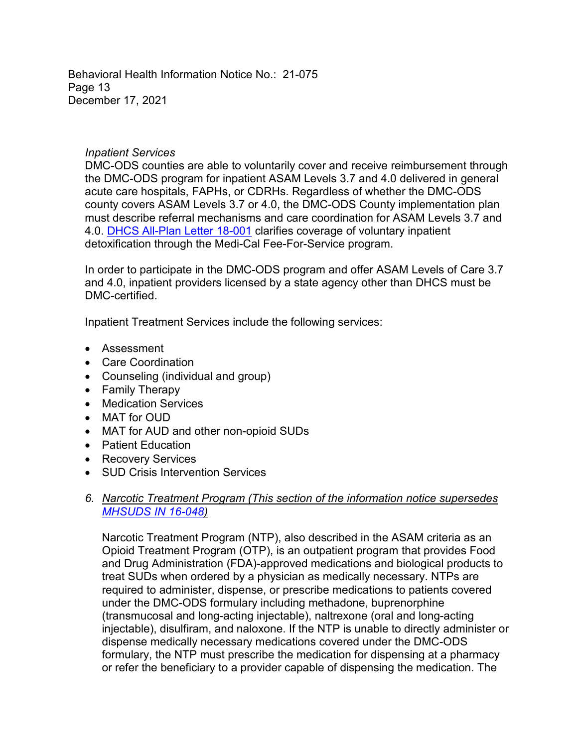*Inpatient Services*

DMC-ODS counties are able to voluntarily cover and receive reimbursement through the DMC-ODS program for inpatient ASAM Levels 3.7 and 4.0 delivered in general acute care hospitals, FAPHs, or CDRHs. Regardless of whether the DMC-ODS county covers ASAM Levels 3.7 or 4.0, the DMC-ODS County implementation plan must describe referral mechanisms and care coordination for ASAM Levels 3.7 and 4.0. [DHCS All-Plan Letter 18-001](#) clarifies coverage of voluntary inpatient detoxification through the Medi-Cal Fee-For-Service program.

In order to participate in the DMC-ODS program and offer ASAM Levels of Care 3.7 and 4.0, inpatient providers licensed by a state agency other than DHCS must be DMC-certified.

Inpatient Treatment Services include the following services:

- Assessment
- Care Coordination
- Counseling (individual and group)
- Family Therapy
- Medication Services
- MAT for OUD
- MAT for AUD and other non-opioid SUDs
- Patient Education
- Recovery Services
- SUD Crisis Intervention Services

6. *Narcotic Treatment Program (This section of the information notice supersedes [MHSUDS IN 16-048](#))*

   Narcotic Treatment Program (NTP), also described in the ASAM criteria as an Opioid Treatment Program (OTP), is an outpatient program that provides Food and Drug Administration (FDA)-approved medications and biological products to treat SUDs when ordered by a physician as medically necessary. NTPs are required to administer, dispense, or prescribe medications to patients covered under the DMC-ODS formulary including methadone, buprenorphine (transmucosal and long-acting injectable), naltrexone (oral and long-acting injectable), disulfiram, and naloxone. If the NTP is unable to directly administer or dispense medically necessary medications covered under the DMC-ODS formulary, the NTP must prescribe the medication for dispensing at a pharmacy or refer the beneficiary to a provider capable of dispensing the medication. The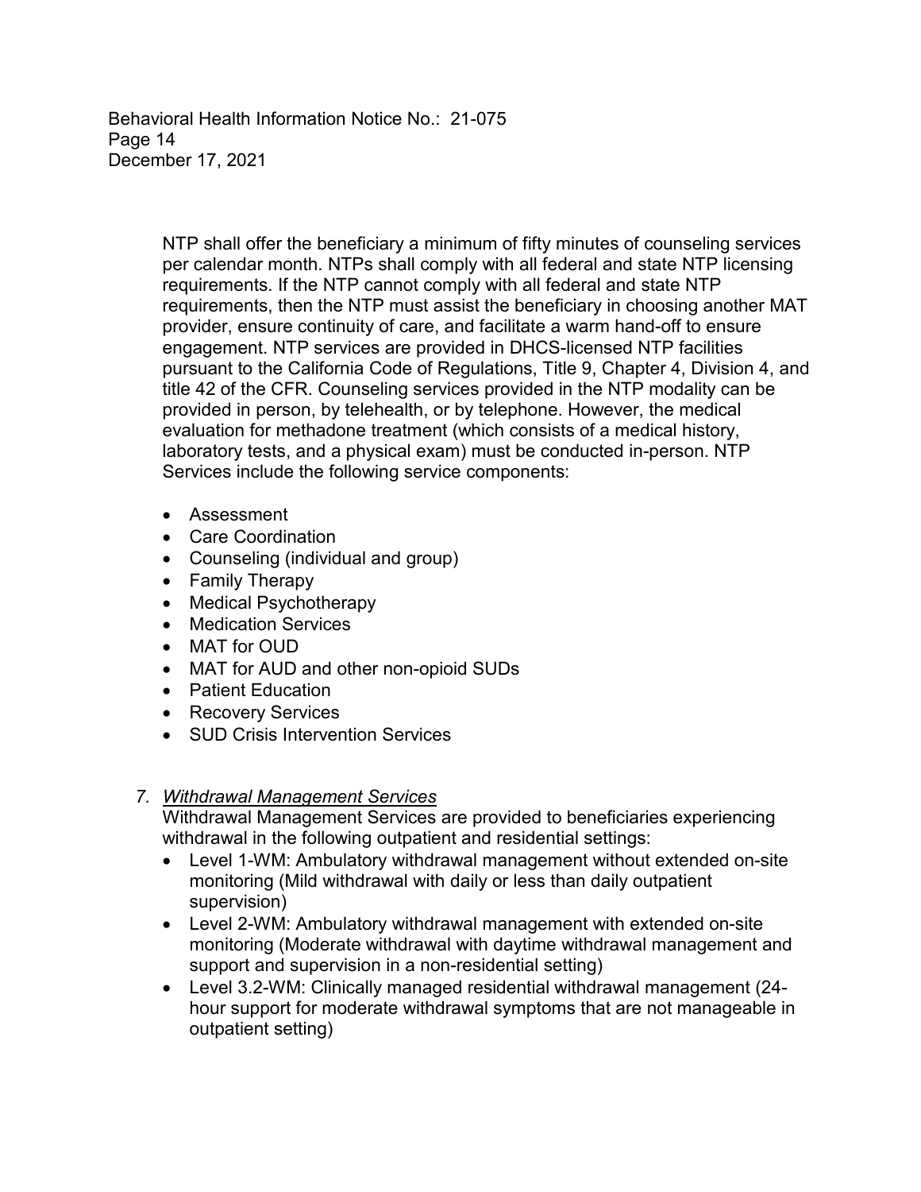NTP shall offer the beneficiary a minimum of fifty minutes of counseling services per calendar month. NTPs shall comply with all federal and state NTP licensing requirements. If the NTP cannot comply with all federal and state NTP requirements, then the NTP must assist the beneficiary in choosing another MAT provider, ensure continuity of care, and facilitate a warm hand-off to ensure engagement. NTP services are provided in DHCS-licensed NTP facilities pursuant to the California Code of Regulations, Title 9, Chapter 4, Division 4, and title 42 of the CFR. Counseling services provided in the NTP modality can be provided in person, by telehealth, or by telephone. However, the medical evaluation for methadone treatment (which consists of a medical history, laboratory tests, and a physical exam) must be conducted in-person. NTP Services include the following service components:

- Assessment
- Care Coordination
- Counseling (individual and group)
- Family Therapy
- Medical Psychotherapy
- Medication Services
- MAT for OUD
- MAT for AUD and other non-opioid SUDs
- Patient Education
- Recovery Services
- SUD Crisis Intervention Services

7. *Withdrawal Management Services*

Withdrawal Management Services are provided to beneficiaries experiencing withdrawal in the following outpatient and residential settings:

- Level 1-WM: Ambulatory withdrawal management without extended on-site monitoring (Mild withdrawal with daily or less than daily outpatient supervision)
- Level 2-WM: Ambulatory withdrawal management with extended on-site monitoring (Moderate withdrawal with daytime withdrawal management and support and supervision in a non-residential setting)
- Level 3.2-WM: Clinically managed residential withdrawal management (24-hour support for moderate withdrawal symptoms that are not manageable in outpatient setting)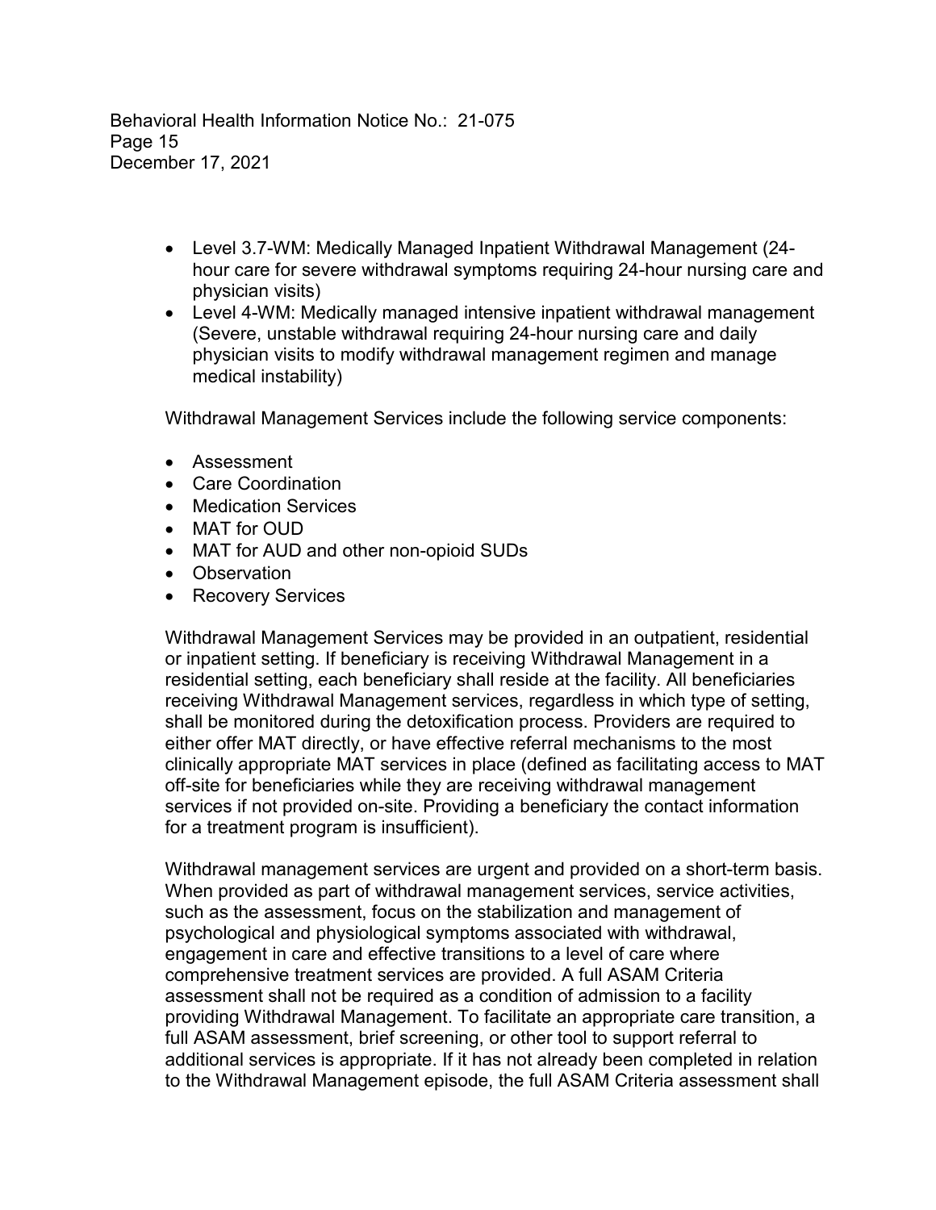- Level 3.7-WM: Medically Managed Inpatient Withdrawal Management (24-hour care for severe withdrawal symptoms requiring 24-hour nursing care and physician visits)
- Level 4-WM: Medically managed intensive inpatient withdrawal management (Severe, unstable withdrawal requiring 24-hour nursing care and daily physician visits to modify withdrawal management regimen and manage medical instability)

Withdrawal Management Services include the following service components:

- Assessment
- Care Coordination
- Medication Services
- MAT for OUD
- MAT for AUD and other non-opioid SUDs
- Observation
- Recovery Services

Withdrawal Management Services may be provided in an outpatient, residential or inpatient setting. If beneficiary is receiving Withdrawal Management in a residential setting, each beneficiary shall reside at the facility. All beneficiaries receiving Withdrawal Management services, regardless in which type of setting, shall be monitored during the detoxification process. Providers are required to either offer MAT directly, or have effective referral mechanisms to the most clinically appropriate MAT services in place (defined as facilitating access to MAT off-site for beneficiaries while they are receiving withdrawal management services if not provided on-site. Providing a beneficiary the contact information for a treatment program is insufficient).

Withdrawal management services are urgent and provided on a short-term basis. When provided as part of withdrawal management services, service activities, such as the assessment, focus on the stabilization and management of psychological and physiological symptoms associated with withdrawal, engagement in care and effective transitions to a level of care where comprehensive treatment services are provided. A full ASAM Criteria assessment shall not be required as a condition of admission to a facility providing Withdrawal Management. To facilitate an appropriate care transition, a full ASAM assessment, brief screening, or other tool to support referral to additional services is appropriate. If it has not already been completed in relation to the Withdrawal Management episode, the full ASAM Criteria assessment shall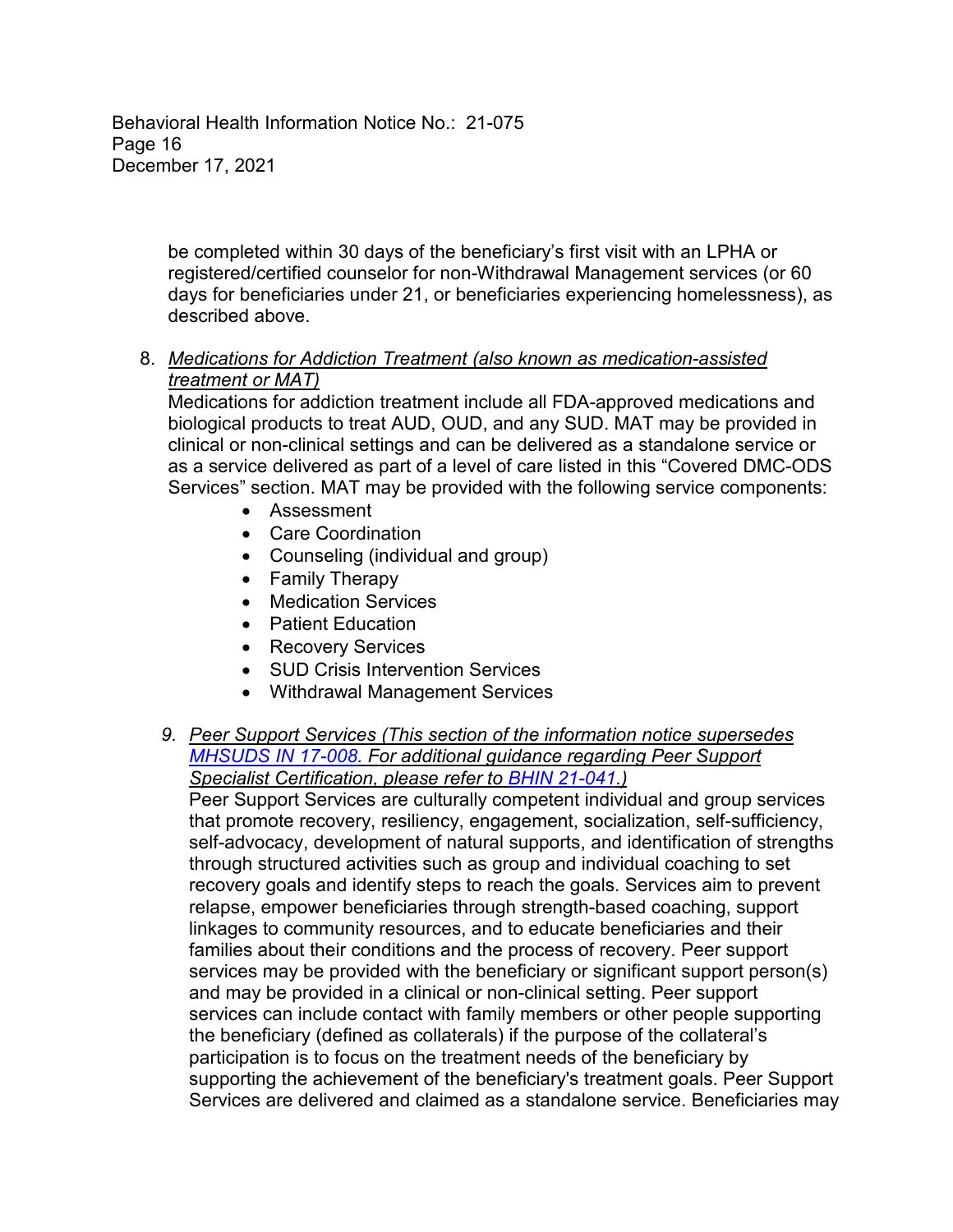be completed within 30 days of the beneficiary's first visit with an LPHA or registered/certified counselor for non-Withdrawal Management services (or 60 days for beneficiaries under 21, or beneficiaries experiencing homelessness), as described above.

8. *Medications for Addiction Treatment (also known as medication-assisted treatment or MAT)*
   Medications for addiction treatment include all FDA-approved medications and biological products to treat AUD, OUD, and any SUD. MAT may be provided in clinical or non-clinical settings and can be delivered as a standalone service or as a service delivered as part of a level of care listed in this "Covered DMC-ODS Services" section. MAT may be provided with the following service components:
   - Assessment
   - Care Coordination
   - Counseling (individual and group)
   - Family Therapy
   - Medication Services
   - Patient Education
   - Recovery Services
   - SUD Crisis Intervention Services
   - Withdrawal Management Services

9. *Peer Support Services (This section of the information notice supersedes MHSUDS IN 17-008. For additional guidance regarding Peer Support Specialist Certification, please refer to BHIN 21-041.)*
   Peer Support Services are culturally competent individual and group services that promote recovery, resiliency, engagement, socialization, self-sufficiency, self-advocacy, development of natural supports, and identification of strengths through structured activities such as group and individual coaching to set recovery goals and identify steps to reach the goals. Services aim to prevent relapse, empower beneficiaries through strength-based coaching, support linkages to community resources, and to educate beneficiaries and their families about their conditions and the process of recovery. Peer support services may be provided with the beneficiary or significant support person(s) and may be provided in a clinical or non-clinical setting. Peer support services can include contact with family members or other people supporting the beneficiary (defined as collaterals) if the purpose of the collateral's participation is to focus on the treatment needs of the beneficiary by supporting the achievement of the beneficiary's treatment goals. Peer Support Services are delivered and claimed as a standalone service. Beneficiaries may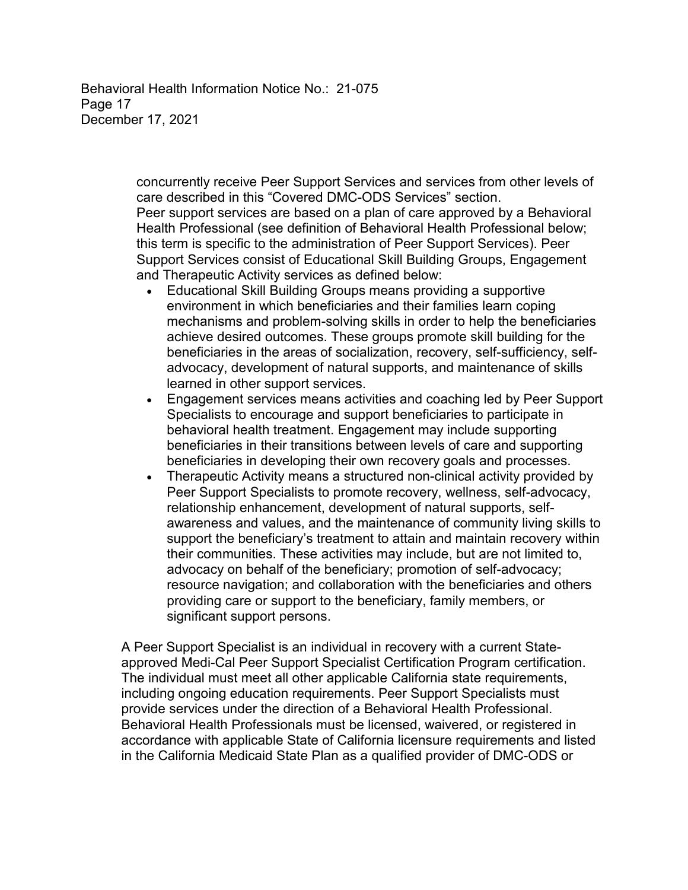concurrently receive Peer Support Services and services from other levels of care described in this "Covered DMC-ODS Services" section.

Peer support services are based on a plan of care approved by a Behavioral Health Professional (see definition of Behavioral Health Professional below; this term is specific to the administration of Peer Support Services). Peer Support Services consist of Educational Skill Building Groups, Engagement and Therapeutic Activity services as defined below:

- Educational Skill Building Groups means providing a supportive environment in which beneficiaries and their families learn coping mechanisms and problem-solving skills in order to help the beneficiaries achieve desired outcomes. These groups promote skill building for the beneficiaries in the areas of socialization, recovery, self-sufficiency, self-advocacy, development of natural supports, and maintenance of skills learned in other support services.
- Engagement services means activities and coaching led by Peer Support Specialists to encourage and support beneficiaries to participate in behavioral health treatment. Engagement may include supporting beneficiaries in their transitions between levels of care and supporting beneficiaries in developing their own recovery goals and processes.
- Therapeutic Activity means a structured non-clinical activity provided by Peer Support Specialists to promote recovery, wellness, self-advocacy, relationship enhancement, development of natural supports, self-awareness and values, and the maintenance of community living skills to support the beneficiary's treatment to attain and maintain recovery within their communities. These activities may include, but are not limited to, advocacy on behalf of the beneficiary; promotion of self-advocacy; resource navigation; and collaboration with the beneficiaries and others providing care or support to the beneficiary, family members, or significant support persons.

A Peer Support Specialist is an individual in recovery with a current State-approved Medi-Cal Peer Support Specialist Certification Program certification. The individual must meet all other applicable California state requirements, including ongoing education requirements. Peer Support Specialists must provide services under the direction of a Behavioral Health Professional. Behavioral Health Professionals must be licensed, waivered, or registered in accordance with applicable State of California licensure requirements and listed in the California Medicaid State Plan as a qualified provider of DMC-ODS or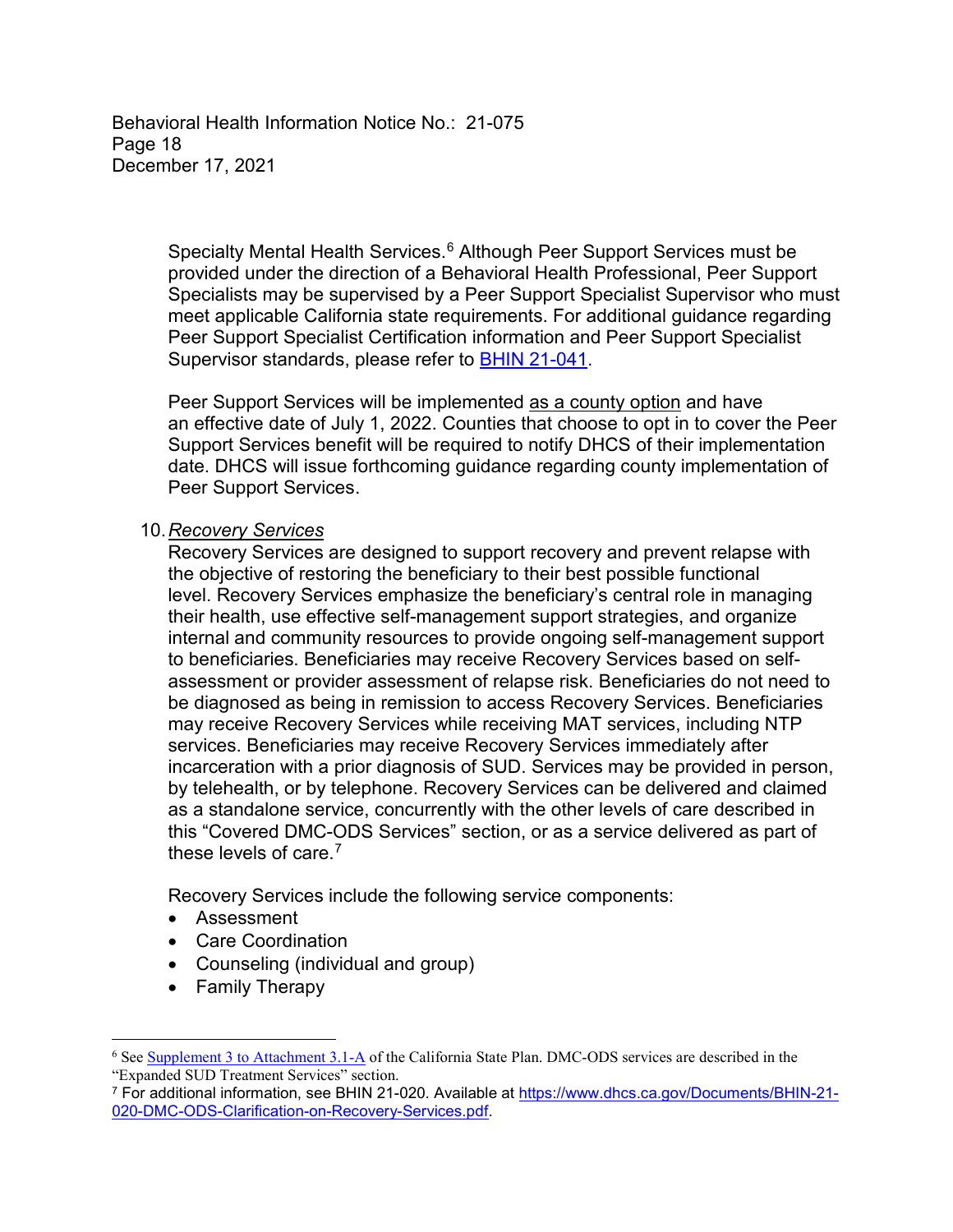Specialty Mental Health Services.[6] Although Peer Support Services must be provided under the direction of a Behavioral Health Professional, Peer Support Specialists may be supervised by a Peer Support Specialist Supervisor who must meet applicable California state requirements. For additional guidance regarding Peer Support Specialist Certification information and Peer Support Specialist Supervisor standards, please refer to [BHIN 21-041](BHIN 21-041).

Peer Support Services will be implemented as a county option and have an effective date of July 1, 2022. Counties that choose to opt in to cover the Peer Support Services benefit will be required to notify DHCS of their implementation date. DHCS will issue forthcoming guidance regarding county implementation of Peer Support Services.

10. *Recovery Services*

Recovery Services are designed to support recovery and prevent relapse with the objective of restoring the beneficiary to their best possible functional level. Recovery Services emphasize the beneficiary's central role in managing their health, use effective self-management support strategies, and organize internal and community resources to provide ongoing self-management support to beneficiaries. Beneficiaries may receive Recovery Services based on self-assessment or provider assessment of relapse risk. Beneficiaries do not need to be diagnosed as being in remission to access Recovery Services. Beneficiaries may receive Recovery Services while receiving MAT services, including NTP services. Beneficiaries may receive Recovery Services immediately after incarceration with a prior diagnosis of SUD. Services may be provided in person, by telehealth, or by telephone. Recovery Services can be delivered and claimed as a standalone service, concurrently with the other levels of care described in this "Covered DMC-ODS Services" section, or as a service delivered as part of these levels of care.[7]

Recovery Services include the following service components:

- Assessment
- Care Coordination
- Counseling (individual and group)
- Family Therapy

---

[6] See Supplement 3 to Attachment 3.1-A of the California State Plan. DMC-ODS services are described in the "Expanded SUD Treatment Services" section.

[7] For additional information, see BHIN 21-020. Available at https://www.dhcs.ca.gov/Documents/BHIN-21-020-DMC-ODS-Clarification-on-Recovery-Services.pdf.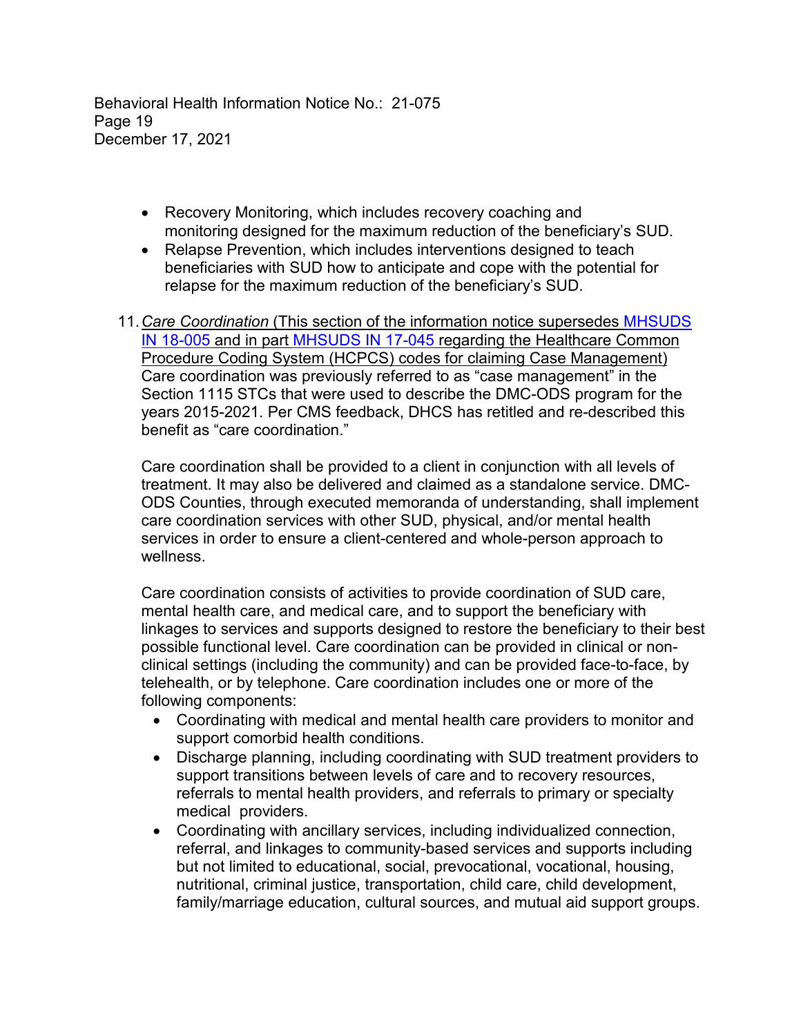- Recovery Monitoring, which includes recovery coaching and monitoring designed for the maximum reduction of the beneficiary's SUD.
- Relapse Prevention, which includes interventions designed to teach beneficiaries with SUD how to anticipate and cope with the potential for relapse for the maximum reduction of the beneficiary's SUD.

11. *Care Coordination* (This section of the information notice supersedes MHSUDS IN 18-005 and in part MHSUDS IN 17-045 regarding the Healthcare Common Procedure Coding System (HCPCS) codes for claiming Case Management) Care coordination was previously referred to as "case management" in the Section 1115 STCs that were used to describe the DMC-ODS program for the years 2015-2021. Per CMS feedback, DHCS has retitled and re-described this benefit as "care coordination."

    Care coordination shall be provided to a client in conjunction with all levels of treatment. It may also be delivered and claimed as a standalone service. DMC-ODS Counties, through executed memoranda of understanding, shall implement care coordination services with other SUD, physical, and/or mental health services in order to ensure a client-centered and whole-person approach to wellness.

    Care coordination consists of activities to provide coordination of SUD care, mental health care, and medical care, and to support the beneficiary with linkages to services and supports designed to restore the beneficiary to their best possible functional level. Care coordination can be provided in clinical or non-clinical settings (including the community) and can be provided face-to-face, by telehealth, or by telephone. Care coordination includes one or more of the following components:

    - Coordinating with medical and mental health care providers to monitor and support comorbid health conditions.
    - Discharge planning, including coordinating with SUD treatment providers to support transitions between levels of care and to recovery resources, referrals to mental health providers, and referrals to primary or specialty medical providers.
    - Coordinating with ancillary services, including individualized connection, referral, and linkages to community-based services and supports including but not limited to educational, social, prevocational, vocational, housing, nutritional, criminal justice, transportation, child care, child development, family/marriage education, cultural sources, and mutual aid support groups.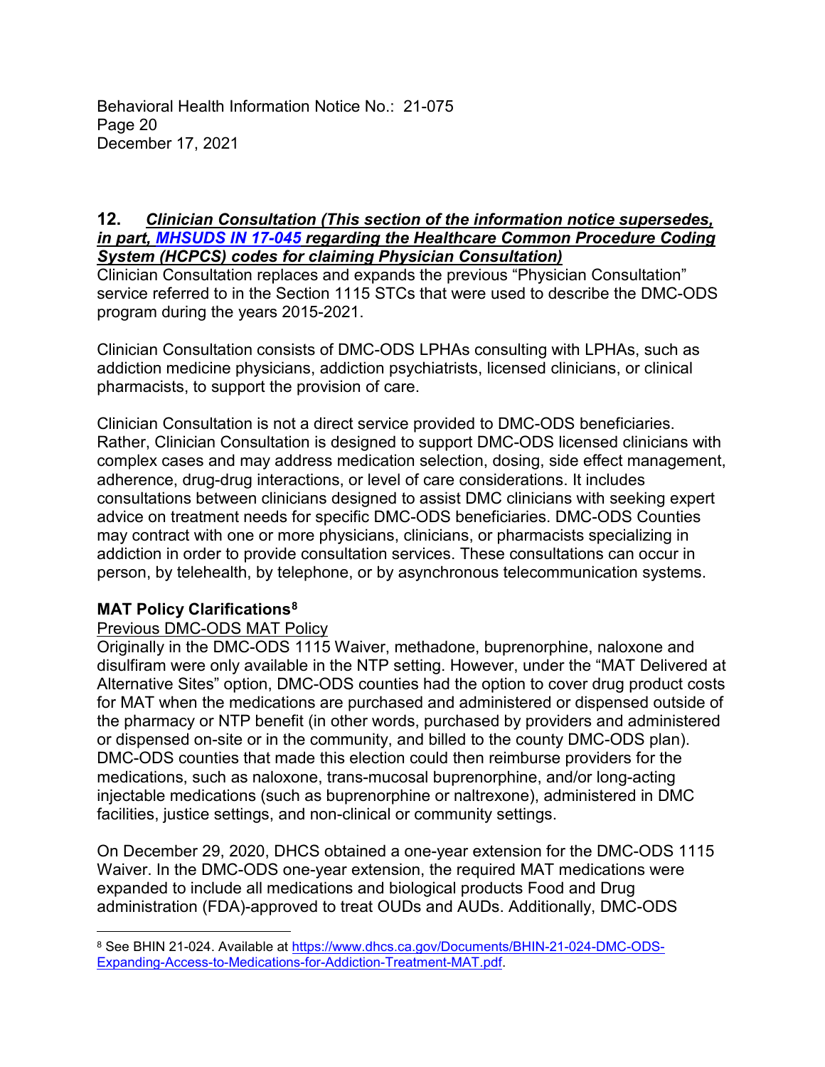### 12. ***Clinician Consultation (This section of the information notice supersedes, in part, [MHSUDS IN 17-045](#) regarding the Healthcare Common Procedure Coding System (HCPCS) codes for claiming Physician Consultation)***

Clinician Consultation replaces and expands the previous "Physician Consultation" service referred to in the Section 1115 STCs that were used to describe the DMC-ODS program during the years 2015-2021.

Clinician Consultation consists of DMC-ODS LPHAs consulting with LPHAs, such as addiction medicine physicians, addiction psychiatrists, licensed clinicians, or clinical pharmacists, to support the provision of care.

Clinician Consultation is not a direct service provided to DMC-ODS beneficiaries. Rather, Clinician Consultation is designed to support DMC-ODS licensed clinicians with complex cases and may address medication selection, dosing, side effect management, adherence, drug-drug interactions, or level of care considerations. It includes consultations between clinicians designed to assist DMC clinicians with seeking expert advice on treatment needs for specific DMC-ODS beneficiaries. DMC-ODS Counties may contract with one or more physicians, clinicians, or pharmacists specializing in addiction in order to provide consultation services. These consultations can occur in person, by telehealth, by telephone, or by asynchronous telecommunication systems.

**MAT Policy Clarifications**[8]

Previous DMC-ODS MAT Policy

Originally in the DMC-ODS 1115 Waiver, methadone, buprenorphine, naloxone and disulfiram were only available in the NTP setting. However, under the "MAT Delivered at Alternative Sites" option, DMC-ODS counties had the option to cover drug product costs for MAT when the medications are purchased and administered or dispensed outside of the pharmacy or NTP benefit (in other words, purchased by providers and administered or dispensed on-site or in the community, and billed to the county DMC-ODS plan). DMC-ODS counties that made this election could then reimburse providers for the medications, such as naloxone, trans-mucosal buprenorphine, and/or long-acting injectable medications (such as buprenorphine or naltrexone), administered in DMC facilities, justice settings, and non-clinical or community settings.

On December 29, 2020, DHCS obtained a one-year extension for the DMC-ODS 1115 Waiver. In the DMC-ODS one-year extension, the required MAT medications were expanded to include all medications and biological products Food and Drug administration (FDA)-approved to treat OUDs and AUDs. Additionally, DMC-ODS

[8] See BHIN 21-024. Available at https://www.dhcs.ca.gov/Documents/BHIN-21-024-DMC-ODS-Expanding-Access-to-Medications-for-Addiction-Treatment-MAT.pdf.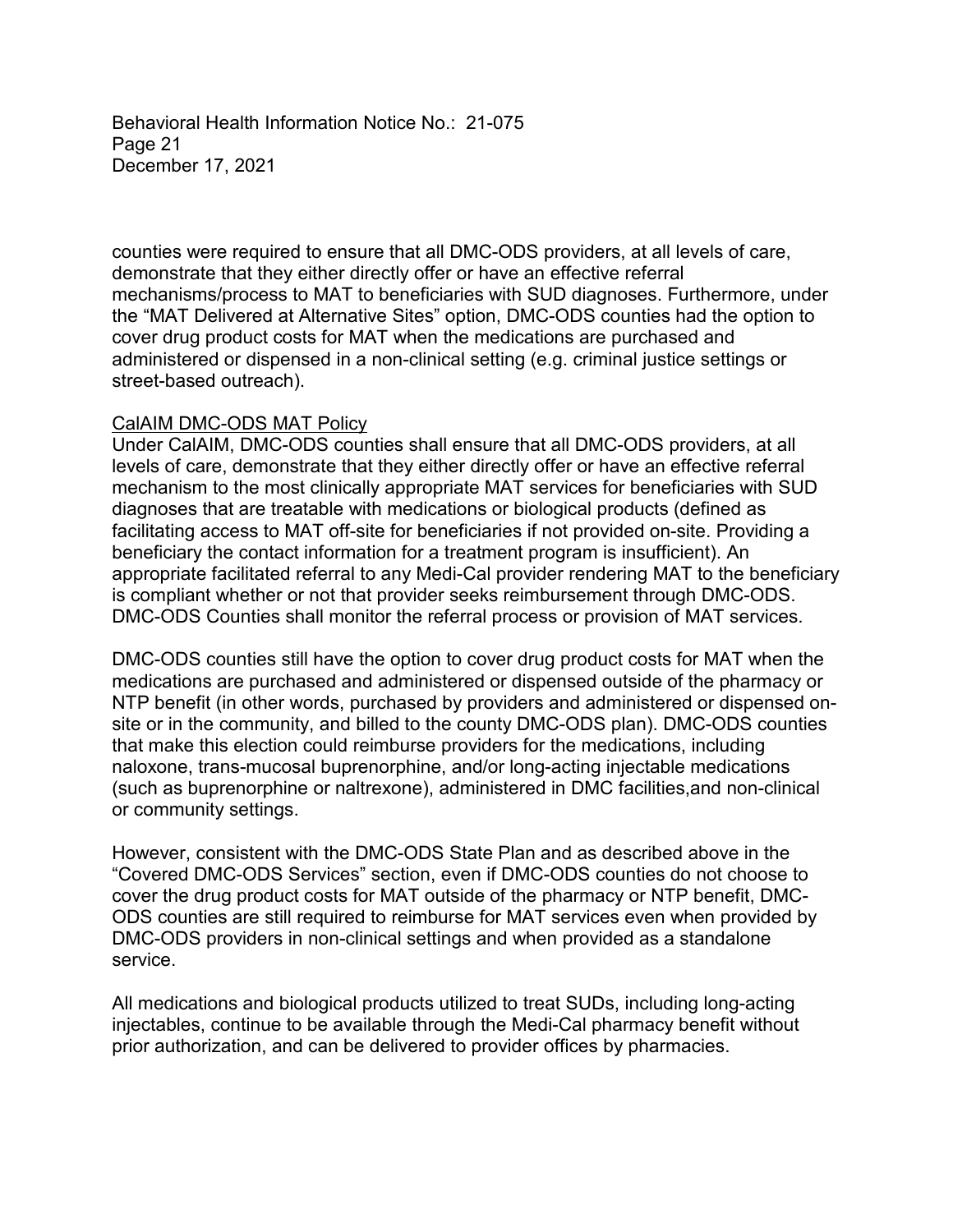counties were required to ensure that all DMC-ODS providers, at all levels of care, demonstrate that they either directly offer or have an effective referral mechanisms/process to MAT to beneficiaries with SUD diagnoses. Furthermore, under the "MAT Delivered at Alternative Sites" option, DMC-ODS counties had the option to cover drug product costs for MAT when the medications are purchased and administered or dispensed in a non-clinical setting (e.g. criminal justice settings or street-based outreach).

<u>CalAIM DMC-ODS MAT Policy</u>

Under CalAIM, DMC-ODS counties shall ensure that all DMC-ODS providers, at all levels of care, demonstrate that they either directly offer or have an effective referral mechanism to the most clinically appropriate MAT services for beneficiaries with SUD diagnoses that are treatable with medications or biological products (defined as facilitating access to MAT off-site for beneficiaries if not provided on-site. Providing a beneficiary the contact information for a treatment program is insufficient). An appropriate facilitated referral to any Medi-Cal provider rendering MAT to the beneficiary is compliant whether or not that provider seeks reimbursement through DMC-ODS. DMC-ODS Counties shall monitor the referral process or provision of MAT services.

DMC-ODS counties still have the option to cover drug product costs for MAT when the medications are purchased and administered or dispensed outside of the pharmacy or NTP benefit (in other words, purchased by providers and administered or dispensed on-site or in the community, and billed to the county DMC-ODS plan). DMC-ODS counties that make this election could reimburse providers for the medications, including naloxone, trans-mucosal buprenorphine, and/or long-acting injectable medications (such as buprenorphine or naltrexone), administered in DMC facilities,and non-clinical or community settings.

However, consistent with the DMC-ODS State Plan and as described above in the "Covered DMC-ODS Services" section, even if DMC-ODS counties do not choose to cover the drug product costs for MAT outside of the pharmacy or NTP benefit, DMC-ODS counties are still required to reimburse for MAT services even when provided by DMC-ODS providers in non-clinical settings and when provided as a standalone service.

All medications and biological products utilized to treat SUDs, including long-acting injectables, continue to be available through the Medi-Cal pharmacy benefit without prior authorization, and can be delivered to provider offices by pharmacies.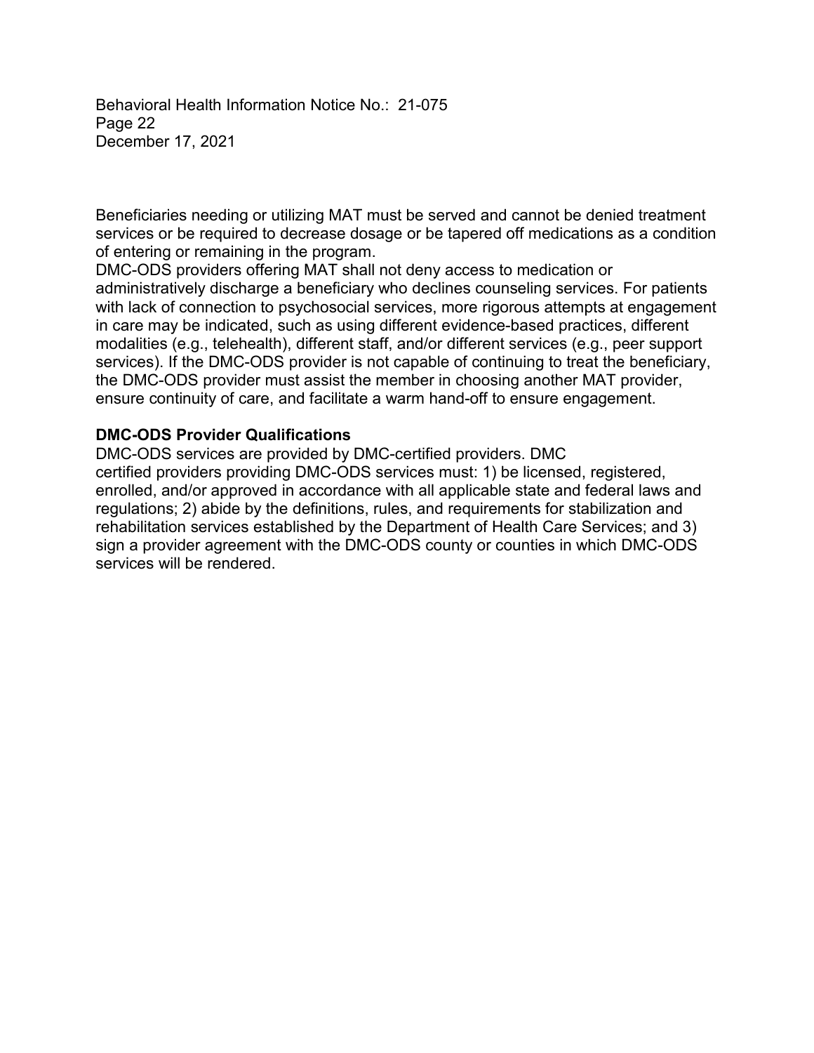Beneficiaries needing or utilizing MAT must be served and cannot be denied treatment services or be required to decrease dosage or be tapered off medications as a condition of entering or remaining in the program.

DMC-ODS providers offering MAT shall not deny access to medication or administratively discharge a beneficiary who declines counseling services. For patients with lack of connection to psychosocial services, more rigorous attempts at engagement in care may be indicated, such as using different evidence-based practices, different modalities (e.g., telehealth), different staff, and/or different services (e.g., peer support services). If the DMC-ODS provider is not capable of continuing to treat the beneficiary, the DMC-ODS provider must assist the member in choosing another MAT provider, ensure continuity of care, and facilitate a warm hand-off to ensure engagement.

**DMC-ODS Provider Qualifications**

DMC-ODS services are provided by DMC-certified providers. DMC certified providers providing DMC-ODS services must: 1) be licensed, registered, enrolled, and/or approved in accordance with all applicable state and federal laws and regulations; 2) abide by the definitions, rules, and requirements for stabilization and rehabilitation services established by the Department of Health Care Services; and 3) sign a provider agreement with the DMC-ODS county or counties in which DMC-ODS services will be rendered.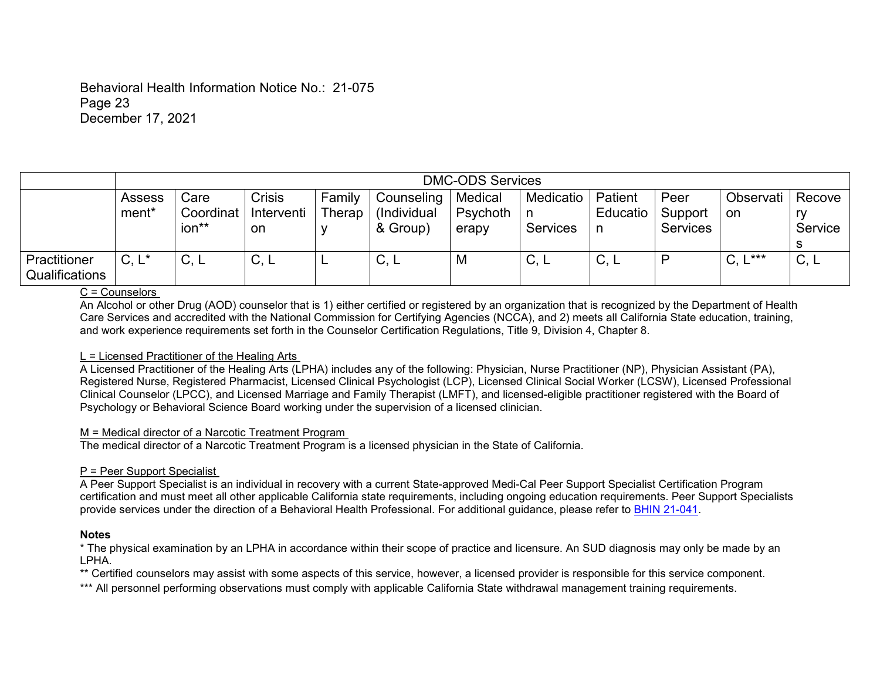| | DMC-ODS Services | | | | | | | | | | |
|---|---|---|---|---|---|---|---|---|---|---|---|
| | Assessment* | Care Coordination** | Crisis Intervention | Family Therapy | Counseling (Individual & Group) | Medical Psychotherapy | Medication Services | Patient Education | Peer Support Services | Observation | Recovery Services |
| Practitioner Qualifications | C, L* | C, L | C, L | L | C, L | M | C, L | C, L | P | C, L*** | C, L |

C = Counselors

An Alcohol or other Drug (AOD) counselor that is 1) either certified or registered by an organization that is recognized by the Department of Health Care Services and accredited with the National Commission for Certifying Agencies (NCCA), and 2) meets all California State education, training, and work experience requirements set forth in the Counselor Certification Regulations, Title 9, Division 4, Chapter 8.

L = Licensed Practitioner of the Healing Arts

A Licensed Practitioner of the Healing Arts (LPHA) includes any of the following: Physician, Nurse Practitioner (NP), Physician Assistant (PA), Registered Nurse, Registered Pharmacist, Licensed Clinical Psychologist (LCP), Licensed Clinical Social Worker (LCSW), Licensed Professional Clinical Counselor (LPCC), and Licensed Marriage and Family Therapist (LMFT), and licensed-eligible practitioner registered with the Board of Psychology or Behavioral Science Board working under the supervision of a licensed clinician.

M = Medical director of a Narcotic Treatment Program

The medical director of a Narcotic Treatment Program is a licensed physician in the State of California.

P = Peer Support Specialist

A Peer Support Specialist is an individual in recovery with a current State-approved Medi-Cal Peer Support Specialist Certification Program certification and must meet all other applicable California state requirements, including ongoing education requirements. Peer Support Specialists provide services under the direction of a Behavioral Health Professional. For additional guidance, please refer to BHIN 21-041.

**Notes**

* The physical examination by an LPHA in accordance within their scope of practice and licensure. An SUD diagnosis may only be made by an LPHA.

** Certified counselors may assist with some aspects of this service, however, a licensed provider is responsible for this service component.

*** All personnel performing observations must comply with applicable California State withdrawal management training requirements.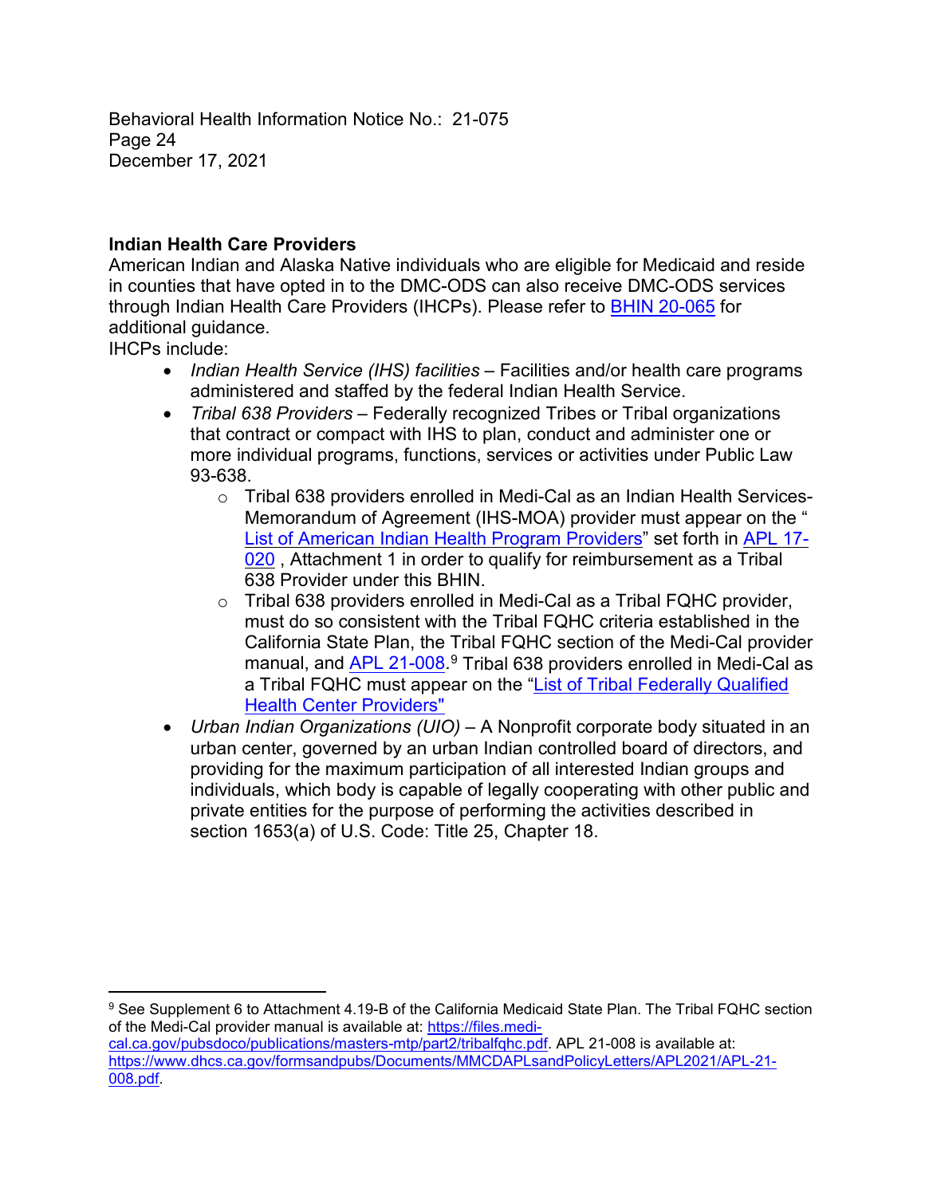**Indian Health Care Providers**

American Indian and Alaska Native individuals who are eligible for Medicaid and reside in counties that have opted in to the DMC-ODS can also receive DMC-ODS services through Indian Health Care Providers (IHCPs). Please refer to BHIN 20-065 for additional guidance.

IHCPs include:

- *Indian Health Service (IHS) facilities* – Facilities and/or health care programs administered and staffed by the federal Indian Health Service.
- *Tribal 638 Providers* – Federally recognized Tribes or Tribal organizations that contract or compact with IHS to plan, conduct and administer one or more individual programs, functions, services or activities under Public Law 93-638.
  - Tribal 638 providers enrolled in Medi-Cal as an Indian Health Services-Memorandum of Agreement (IHS-MOA) provider must appear on the "List of American Indian Health Program Providers" set forth in APL 17-020 , Attachment 1 in order to qualify for reimbursement as a Tribal 638 Provider under this BHIN.
  - Tribal 638 providers enrolled in Medi-Cal as a Tribal FQHC provider, must do so consistent with the Tribal FQHC criteria established in the California State Plan, the Tribal FQHC section of the Medi-Cal provider manual, and APL 21-008.[9] Tribal 638 providers enrolled in Medi-Cal as a Tribal FQHC must appear on the "List of Tribal Federally Qualified Health Center Providers"
- *Urban Indian Organizations (UIO)* – A Nonprofit corporate body situated in an urban center, governed by an urban Indian controlled board of directors, and providing for the maximum participation of all interested Indian groups and individuals, which body is capable of legally cooperating with other public and private entities for the purpose of performing the activities described in section 1653(a) of U.S. Code: Title 25, Chapter 18.

---

[9] See Supplement 6 to Attachment 4.19-B of the California Medicaid State Plan. The Tribal FQHC section of the Medi-Cal provider manual is available at: https://files.medi-cal.ca.gov/pubsdoco/publications/masters-mtp/part2/tribalfqhc.pdf. APL 21-008 is available at: https://www.dhcs.ca.gov/formsandpubs/Documents/MMCDAPLsandPolicyLetters/APL2021/APL-21-008.pdf.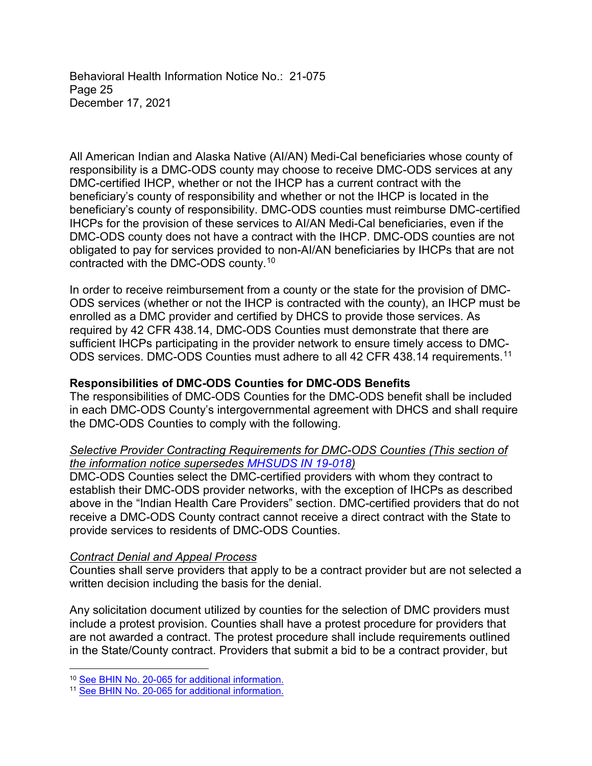All American Indian and Alaska Native (AI/AN) Medi-Cal beneficiaries whose county of responsibility is a DMC-ODS county may choose to receive DMC-ODS services at any DMC-certified IHCP, whether or not the IHCP has a current contract with the beneficiary's county of responsibility and whether or not the IHCP is located in the beneficiary's county of responsibility. DMC-ODS counties must reimburse DMC-certified IHCPs for the provision of these services to AI/AN Medi-Cal beneficiaries, even if the DMC-ODS county does not have a contract with the IHCP. DMC-ODS counties are not obligated to pay for services provided to non-AI/AN beneficiaries by IHCPs that are not contracted with the DMC-ODS county.[10]

In order to receive reimbursement from a county or the state for the provision of DMC-ODS services (whether or not the IHCP is contracted with the county), an IHCP must be enrolled as a DMC provider and certified by DHCS to provide those services. As required by 42 CFR 438.14, DMC-ODS Counties must demonstrate that there are sufficient IHCPs participating in the provider network to ensure timely access to DMC-ODS services. DMC-ODS Counties must adhere to all 42 CFR 438.14 requirements.[11]

**Responsibilities of DMC-ODS Counties for DMC-ODS Benefits**

The responsibilities of DMC-ODS Counties for the DMC-ODS benefit shall be included in each DMC-ODS County's intergovernmental agreement with DHCS and shall require the DMC-ODS Counties to comply with the following.

*Selective Provider Contracting Requirements for DMC-ODS Counties (This section of the information notice supersedes MHSUDS IN 19-018)*

DMC-ODS Counties select the DMC-certified providers with whom they contract to establish their DMC-ODS provider networks, with the exception of IHCPs as described above in the "Indian Health Care Providers" section. DMC-certified providers that do not receive a DMC-ODS County contract cannot receive a direct contract with the State to provide services to residents of DMC-ODS Counties.

*Contract Denial and Appeal Process*

Counties shall serve providers that apply to be a contract provider but are not selected a written decision including the basis for the denial.

Any solicitation document utilized by counties for the selection of DMC providers must include a protest provision. Counties shall have a protest procedure for providers that are not awarded a contract. The protest procedure shall include requirements outlined in the State/County contract. Providers that submit a bid to be a contract provider, but

[10] See BHIN No. 20-065 for additional information.

[11] See BHIN No. 20-065 for additional information.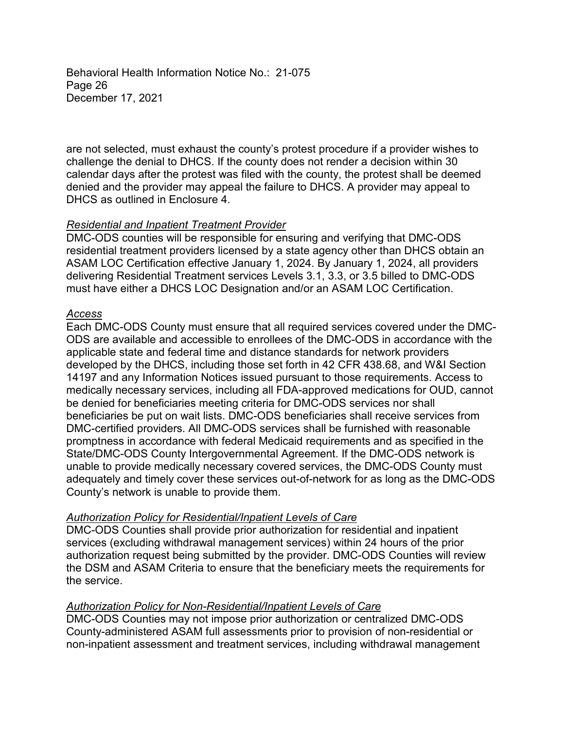are not selected, must exhaust the county's protest procedure if a provider wishes to challenge the denial to DHCS. If the county does not render a decision within 30 calendar days after the protest was filed with the county, the protest shall be deemed denied and the provider may appeal the failure to DHCS. A provider may appeal to DHCS as outlined in Enclosure 4.

*Residential and Inpatient Treatment Provider*

DMC-ODS counties will be responsible for ensuring and verifying that DMC-ODS residential treatment providers licensed by a state agency other than DHCS obtain an ASAM LOC Certification effective January 1, 2024. By January 1, 2024, all providers delivering Residential Treatment services Levels 3.1, 3.3, or 3.5 billed to DMC-ODS must have either a DHCS LOC Designation and/or an ASAM LOC Certification.

*Access*

Each DMC-ODS County must ensure that all required services covered under the DMC-ODS are available and accessible to enrollees of the DMC-ODS in accordance with the applicable state and federal time and distance standards for network providers developed by the DHCS, including those set forth in 42 CFR 438.68, and W&I Section 14197 and any Information Notices issued pursuant to those requirements. Access to medically necessary services, including all FDA-approved medications for OUD, cannot be denied for beneficiaries meeting criteria for DMC-ODS services nor shall beneficiaries be put on wait lists. DMC-ODS beneficiaries shall receive services from DMC-certified providers. All DMC-ODS services shall be furnished with reasonable promptness in accordance with federal Medicaid requirements and as specified in the State/DMC-ODS County Intergovernmental Agreement. If the DMC-ODS network is unable to provide medically necessary covered services, the DMC-ODS County must adequately and timely cover these services out-of-network for as long as the DMC-ODS County's network is unable to provide them.

*Authorization Policy for Residential/Inpatient Levels of Care*

DMC-ODS Counties shall provide prior authorization for residential and inpatient services (excluding withdrawal management services) within 24 hours of the prior authorization request being submitted by the provider. DMC-ODS Counties will review the DSM and ASAM Criteria to ensure that the beneficiary meets the requirements for the service.

*Authorization Policy for Non-Residential/Inpatient Levels of Care*

DMC-ODS Counties may not impose prior authorization or centralized DMC-ODS County-administered ASAM full assessments prior to provision of non-residential or non-inpatient assessment and treatment services, including withdrawal management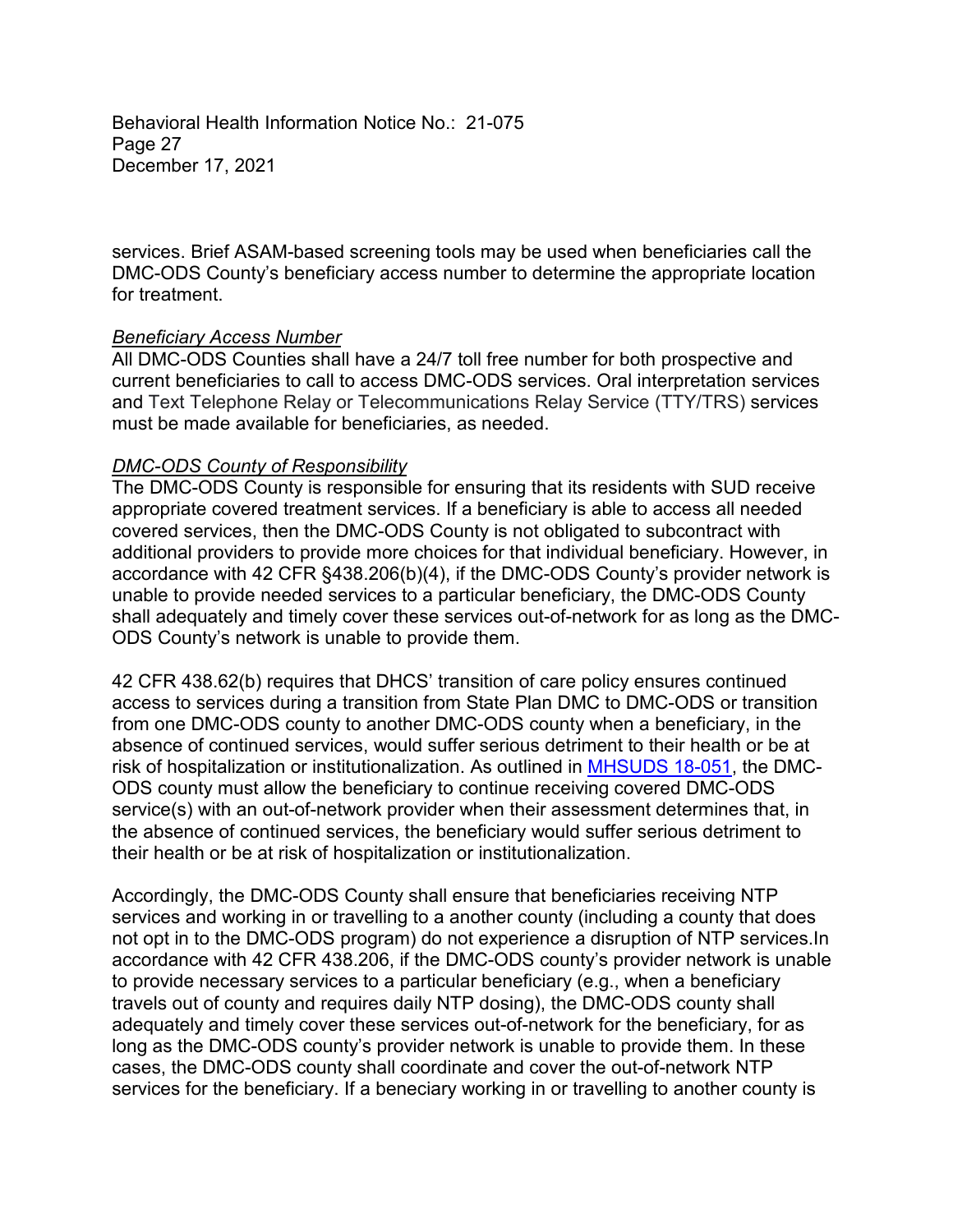services. Brief ASAM-based screening tools may be used when beneficiaries call the DMC-ODS County's beneficiary access number to determine the appropriate location for treatment.

*Beneficiary Access Number*

All DMC-ODS Counties shall have a 24/7 toll free number for both prospective and current beneficiaries to call to access DMC-ODS services. Oral interpretation services and Text Telephone Relay or Telecommunications Relay Service (TTY/TRS) services must be made available for beneficiaries, as needed.

*DMC-ODS County of Responsibility*

The DMC-ODS County is responsible for ensuring that its residents with SUD receive appropriate covered treatment services. If a beneficiary is able to access all needed covered services, then the DMC-ODS County is not obligated to subcontract with additional providers to provide more choices for that individual beneficiary. However, in accordance with 42 CFR §438.206(b)(4), if the DMC-ODS County's provider network is unable to provide needed services to a particular beneficiary, the DMC-ODS County shall adequately and timely cover these services out-of-network for as long as the DMC-ODS County's network is unable to provide them.

42 CFR 438.62(b) requires that DHCS' transition of care policy ensures continued access to services during a transition from State Plan DMC to DMC-ODS or transition from one DMC-ODS county to another DMC-ODS county when a beneficiary, in the absence of continued services, would suffer serious detriment to their health or be at risk of hospitalization or institutionalization. As outlined in [MHSUDS 18-051](), the DMC-ODS county must allow the beneficiary to continue receiving covered DMC-ODS service(s) with an out-of-network provider when their assessment determines that, in the absence of continued services, the beneficiary would suffer serious detriment to their health or be at risk of hospitalization or institutionalization.

Accordingly, the DMC-ODS County shall ensure that beneficiaries receiving NTP services and working in or travelling to a another county (including a county that does not opt in to the DMC-ODS program) do not experience a disruption of NTP services.In accordance with 42 CFR 438.206, if the DMC-ODS county's provider network is unable to provide necessary services to a particular beneficiary (e.g., when a beneficiary travels out of county and requires daily NTP dosing), the DMC-ODS county shall adequately and timely cover these services out-of-network for the beneficiary, for as long as the DMC-ODS county's provider network is unable to provide them. In these cases, the DMC-ODS county shall coordinate and cover the out-of-network NTP services for the beneficiary. If a beneciary working in or travelling to another county is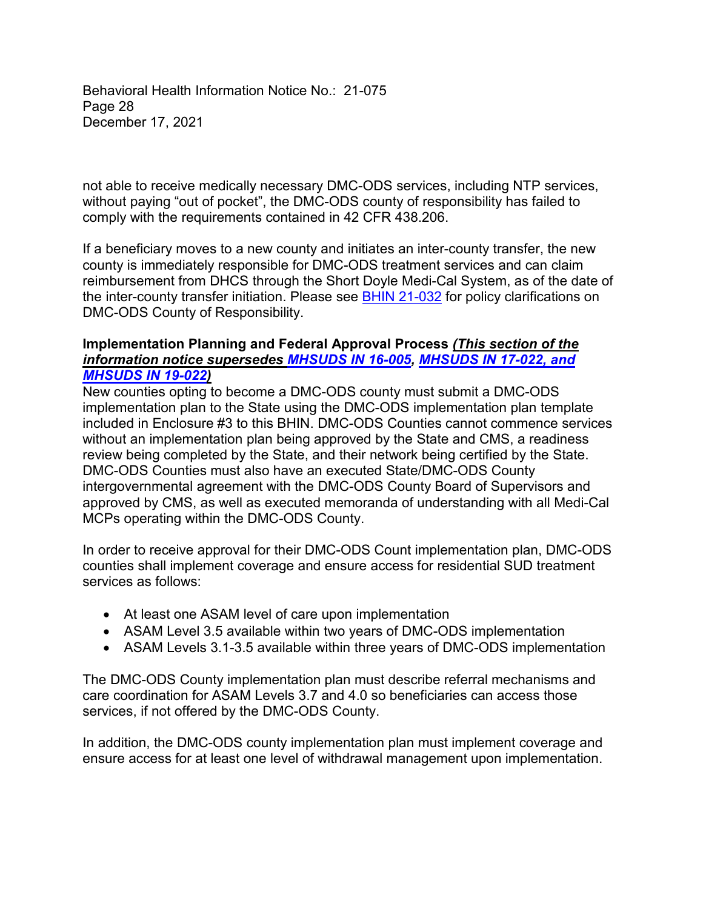not able to receive medically necessary DMC-ODS services, including NTP services, without paying "out of pocket", the DMC-ODS county of responsibility has failed to comply with the requirements contained in 42 CFR 438.206.

If a beneficiary moves to a new county and initiates an inter-county transfer, the new county is immediately responsible for DMC-ODS treatment services and can claim reimbursement from DHCS through the Short Doyle Medi-Cal System, as of the date of the inter-county transfer initiation. Please see BHIN 21-032 for policy clarifications on DMC-ODS County of Responsibility.

**Implementation Planning and Federal Approval Process *(This section of the information notice supersedes MHSUDS IN 16-005, MHSUDS IN 17-022, and MHSUDS IN 19-022)***

New counties opting to become a DMC-ODS county must submit a DMC-ODS implementation plan to the State using the DMC-ODS implementation plan template included in Enclosure #3 to this BHIN. DMC-ODS Counties cannot commence services without an implementation plan being approved by the State and CMS, a readiness review being completed by the State, and their network being certified by the State. DMC-ODS Counties must also have an executed State/DMC-ODS County intergovernmental agreement with the DMC-ODS County Board of Supervisors and approved by CMS, as well as executed memoranda of understanding with all Medi-Cal MCPs operating within the DMC-ODS County.

In order to receive approval for their DMC-ODS Count implementation plan, DMC-ODS counties shall implement coverage and ensure access for residential SUD treatment services as follows:

- At least one ASAM level of care upon implementation
- ASAM Level 3.5 available within two years of DMC-ODS implementation
- ASAM Levels 3.1-3.5 available within three years of DMC-ODS implementation

The DMC-ODS County implementation plan must describe referral mechanisms and care coordination for ASAM Levels 3.7 and 4.0 so beneficiaries can access those services, if not offered by the DMC-ODS County.

In addition, the DMC-ODS county implementation plan must implement coverage and ensure access for at least one level of withdrawal management upon implementation.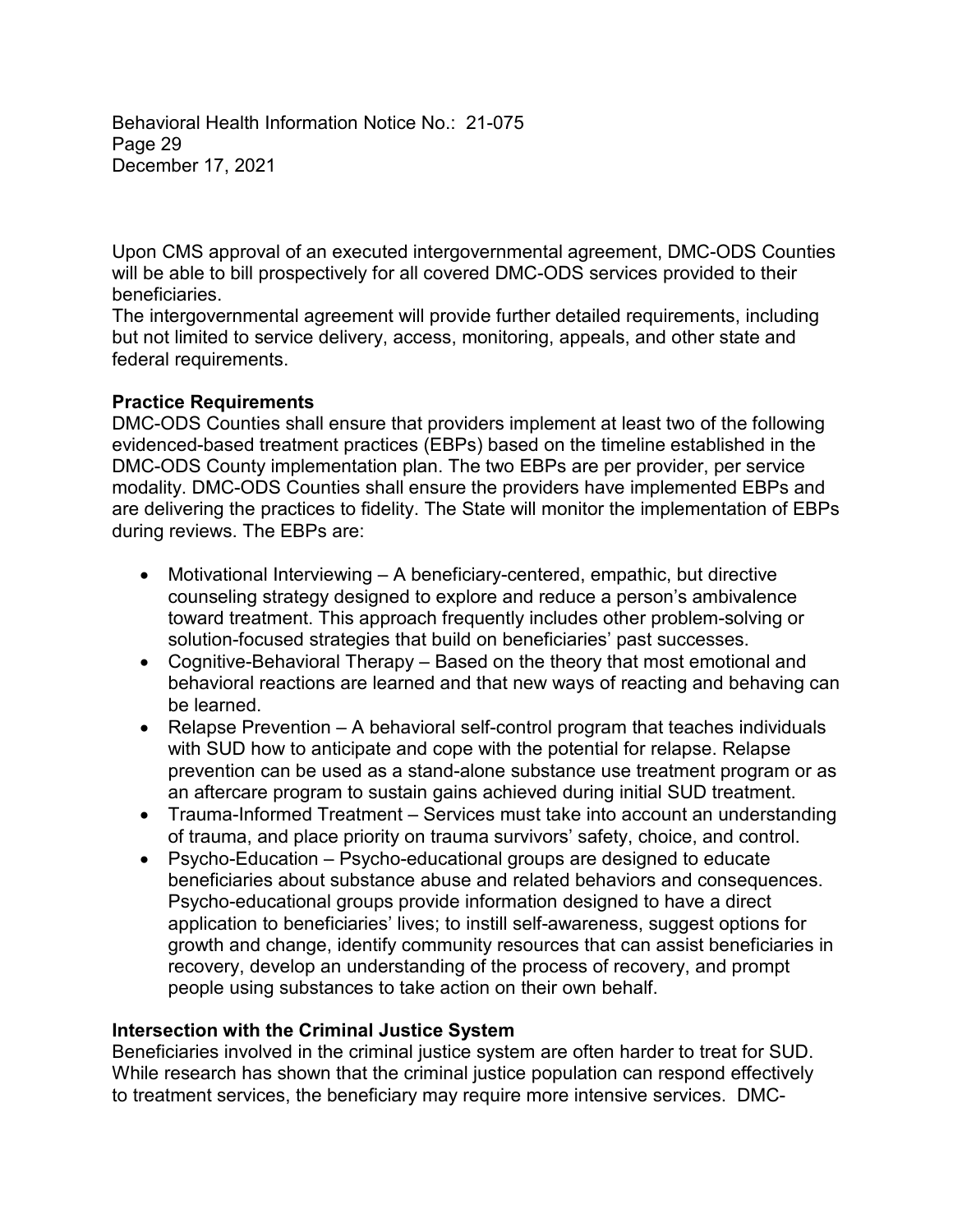Upon CMS approval of an executed intergovernmental agreement, DMC-ODS Counties will be able to bill prospectively for all covered DMC-ODS services provided to their beneficiaries.

The intergovernmental agreement will provide further detailed requirements, including but not limited to service delivery, access, monitoring, appeals, and other state and federal requirements.

**Practice Requirements**

DMC-ODS Counties shall ensure that providers implement at least two of the following evidenced-based treatment practices (EBPs) based on the timeline established in the DMC-ODS County implementation plan. The two EBPs are per provider, per service modality. DMC-ODS Counties shall ensure the providers have implemented EBPs and are delivering the practices to fidelity. The State will monitor the implementation of EBPs during reviews. The EBPs are:

- Motivational Interviewing – A beneficiary-centered, empathic, but directive counseling strategy designed to explore and reduce a person's ambivalence toward treatment. This approach frequently includes other problem-solving or solution-focused strategies that build on beneficiaries' past successes.
- Cognitive-Behavioral Therapy – Based on the theory that most emotional and behavioral reactions are learned and that new ways of reacting and behaving can be learned.
- Relapse Prevention – A behavioral self-control program that teaches individuals with SUD how to anticipate and cope with the potential for relapse. Relapse prevention can be used as a stand-alone substance use treatment program or as an aftercare program to sustain gains achieved during initial SUD treatment.
- Trauma-Informed Treatment – Services must take into account an understanding of trauma, and place priority on trauma survivors' safety, choice, and control.
- Psycho-Education – Psycho-educational groups are designed to educate beneficiaries about substance abuse and related behaviors and consequences. Psycho-educational groups provide information designed to have a direct application to beneficiaries' lives; to instill self-awareness, suggest options for growth and change, identify community resources that can assist beneficiaries in recovery, develop an understanding of the process of recovery, and prompt people using substances to take action on their own behalf.

**Intersection with the Criminal Justice System**

Beneficiaries involved in the criminal justice system are often harder to treat for SUD. While research has shown that the criminal justice population can respond effectively to treatment services, the beneficiary may require more intensive services. DMC-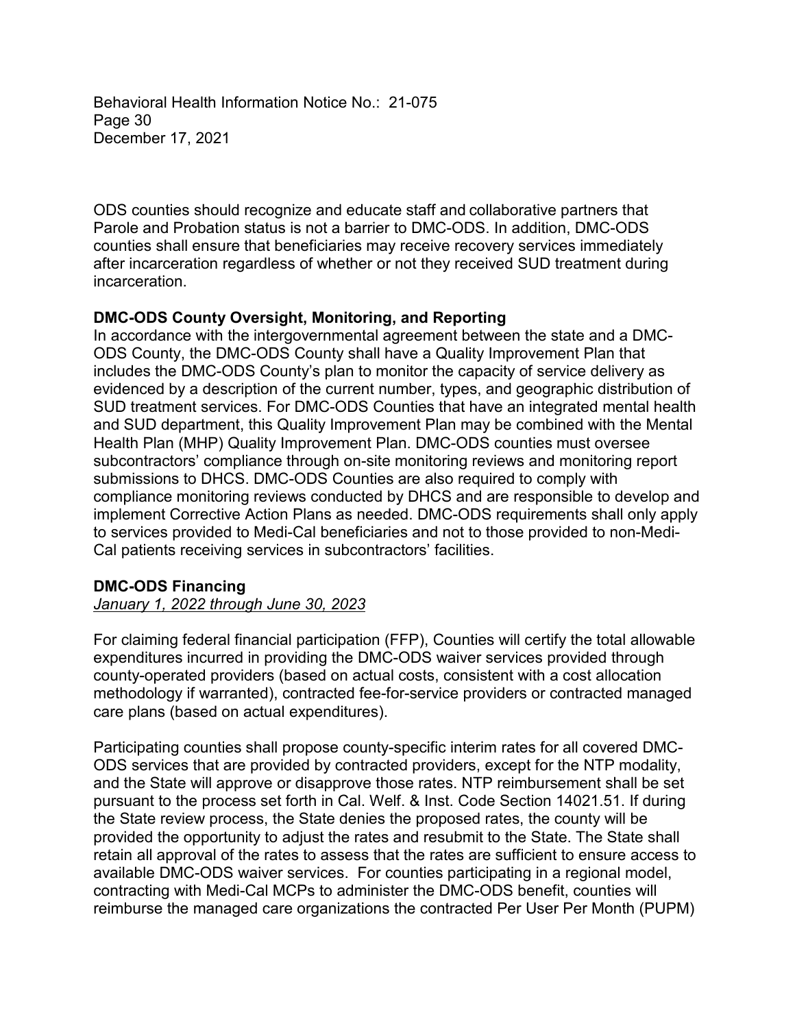ODS counties should recognize and educate staff and collaborative partners that Parole and Probation status is not a barrier to DMC-ODS. In addition, DMC-ODS counties shall ensure that beneficiaries may receive recovery services immediately after incarceration regardless of whether or not they received SUD treatment during incarceration.

**DMC-ODS County Oversight, Monitoring, and Reporting**

In accordance with the intergovernmental agreement between the state and a DMC-ODS County, the DMC-ODS County shall have a Quality Improvement Plan that includes the DMC-ODS County's plan to monitor the capacity of service delivery as evidenced by a description of the current number, types, and geographic distribution of SUD treatment services. For DMC-ODS Counties that have an integrated mental health and SUD department, this Quality Improvement Plan may be combined with the Mental Health Plan (MHP) Quality Improvement Plan. DMC-ODS counties must oversee subcontractors' compliance through on-site monitoring reviews and monitoring report submissions to DHCS. DMC-ODS Counties are also required to comply with compliance monitoring reviews conducted by DHCS and are responsible to develop and implement Corrective Action Plans as needed. DMC-ODS requirements shall only apply to services provided to Medi-Cal beneficiaries and not to those provided to non-Medi-Cal patients receiving services in subcontractors' facilities.

**DMC-ODS Financing**

*January 1, 2022 through June 30, 2023*

For claiming federal financial participation (FFP), Counties will certify the total allowable expenditures incurred in providing the DMC-ODS waiver services provided through county-operated providers (based on actual costs, consistent with a cost allocation methodology if warranted), contracted fee-for-service providers or contracted managed care plans (based on actual expenditures).

Participating counties shall propose county-specific interim rates for all covered DMC-ODS services that are provided by contracted providers, except for the NTP modality, and the State will approve or disapprove those rates. NTP reimbursement shall be set pursuant to the process set forth in Cal. Welf. & Inst. Code Section 14021.51. If during the State review process, the State denies the proposed rates, the county will be provided the opportunity to adjust the rates and resubmit to the State. The State shall retain all approval of the rates to assess that the rates are sufficient to ensure access to available DMC-ODS waiver services. For counties participating in a regional model, contracting with Medi-Cal MCPs to administer the DMC-ODS benefit, counties will reimburse the managed care organizations the contracted Per User Per Month (PUPM)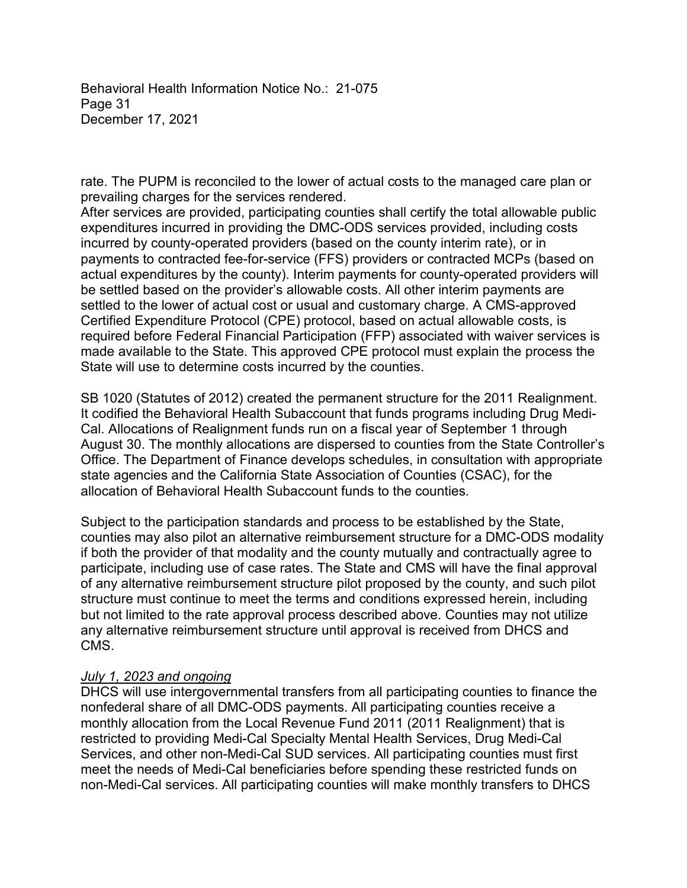rate. The PUPM is reconciled to the lower of actual costs to the managed care plan or prevailing charges for the services rendered.
After services are provided, participating counties shall certify the total allowable public expenditures incurred in providing the DMC-ODS services provided, including costs incurred by county-operated providers (based on the county interim rate), or in payments to contracted fee-for-service (FFS) providers or contracted MCPs (based on actual expenditures by the county). Interim payments for county-operated providers will be settled based on the provider's allowable costs. All other interim payments are settled to the lower of actual cost or usual and customary charge. A CMS-approved Certified Expenditure Protocol (CPE) protocol, based on actual allowable costs, is required before Federal Financial Participation (FFP) associated with waiver services is made available to the State. This approved CPE protocol must explain the process the State will use to determine costs incurred by the counties.

SB 1020 (Statutes of 2012) created the permanent structure for the 2011 Realignment. It codified the Behavioral Health Subaccount that funds programs including Drug Medi-Cal. Allocations of Realignment funds run on a fiscal year of September 1 through August 30. The monthly allocations are dispersed to counties from the State Controller's Office. The Department of Finance develops schedules, in consultation with appropriate state agencies and the California State Association of Counties (CSAC), for the allocation of Behavioral Health Subaccount funds to the counties.

Subject to the participation standards and process to be established by the State, counties may also pilot an alternative reimbursement structure for a DMC-ODS modality if both the provider of that modality and the county mutually and contractually agree to participate, including use of case rates. The State and CMS will have the final approval of any alternative reimbursement structure pilot proposed by the county, and such pilot structure must continue to meet the terms and conditions expressed herein, including but not limited to the rate approval process described above. Counties may not utilize any alternative reimbursement structure until approval is received from DHCS and CMS.

*July 1, 2023 and ongoing*
DHCS will use intergovernmental transfers from all participating counties to finance the nonfederal share of all DMC-ODS payments. All participating counties receive a monthly allocation from the Local Revenue Fund 2011 (2011 Realignment) that is restricted to providing Medi-Cal Specialty Mental Health Services, Drug Medi-Cal Services, and other non-Medi-Cal SUD services. All participating counties must first meet the needs of Medi-Cal beneficiaries before spending these restricted funds on non-Medi-Cal services. All participating counties will make monthly transfers to DHCS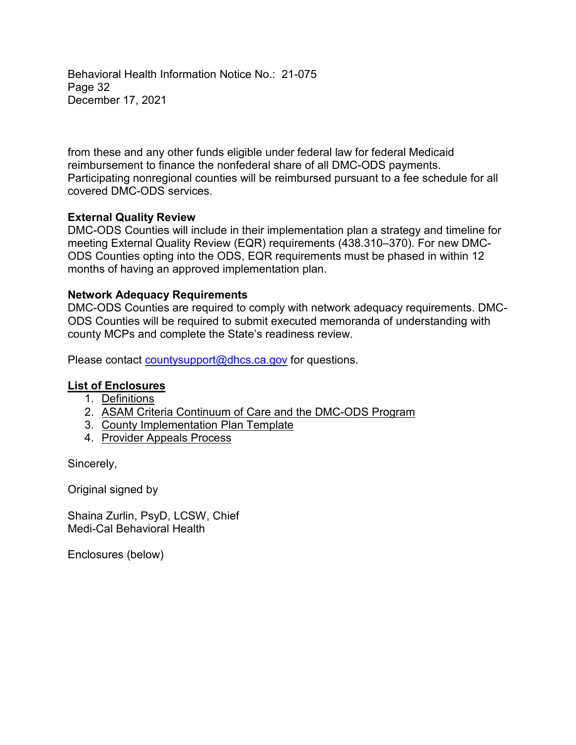from these and any other funds eligible under federal law for federal Medicaid reimbursement to finance the nonfederal share of all DMC-ODS payments. Participating nonregional counties will be reimbursed pursuant to a fee schedule for all covered DMC-ODS services.

**External Quality Review**

DMC-ODS Counties will include in their implementation plan a strategy and timeline for meeting External Quality Review (EQR) requirements (438.310–370). For new DMC-ODS Counties opting into the ODS, EQR requirements must be phased in within 12 months of having an approved implementation plan.

**Network Adequacy Requirements**

DMC-ODS Counties are required to comply with network adequacy requirements. DMC-ODS Counties will be required to submit executed memoranda of understanding with county MCPs and complete the State's readiness review.

Please contact countysupport@dhcs.ca.gov for questions.

**List of Enclosures**

1. Definitions
2. ASAM Criteria Continuum of Care and the DMC-ODS Program
3. County Implementation Plan Template
4. Provider Appeals Process

Sincerely,

Original signed by

Shaina Zurlin, PsyD, LCSW, Chief
Medi-Cal Behavioral Health

Enclosures (below)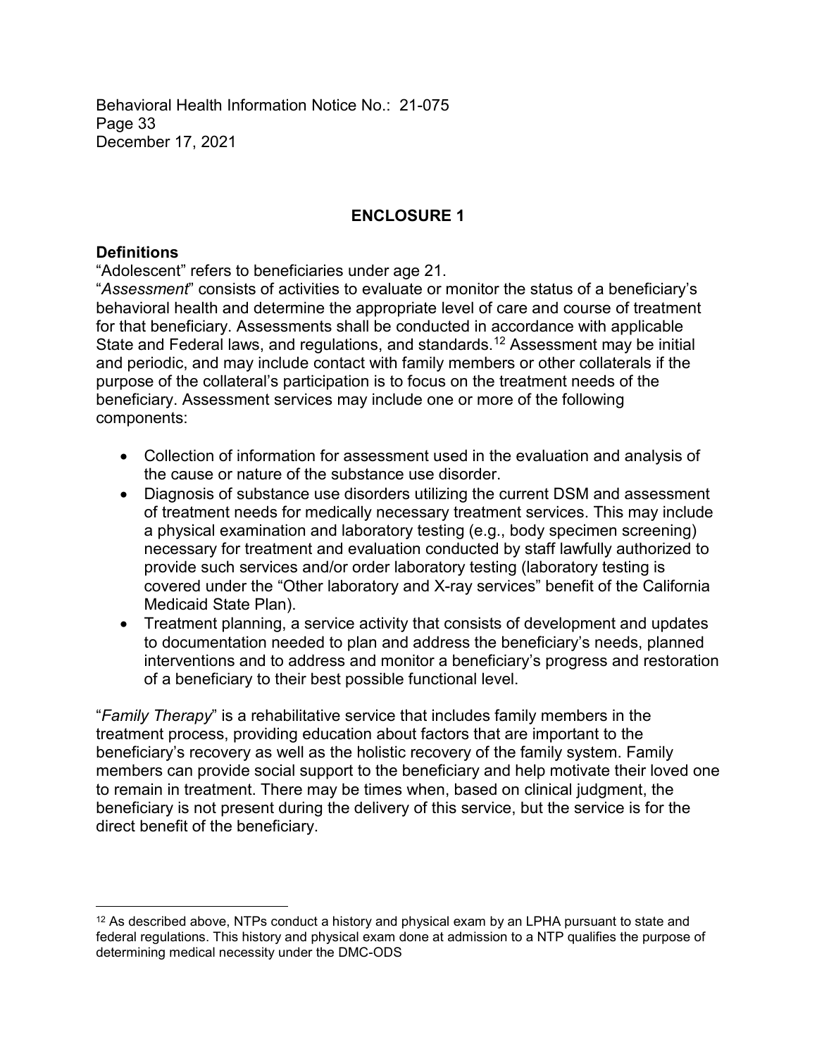## ENCLOSURE 1

### Definitions

"Adolescent" refers to beneficiaries under age 21.

"*Assessment*" consists of activities to evaluate or monitor the status of a beneficiary's behavioral health and determine the appropriate level of care and course of treatment for that beneficiary. Assessments shall be conducted in accordance with applicable State and Federal laws, and regulations, and standards.[12] Assessment may be initial and periodic, and may include contact with family members or other collaterals if the purpose of the collateral's participation is to focus on the treatment needs of the beneficiary. Assessment services may include one or more of the following components:

- Collection of information for assessment used in the evaluation and analysis of the cause or nature of the substance use disorder.
- Diagnosis of substance use disorders utilizing the current DSM and assessment of treatment needs for medically necessary treatment services. This may include a physical examination and laboratory testing (e.g., body specimen screening) necessary for treatment and evaluation conducted by staff lawfully authorized to provide such services and/or order laboratory testing (laboratory testing is covered under the "Other laboratory and X-ray services" benefit of the California Medicaid State Plan).
- Treatment planning, a service activity that consists of development and updates to documentation needed to plan and address the beneficiary's needs, planned interventions and to address and monitor a beneficiary's progress and restoration of a beneficiary to their best possible functional level.

"*Family Therapy*" is a rehabilitative service that includes family members in the treatment process, providing education about factors that are important to the beneficiary's recovery as well as the holistic recovery of the family system. Family members can provide social support to the beneficiary and help motivate their loved one to remain in treatment. There may be times when, based on clinical judgment, the beneficiary is not present during the delivery of this service, but the service is for the direct benefit of the beneficiary.

---

[12] As described above, NTPs conduct a history and physical exam by an LPHA pursuant to state and federal regulations. This history and physical exam done at admission to a NTP qualifies the purpose of determining medical necessity under the DMC-ODS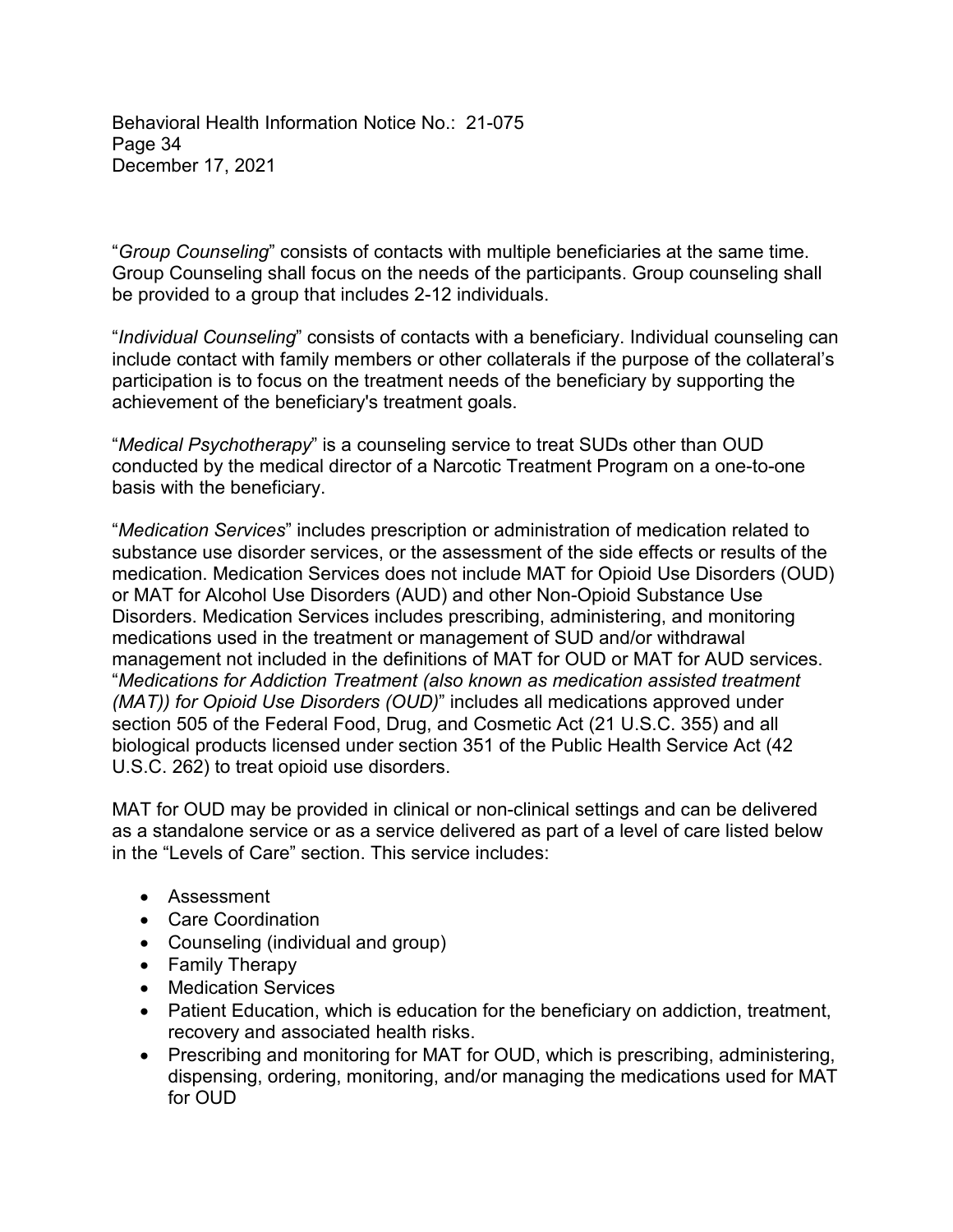"*Group Counseling*" consists of contacts with multiple beneficiaries at the same time. Group Counseling shall focus on the needs of the participants. Group counseling shall be provided to a group that includes 2-12 individuals.

"*Individual Counseling*" consists of contacts with a beneficiary. Individual counseling can include contact with family members or other collaterals if the purpose of the collateral's participation is to focus on the treatment needs of the beneficiary by supporting the achievement of the beneficiary's treatment goals.

"*Medical Psychotherapy*" is a counseling service to treat SUDs other than OUD conducted by the medical director of a Narcotic Treatment Program on a one-to-one basis with the beneficiary.

"*Medication Services*" includes prescription or administration of medication related to substance use disorder services, or the assessment of the side effects or results of the medication. Medication Services does not include MAT for Opioid Use Disorders (OUD) or MAT for Alcohol Use Disorders (AUD) and other Non-Opioid Substance Use Disorders. Medication Services includes prescribing, administering, and monitoring medications used in the treatment or management of SUD and/or withdrawal management not included in the definitions of MAT for OUD or MAT for AUD services.
"*Medications for Addiction Treatment (also known as medication assisted treatment (MAT)) for Opioid Use Disorders (OUD)*" includes all medications approved under section 505 of the Federal Food, Drug, and Cosmetic Act (21 U.S.C. 355) and all biological products licensed under section 351 of the Public Health Service Act (42 U.S.C. 262) to treat opioid use disorders.

MAT for OUD may be provided in clinical or non-clinical settings and can be delivered as a standalone service or as a service delivered as part of a level of care listed below in the "Levels of Care" section. This service includes:

- Assessment
- Care Coordination
- Counseling (individual and group)
- Family Therapy
- Medication Services
- Patient Education, which is education for the beneficiary on addiction, treatment, recovery and associated health risks.
- Prescribing and monitoring for MAT for OUD, which is prescribing, administering, dispensing, ordering, monitoring, and/or managing the medications used for MAT for OUD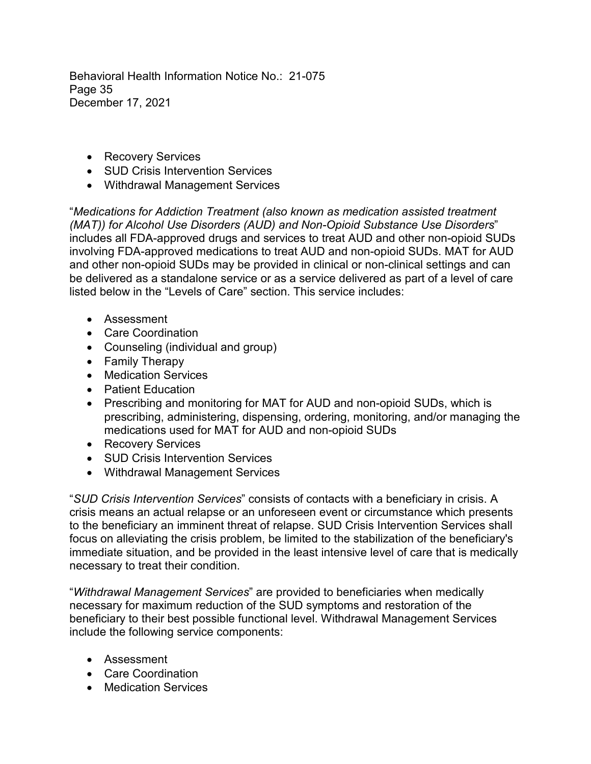- Recovery Services
- SUD Crisis Intervention Services
- Withdrawal Management Services

"*Medications for Addiction Treatment (also known as medication assisted treatment (MAT)) for Alcohol Use Disorders (AUD) and Non-Opioid Substance Use Disorders*" includes all FDA-approved drugs and services to treat AUD and other non-opioid SUDs involving FDA-approved medications to treat AUD and non-opioid SUDs. MAT for AUD and other non-opioid SUDs may be provided in clinical or non-clinical settings and can be delivered as a standalone service or as a service delivered as part of a level of care listed below in the "Levels of Care" section. This service includes:

- Assessment
- Care Coordination
- Counseling (individual and group)
- Family Therapy
- Medication Services
- Patient Education
- Prescribing and monitoring for MAT for AUD and non-opioid SUDs, which is prescribing, administering, dispensing, ordering, monitoring, and/or managing the medications used for MAT for AUD and non-opioid SUDs
- Recovery Services
- SUD Crisis Intervention Services
- Withdrawal Management Services

"*SUD Crisis Intervention Services*" consists of contacts with a beneficiary in crisis. A crisis means an actual relapse or an unforeseen event or circumstance which presents to the beneficiary an imminent threat of relapse. SUD Crisis Intervention Services shall focus on alleviating the crisis problem, be limited to the stabilization of the beneficiary's immediate situation, and be provided in the least intensive level of care that is medically necessary to treat their condition.

"*Withdrawal Management Services*" are provided to beneficiaries when medically necessary for maximum reduction of the SUD symptoms and restoration of the beneficiary to their best possible functional level. Withdrawal Management Services include the following service components:

- Assessment
- Care Coordination
- Medication Services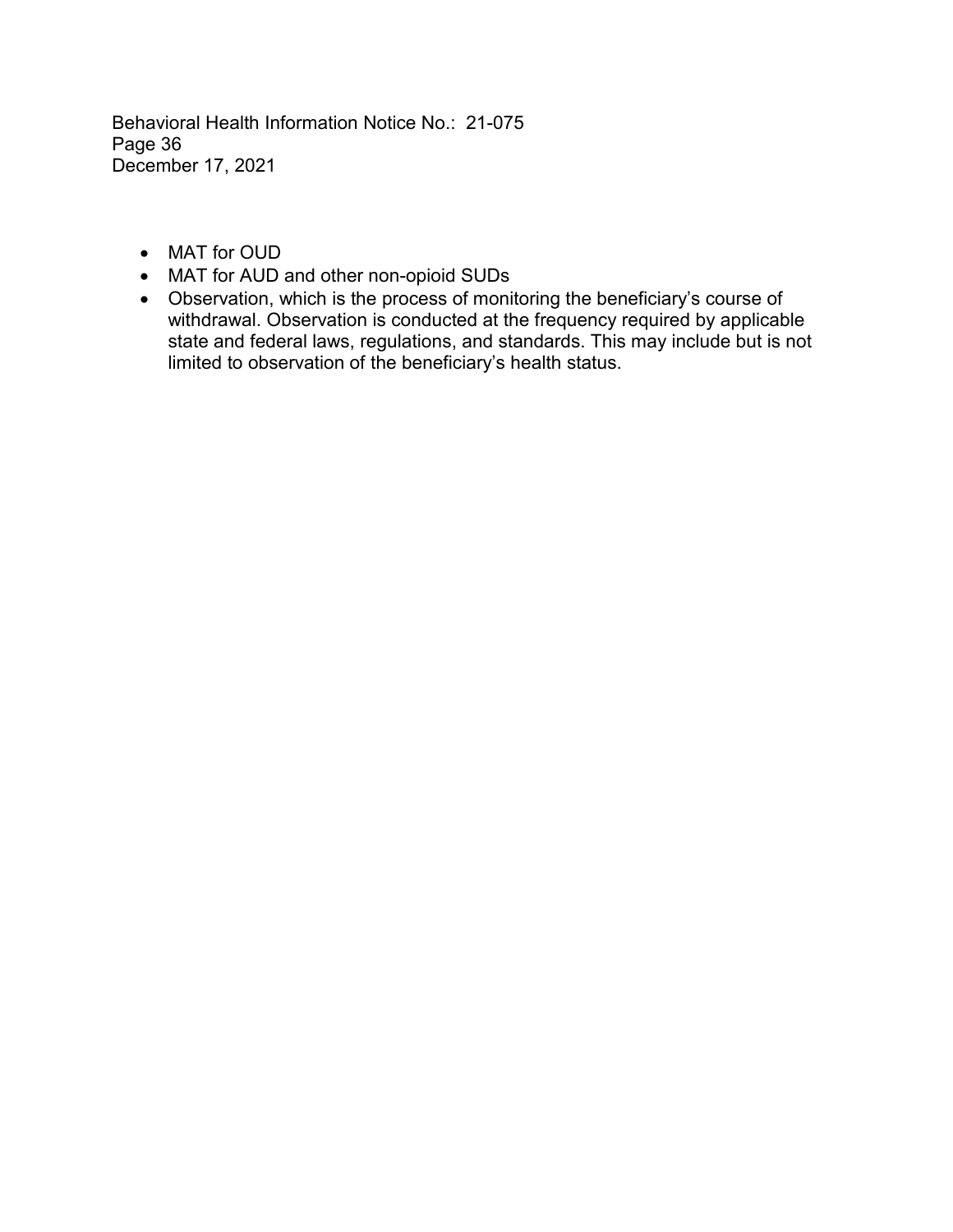- MAT for OUD
- MAT for AUD and other non-opioid SUDs
- Observation, which is the process of monitoring the beneficiary's course of withdrawal. Observation is conducted at the frequency required by applicable state and federal laws, regulations, and standards. This may include but is not limited to observation of the beneficiary's health status.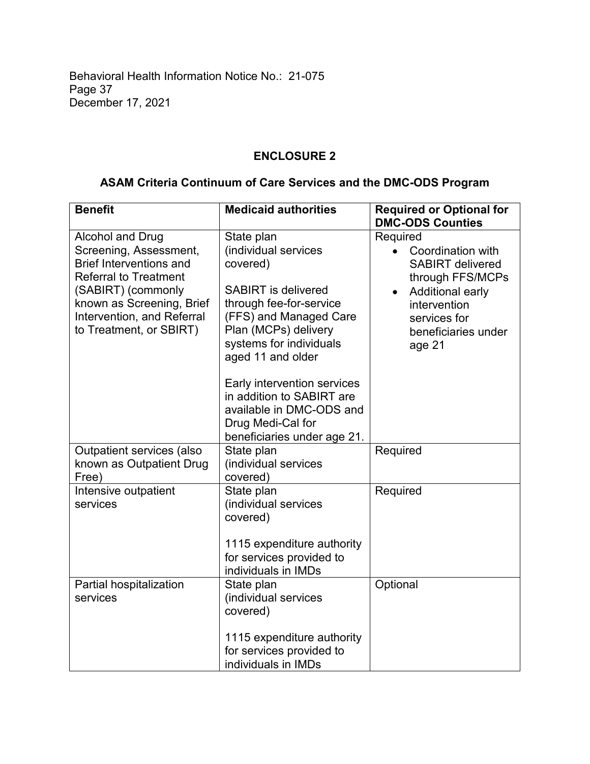## ENCLOSURE 2

### ASAM Criteria Continuum of Care Services and the DMC-ODS Program

| Benefit | Medicaid authorities | Required or Optional for DMC-ODS Counties |
|---|---|---|
| Alcohol and Drug Screening, Assessment, Brief Interventions and Referral to Treatment (SABIRT) (commonly known as Screening, Brief Intervention, and Referral to Treatment, or SBIRT) | State plan (individual services covered)<br><br>SABIRT is delivered through fee-for-service (FFS) and Managed Care Plan (MCPs) delivery systems for individuals aged 11 and older<br><br>Early intervention services in addition to SABIRT are available in DMC-ODS and Drug Medi-Cal for beneficiaries under age 21. | Required<br>• Coordination with SABIRT delivered through FFS/MCPs<br>• Additional early intervention services for beneficiaries under age 21 |
| Outpatient services (also known as Outpatient Drug Free) | State plan (individual services covered) | Required |
| Intensive outpatient services | State plan (individual services covered)<br><br>1115 expenditure authority for services provided to individuals in IMDs | Required |
| Partial hospitalization services | State plan (individual services covered)<br><br>1115 expenditure authority for services provided to individuals in IMDs | Optional |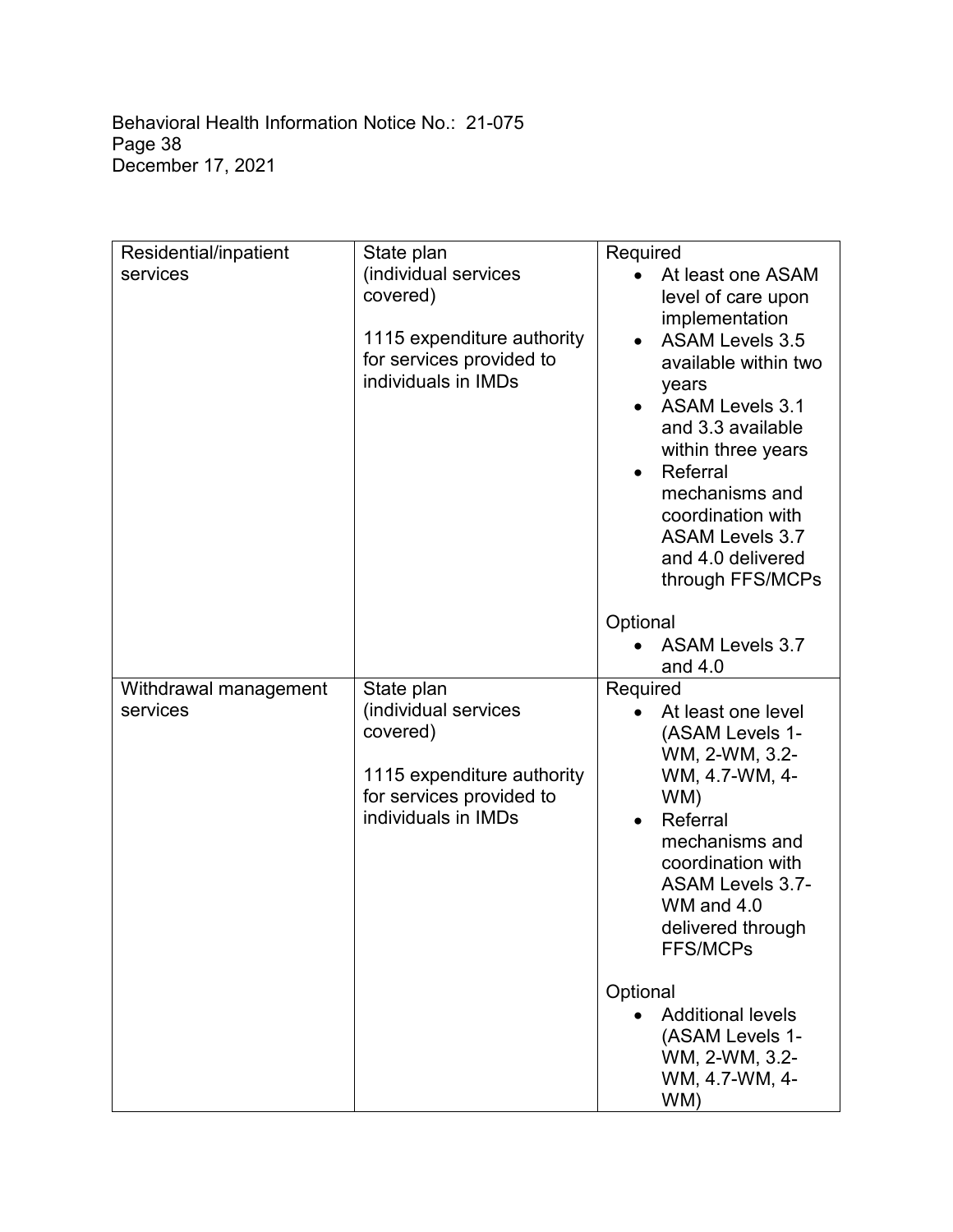| Residential/inpatient services | State plan (individual services covered)<br><br>1115 expenditure authority for services provided to individuals in IMDs | Required<br>• At least one ASAM level of care upon implementation<br>• ASAM Levels 3.5 available within two years<br>• ASAM Levels 3.1 and 3.3 available within three years<br>• Referral mechanisms and coordination with ASAM Levels 3.7 and 4.0 delivered through FFS/MCPs<br><br>Optional<br>• ASAM Levels 3.7 and 4.0 |
|---|---|---|
| Withdrawal management services | State plan (individual services covered)<br><br>1115 expenditure authority for services provided to individuals in IMDs | Required<br>• At least one level (ASAM Levels 1-WM, 2-WM, 3.2-WM, 4.7-WM, 4-WM)<br>• Referral mechanisms and coordination with ASAM Levels 3.7-WM and 4.0 delivered through FFS/MCPs<br><br>Optional<br>• Additional levels (ASAM Levels 1-WM, 2-WM, 3.2-WM, 4.7-WM, 4-WM) |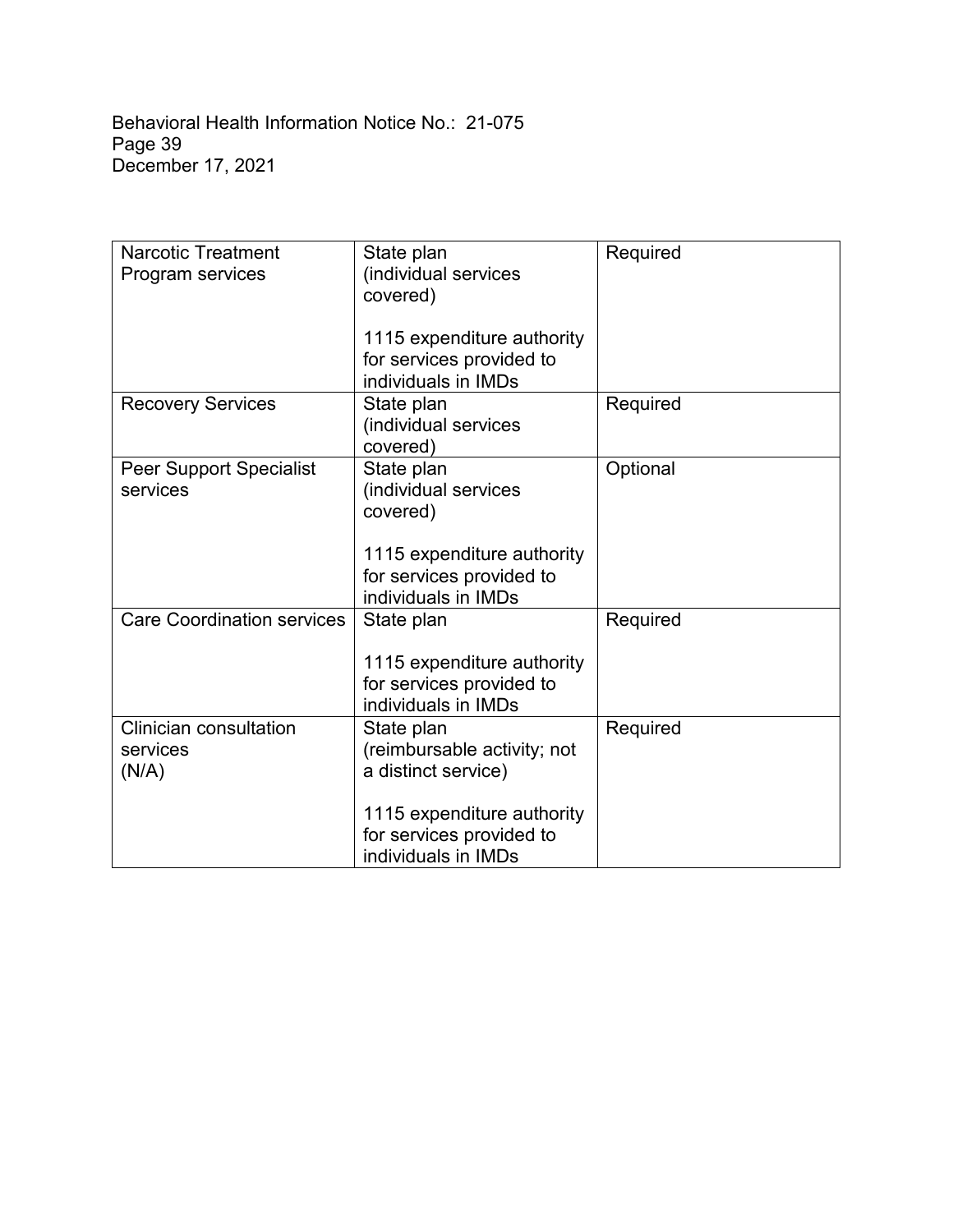| Narcotic Treatment Program services | State plan (individual services covered)<br><br>1115 expenditure authority for services provided to individuals in IMDs | Required |
| --- | --- | --- |
| Recovery Services | State plan (individual services covered) | Required |
| Peer Support Specialist services | State plan (individual services covered)<br><br>1115 expenditure authority for services provided to individuals in IMDs | Optional |
| Care Coordination services | State plan<br><br>1115 expenditure authority for services provided to individuals in IMDs | Required |
| Clinician consultation services (N/A) | State plan (reimbursable activity; not a distinct service)<br><br>1115 expenditure authority for services provided to individuals in IMDs | Required |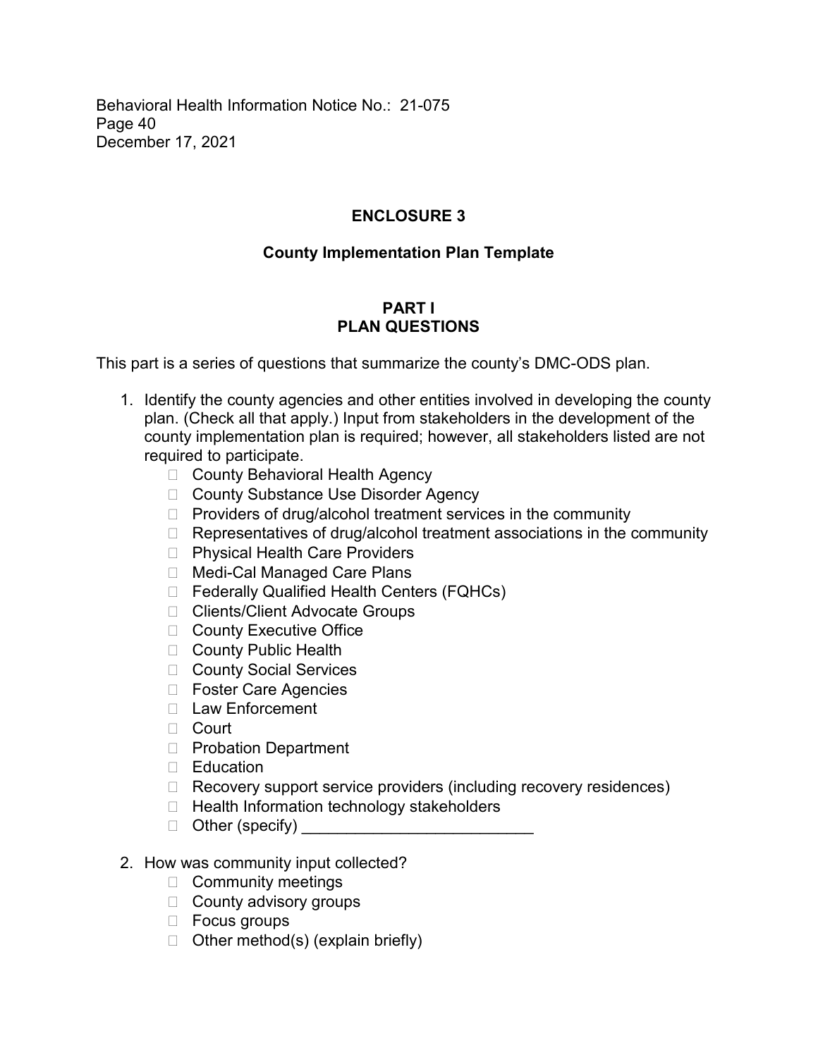## ENCLOSURE 3

### County Implementation Plan Template

### PART I
### PLAN QUESTIONS

This part is a series of questions that summarize the county's DMC-ODS plan.

1. Identify the county agencies and other entities involved in developing the county plan. (Check all that apply.) Input from stakeholders in the development of the county implementation plan is required; however, all stakeholders listed are not required to participate.
   - ☐ County Behavioral Health Agency
   - ☐ County Substance Use Disorder Agency
   - ☐ Providers of drug/alcohol treatment services in the community
   - ☐ Representatives of drug/alcohol treatment associations in the community
   - ☐ Physical Health Care Providers
   - ☐ Medi-Cal Managed Care Plans
   - ☐ Federally Qualified Health Centers (FQHCs)
   - ☐ Clients/Client Advocate Groups
   - ☐ County Executive Office
   - ☐ County Public Health
   - ☐ County Social Services
   - ☐ Foster Care Agencies
   - ☐ Law Enforcement
   - ☐ Court
   - ☐ Probation Department
   - ☐ Education
   - ☐ Recovery support service providers (including recovery residences)
   - ☐ Health Information technology stakeholders
   - ☐ Other (specify) ___________________________

2. How was community input collected?
   - ☐ Community meetings
   - ☐ County advisory groups
   - ☐ Focus groups
   - ☐ Other method(s) (explain briefly)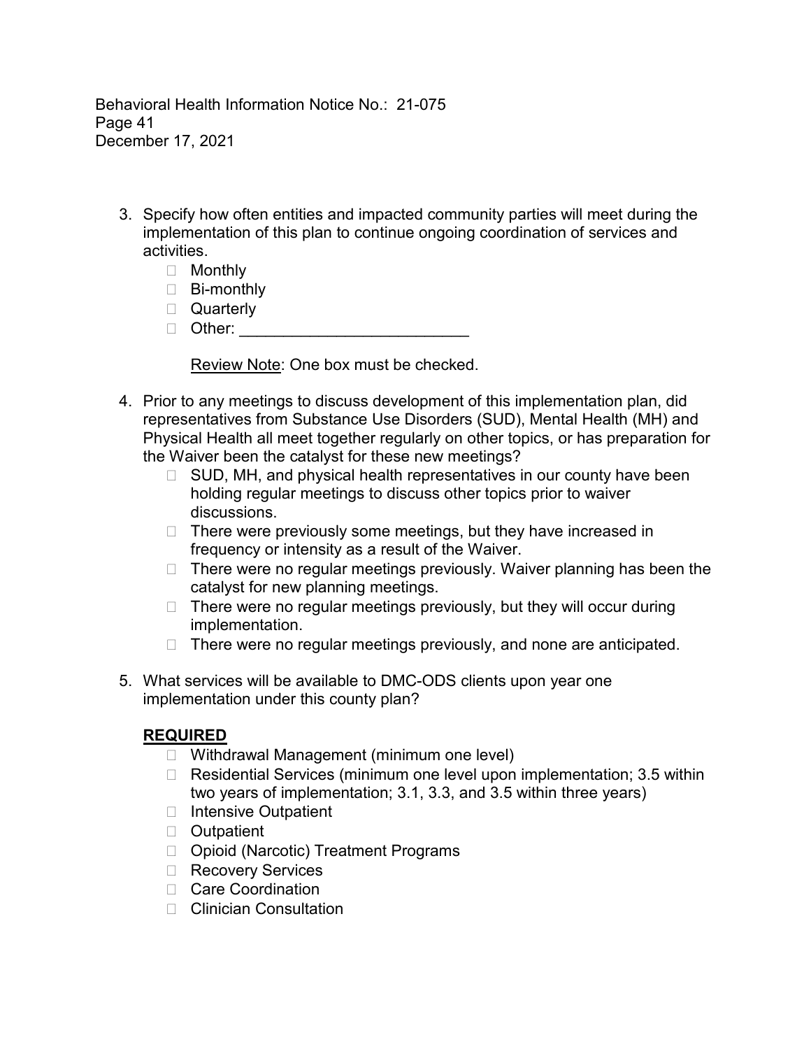3. Specify how often entities and impacted community parties will meet during the implementation of this plan to continue ongoing coordination of services and activities.
   - ☐ Monthly
   - ☐ Bi-monthly
   - ☐ Quarterly
   - ☐ Other: ___________________________

   Review Note: One box must be checked.

4. Prior to any meetings to discuss development of this implementation plan, did representatives from Substance Use Disorders (SUD), Mental Health (MH) and Physical Health all meet together regularly on other topics, or has preparation for the Waiver been the catalyst for these new meetings?
   - ☐ SUD, MH, and physical health representatives in our county have been holding regular meetings to discuss other topics prior to waiver discussions.
   - ☐ There were previously some meetings, but they have increased in frequency or intensity as a result of the Waiver.
   - ☐ There were no regular meetings previously. Waiver planning has been the catalyst for new planning meetings.
   - ☐ There were no regular meetings previously, but they will occur during implementation.
   - ☐ There were no regular meetings previously, and none are anticipated.

5. What services will be available to DMC-ODS clients upon year one implementation under this county plan?

   **REQUIRED**
   - ☐ Withdrawal Management (minimum one level)
   - ☐ Residential Services (minimum one level upon implementation; 3.5 within two years of implementation; 3.1, 3.3, and 3.5 within three years)
   - ☐ Intensive Outpatient
   - ☐ Outpatient
   - ☐ Opioid (Narcotic) Treatment Programs
   - ☐ Recovery Services
   - ☐ Care Coordination
   - ☐ Clinician Consultation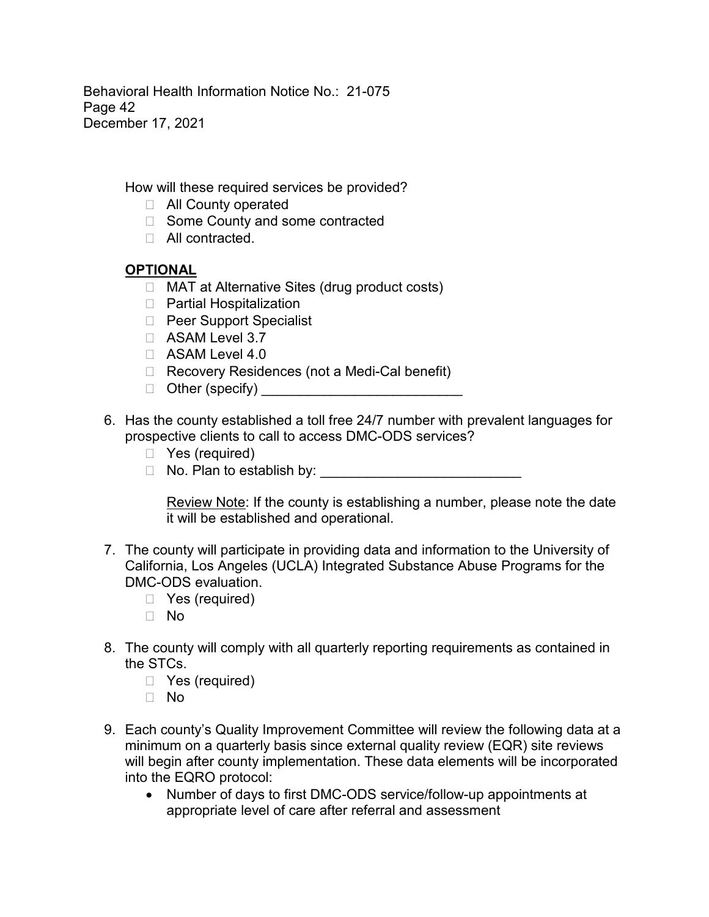How will these required services be provided?

- ☐ All County operated
- ☐ Some County and some contracted
- ☐ All contracted.

**OPTIONAL**

- ☐ MAT at Alternative Sites (drug product costs)
- ☐ Partial Hospitalization
- ☐ Peer Support Specialist
- ☐ ASAM Level 3.7
- ☐ ASAM Level 4.0
- ☐ Recovery Residences (not a Medi-Cal benefit)
- ☐ Other (specify) __________________________

6. Has the county established a toll free 24/7 number with prevalent languages for prospective clients to call to access DMC-ODS services?
   - ☐ Yes (required)
   - ☐ No. Plan to establish by: __________________________

   Review Note: If the county is establishing a number, please note the date it will be established and operational.

7. The county will participate in providing data and information to the University of California, Los Angeles (UCLA) Integrated Substance Abuse Programs for the DMC-ODS evaluation.
   - ☐ Yes (required)
   - ☐ No

8. The county will comply with all quarterly reporting requirements as contained in the STCs.
   - ☐ Yes (required)
   - ☐ No

9. Each county's Quality Improvement Committee will review the following data at a minimum on a quarterly basis since external quality review (EQR) site reviews will begin after county implementation. These data elements will be incorporated into the EQRO protocol:
   - Number of days to first DMC-ODS service/follow-up appointments at appropriate level of care after referral and assessment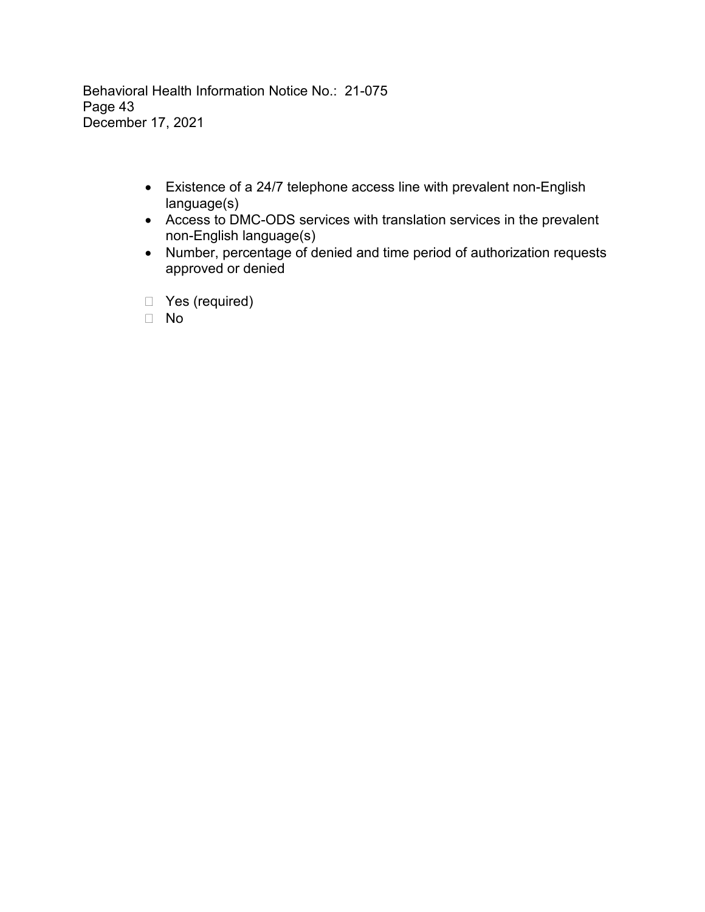- Existence of a 24/7 telephone access line with prevalent non-English language(s)
- Access to DMC-ODS services with translation services in the prevalent non-English language(s)
- Number, percentage of denied and time period of authorization requests approved or denied

☐ Yes (required)
☐ No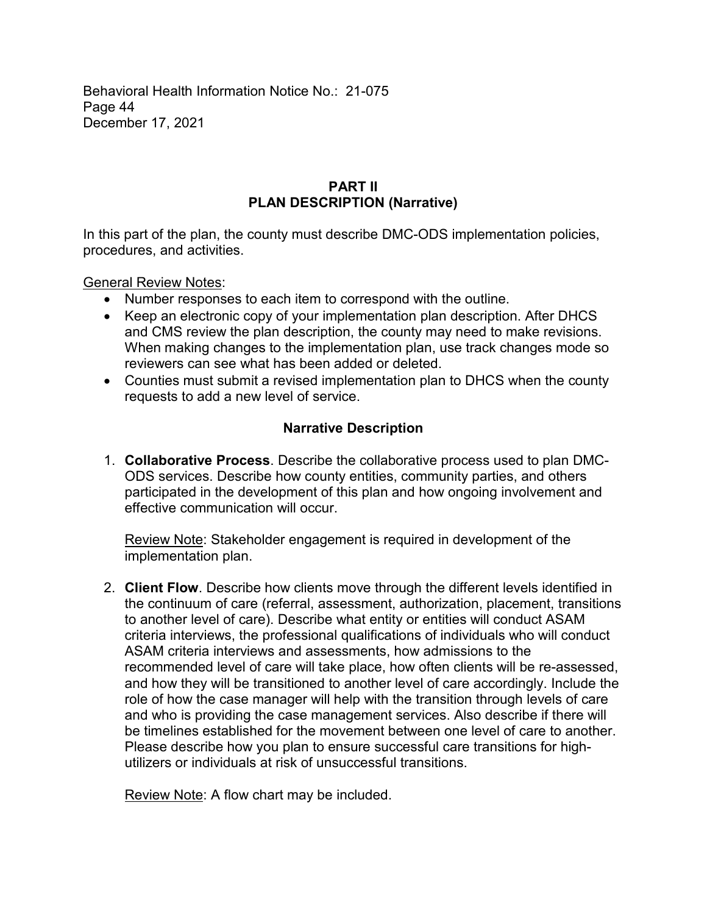## PART II
## PLAN DESCRIPTION (Narrative)

In this part of the plan, the county must describe DMC-ODS implementation policies, procedures, and activities.

General Review Notes:

- Number responses to each item to correspond with the outline.
- Keep an electronic copy of your implementation plan description. After DHCS and CMS review the plan description, the county may need to make revisions. When making changes to the implementation plan, use track changes mode so reviewers can see what has been added or deleted.
- Counties must submit a revised implementation plan to DHCS when the county requests to add a new level of service.

### Narrative Description

1. **Collaborative Process**. Describe the collaborative process used to plan DMC-ODS services. Describe how county entities, community parties, and others participated in the development of this plan and how ongoing involvement and effective communication will occur.

   Review Note: Stakeholder engagement is required in development of the implementation plan.

2. **Client Flow**. Describe how clients move through the different levels identified in the continuum of care (referral, assessment, authorization, placement, transitions to another level of care). Describe what entity or entities will conduct ASAM criteria interviews, the professional qualifications of individuals who will conduct ASAM criteria interviews and assessments, how admissions to the recommended level of care will take place, how often clients will be re-assessed, and how they will be transitioned to another level of care accordingly. Include the role of how the case manager will help with the transition through levels of care and who is providing the case management services. Also describe if there will be timelines established for the movement between one level of care to another. Please describe how you plan to ensure successful care transitions for high-utilizers or individuals at risk of unsuccessful transitions.

   Review Note: A flow chart may be included.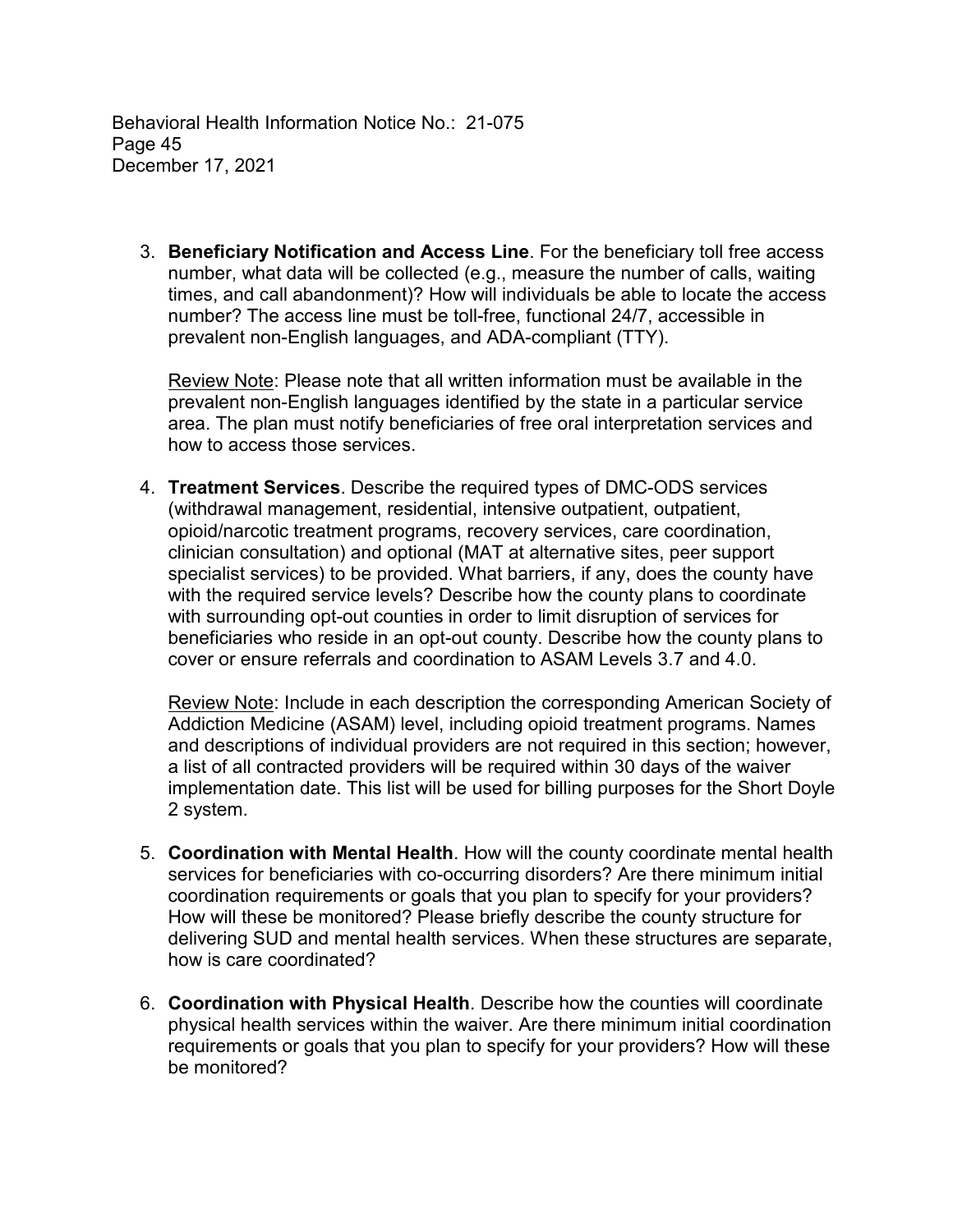3. **Beneficiary Notification and Access Line**. For the beneficiary toll free access number, what data will be collected (e.g., measure the number of calls, waiting times, and call abandonment)? How will individuals be able to locate the access number? The access line must be toll-free, functional 24/7, accessible in prevalent non-English languages, and ADA-compliant (TTY).

   Review Note: Please note that all written information must be available in the prevalent non-English languages identified by the state in a particular service area. The plan must notify beneficiaries of free oral interpretation services and how to access those services.

4. **Treatment Services**. Describe the required types of DMC-ODS services (withdrawal management, residential, intensive outpatient, outpatient, opioid/narcotic treatment programs, recovery services, care coordination, clinician consultation) and optional (MAT at alternative sites, peer support specialist services) to be provided. What barriers, if any, does the county have with the required service levels? Describe how the county plans to coordinate with surrounding opt-out counties in order to limit disruption of services for beneficiaries who reside in an opt-out county. Describe how the county plans to cover or ensure referrals and coordination to ASAM Levels 3.7 and 4.0.

   Review Note: Include in each description the corresponding American Society of Addiction Medicine (ASAM) level, including opioid treatment programs. Names and descriptions of individual providers are not required in this section; however, a list of all contracted providers will be required within 30 days of the waiver implementation date. This list will be used for billing purposes for the Short Doyle 2 system.

5. **Coordination with Mental Health**. How will the county coordinate mental health services for beneficiaries with co-occurring disorders? Are there minimum initial coordination requirements or goals that you plan to specify for your providers? How will these be monitored? Please briefly describe the county structure for delivering SUD and mental health services. When these structures are separate, how is care coordinated?

6. **Coordination with Physical Health**. Describe how the counties will coordinate physical health services within the waiver. Are there minimum initial coordination requirements or goals that you plan to specify for your providers? How will these be monitored?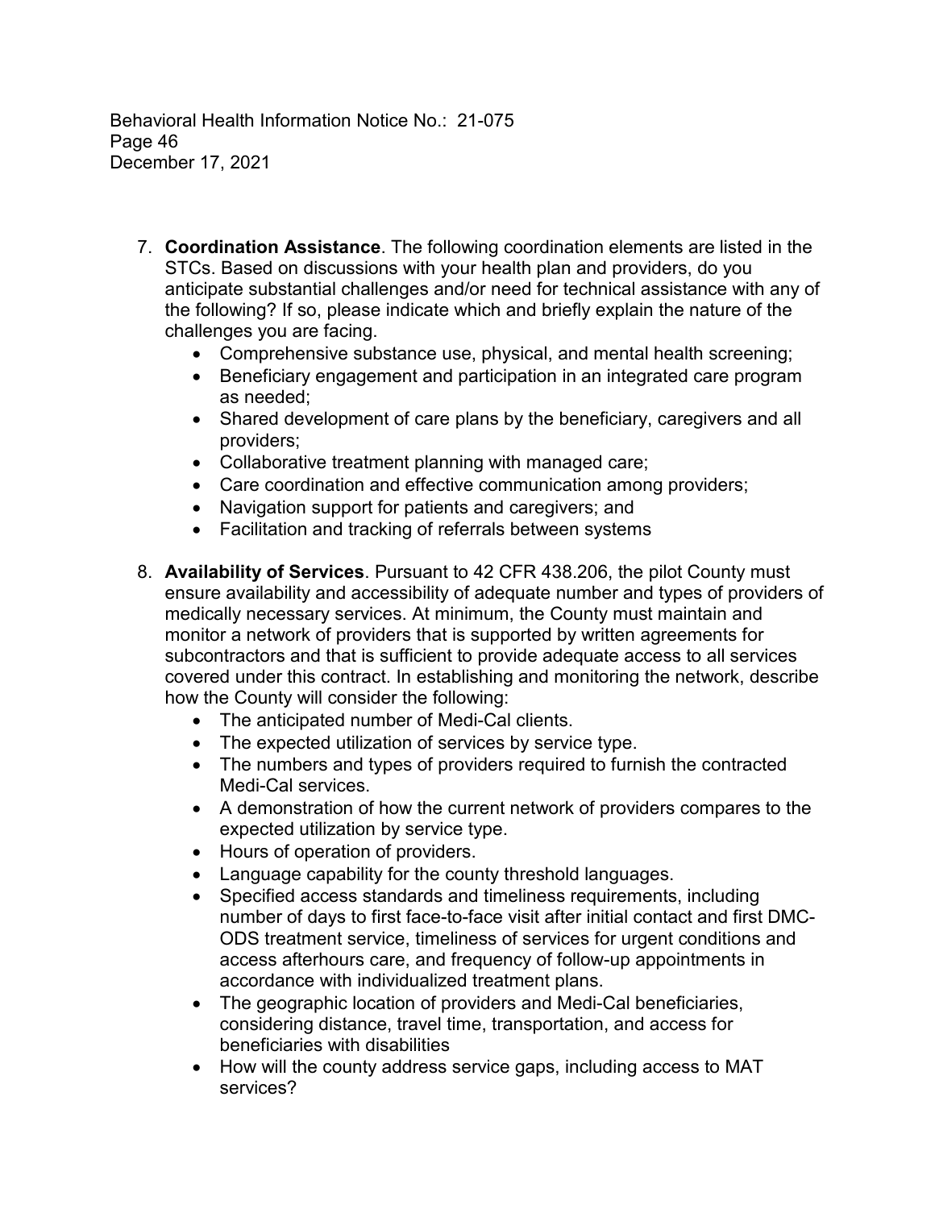7. **Coordination Assistance**. The following coordination elements are listed in the STCs. Based on discussions with your health plan and providers, do you anticipate substantial challenges and/or need for technical assistance with any of the following? If so, please indicate which and briefly explain the nature of the challenges you are facing.
   - Comprehensive substance use, physical, and mental health screening;
   - Beneficiary engagement and participation in an integrated care program as needed;
   - Shared development of care plans by the beneficiary, caregivers and all providers;
   - Collaborative treatment planning with managed care;
   - Care coordination and effective communication among providers;
   - Navigation support for patients and caregivers; and
   - Facilitation and tracking of referrals between systems

8. **Availability of Services**. Pursuant to 42 CFR 438.206, the pilot County must ensure availability and accessibility of adequate number and types of providers of medically necessary services. At minimum, the County must maintain and monitor a network of providers that is supported by written agreements for subcontractors and that is sufficient to provide adequate access to all services covered under this contract. In establishing and monitoring the network, describe how the County will consider the following:
   - The anticipated number of Medi-Cal clients.
   - The expected utilization of services by service type.
   - The numbers and types of providers required to furnish the contracted Medi-Cal services.
   - A demonstration of how the current network of providers compares to the expected utilization by service type.
   - Hours of operation of providers.
   - Language capability for the county threshold languages.
   - Specified access standards and timeliness requirements, including number of days to first face-to-face visit after initial contact and first DMC-ODS treatment service, timeliness of services for urgent conditions and access afterhours care, and frequency of follow-up appointments in accordance with individualized treatment plans.
   - The geographic location of providers and Medi-Cal beneficiaries, considering distance, travel time, transportation, and access for beneficiaries with disabilities
   - How will the county address service gaps, including access to MAT services?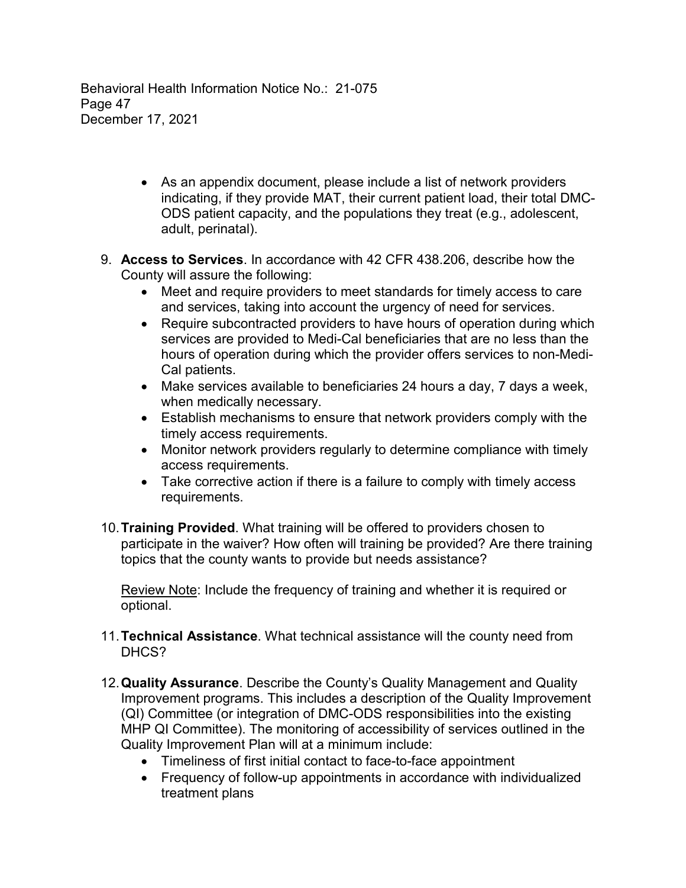- As an appendix document, please include a list of network providers indicating, if they provide MAT, their current patient load, their total DMC-ODS patient capacity, and the populations they treat (e.g., adolescent, adult, perinatal).

9. **Access to Services**. In accordance with 42 CFR 438.206, describe how the County will assure the following:
   - Meet and require providers to meet standards for timely access to care and services, taking into account the urgency of need for services.
   - Require subcontracted providers to have hours of operation during which services are provided to Medi-Cal beneficiaries that are no less than the hours of operation during which the provider offers services to non-Medi-Cal patients.
   - Make services available to beneficiaries 24 hours a day, 7 days a week, when medically necessary.
   - Establish mechanisms to ensure that network providers comply with the timely access requirements.
   - Monitor network providers regularly to determine compliance with timely access requirements.
   - Take corrective action if there is a failure to comply with timely access requirements.

10. **Training Provided**. What training will be offered to providers chosen to participate in the waiver? How often will training be provided? Are there training topics that the county wants to provide but needs assistance?

    Review Note: Include the frequency of training and whether it is required or optional.

11. **Technical Assistance**. What technical assistance will the county need from DHCS?

12. **Quality Assurance**. Describe the County's Quality Management and Quality Improvement programs. This includes a description of the Quality Improvement (QI) Committee (or integration of DMC-ODS responsibilities into the existing MHP QI Committee). The monitoring of accessibility of services outlined in the Quality Improvement Plan will at a minimum include:
    - Timeliness of first initial contact to face-to-face appointment
    - Frequency of follow-up appointments in accordance with individualized treatment plans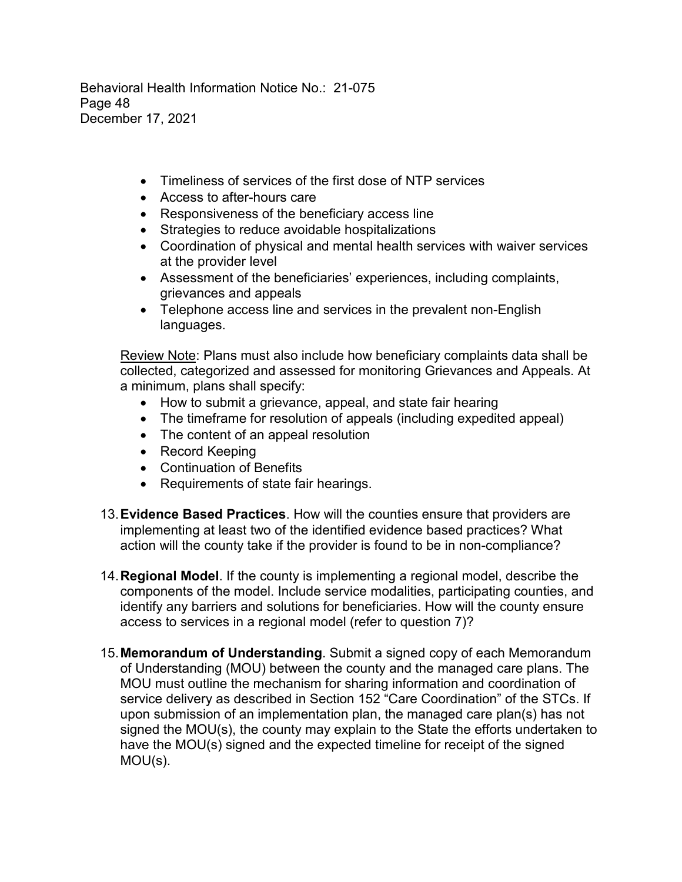- Timeliness of services of the first dose of NTP services
- Access to after-hours care
- Responsiveness of the beneficiary access line
- Strategies to reduce avoidable hospitalizations
- Coordination of physical and mental health services with waiver services at the provider level
- Assessment of the beneficiaries' experiences, including complaints, grievances and appeals
- Telephone access line and services in the prevalent non-English languages.

<u>Review Note</u>: Plans must also include how beneficiary complaints data shall be collected, categorized and assessed for monitoring Grievances and Appeals. At a minimum, plans shall specify:

- How to submit a grievance, appeal, and state fair hearing
- The timeframe for resolution of appeals (including expedited appeal)
- The content of an appeal resolution
- Record Keeping
- Continuation of Benefits
- Requirements of state fair hearings.

13. **Evidence Based Practices**. How will the counties ensure that providers are implementing at least two of the identified evidence based practices? What action will the county take if the provider is found to be in non-compliance?

14. **Regional Model**. If the county is implementing a regional model, describe the components of the model. Include service modalities, participating counties, and identify any barriers and solutions for beneficiaries. How will the county ensure access to services in a regional model (refer to question 7)?

15. **Memorandum of Understanding**. Submit a signed copy of each Memorandum of Understanding (MOU) between the county and the managed care plans. The MOU must outline the mechanism for sharing information and coordination of service delivery as described in Section 152 "Care Coordination" of the STCs. If upon submission of an implementation plan, the managed care plan(s) has not signed the MOU(s), the county may explain to the State the efforts undertaken to have the MOU(s) signed and the expected timeline for receipt of the signed MOU(s).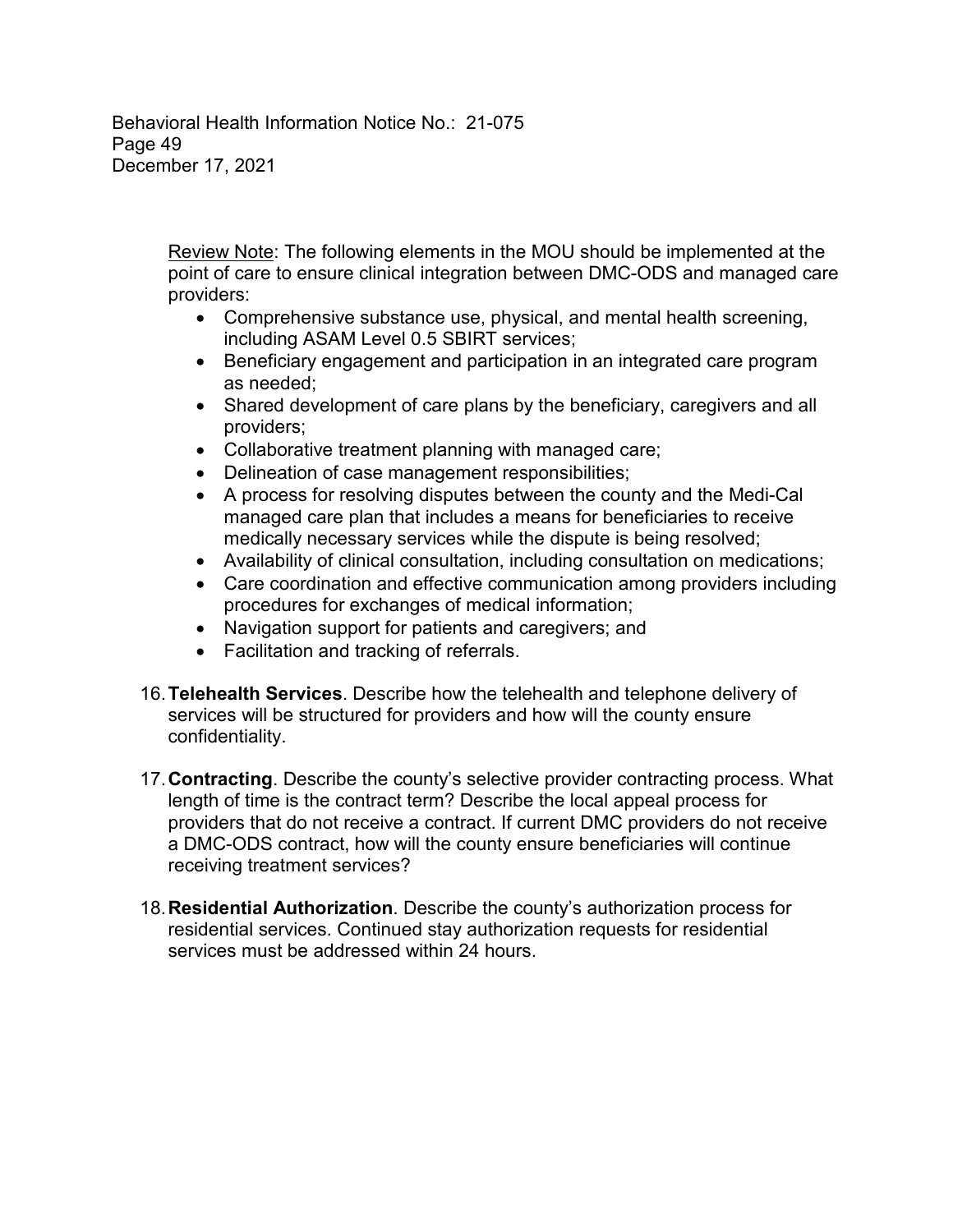Review Note: The following elements in the MOU should be implemented at the point of care to ensure clinical integration between DMC-ODS and managed care providers:

- Comprehensive substance use, physical, and mental health screening, including ASAM Level 0.5 SBIRT services;
- Beneficiary engagement and participation in an integrated care program as needed;
- Shared development of care plans by the beneficiary, caregivers and all providers;
- Collaborative treatment planning with managed care;
- Delineation of case management responsibilities;
- A process for resolving disputes between the county and the Medi-Cal managed care plan that includes a means for beneficiaries to receive medically necessary services while the dispute is being resolved;
- Availability of clinical consultation, including consultation on medications;
- Care coordination and effective communication among providers including procedures for exchanges of medical information;
- Navigation support for patients and caregivers; and
- Facilitation and tracking of referrals.

16. **Telehealth Services**. Describe how the telehealth and telephone delivery of services will be structured for providers and how will the county ensure confidentiality.

17. **Contracting**. Describe the county's selective provider contracting process. What length of time is the contract term? Describe the local appeal process for providers that do not receive a contract. If current DMC providers do not receive a DMC-ODS contract, how will the county ensure beneficiaries will continue receiving treatment services?

18. **Residential Authorization**. Describe the county's authorization process for residential services. Continued stay authorization requests for residential services must be addressed within 24 hours.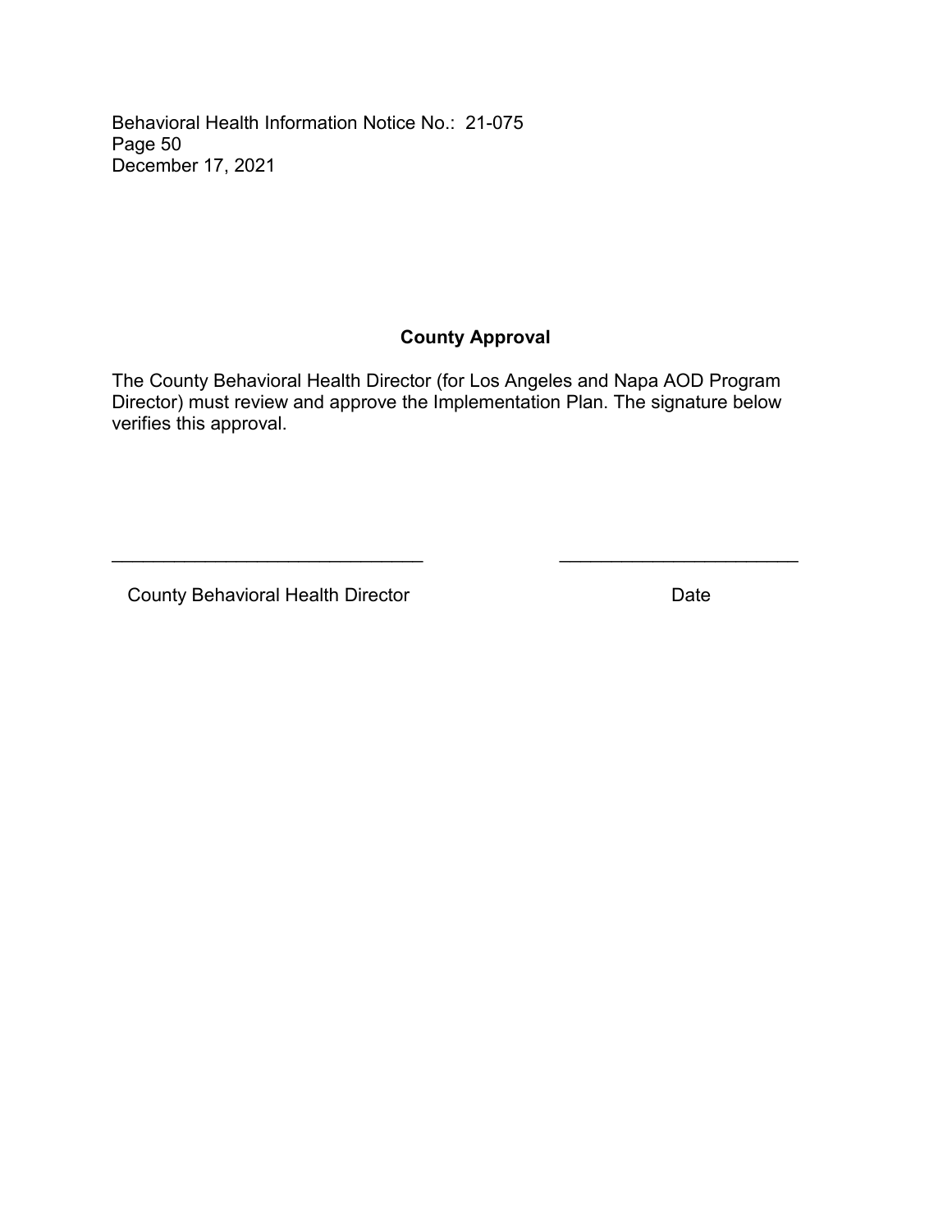## County Approval

The County Behavioral Health Director (for Los Angeles and Napa AOD Program Director) must review and approve the Implementation Plan. The signature below verifies this approval.

\_\_\_\_\_\_\_\_\_\_\_\_\_\_\_\_\_\_\_\_\_\_\_\_\_\_\_\_\_\_\_\_\_ \_\_\_\_\_\_\_\_\_\_\_\_\_\_\_\_\_\_\_\_\_\_\_\_\_\_

County Behavioral Health Director Date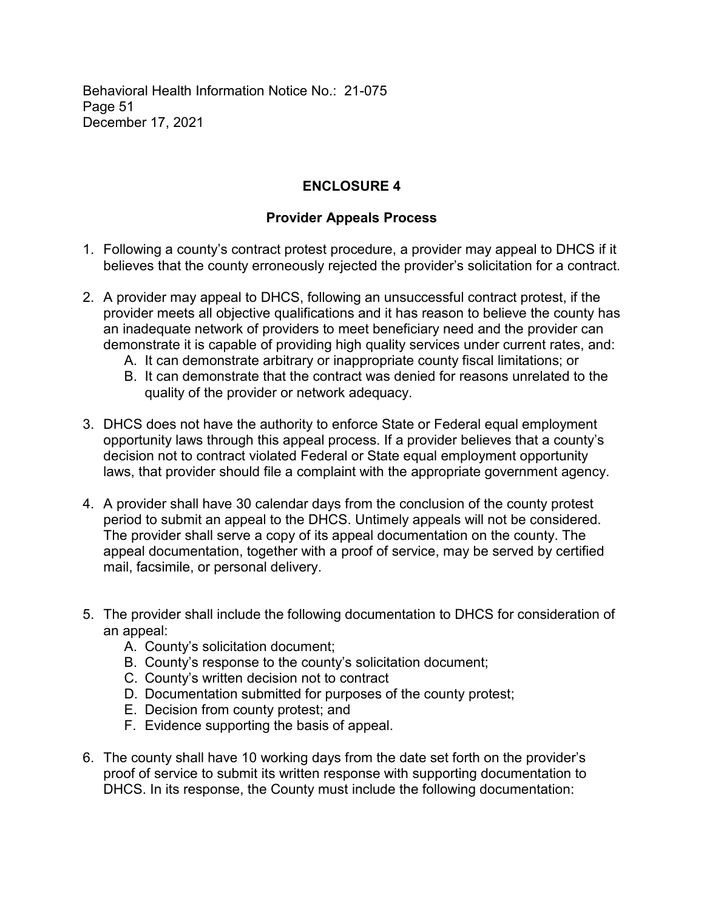## ENCLOSURE 4

### Provider Appeals Process

1. Following a county's contract protest procedure, a provider may appeal to DHCS if it believes that the county erroneously rejected the provider's solicitation for a contract.

2. A provider may appeal to DHCS, following an unsuccessful contract protest, if the provider meets all objective qualifications and it has reason to believe the county has an inadequate network of providers to meet beneficiary need and the provider can demonstrate it is capable of providing high quality services under current rates, and:
   A. It can demonstrate arbitrary or inappropriate county fiscal limitations; or
   B. It can demonstrate that the contract was denied for reasons unrelated to the quality of the provider or network adequacy.

3. DHCS does not have the authority to enforce State or Federal equal employment opportunity laws through this appeal process. If a provider believes that a county's decision not to contract violated Federal or State equal employment opportunity laws, that provider should file a complaint with the appropriate government agency.

4. A provider shall have 30 calendar days from the conclusion of the county protest period to submit an appeal to the DHCS. Untimely appeals will not be considered. The provider shall serve a copy of its appeal documentation on the county. The appeal documentation, together with a proof of service, may be served by certified mail, facsimile, or personal delivery.

5. The provider shall include the following documentation to DHCS for consideration of an appeal:
   A. County's solicitation document;
   B. County's response to the county's solicitation document;
   C. County's written decision not to contract
   D. Documentation submitted for purposes of the county protest;
   E. Decision from county protest; and
   F. Evidence supporting the basis of appeal.

6. The county shall have 10 working days from the date set forth on the provider's proof of service to submit its written response with supporting documentation to DHCS. In its response, the County must include the following documentation: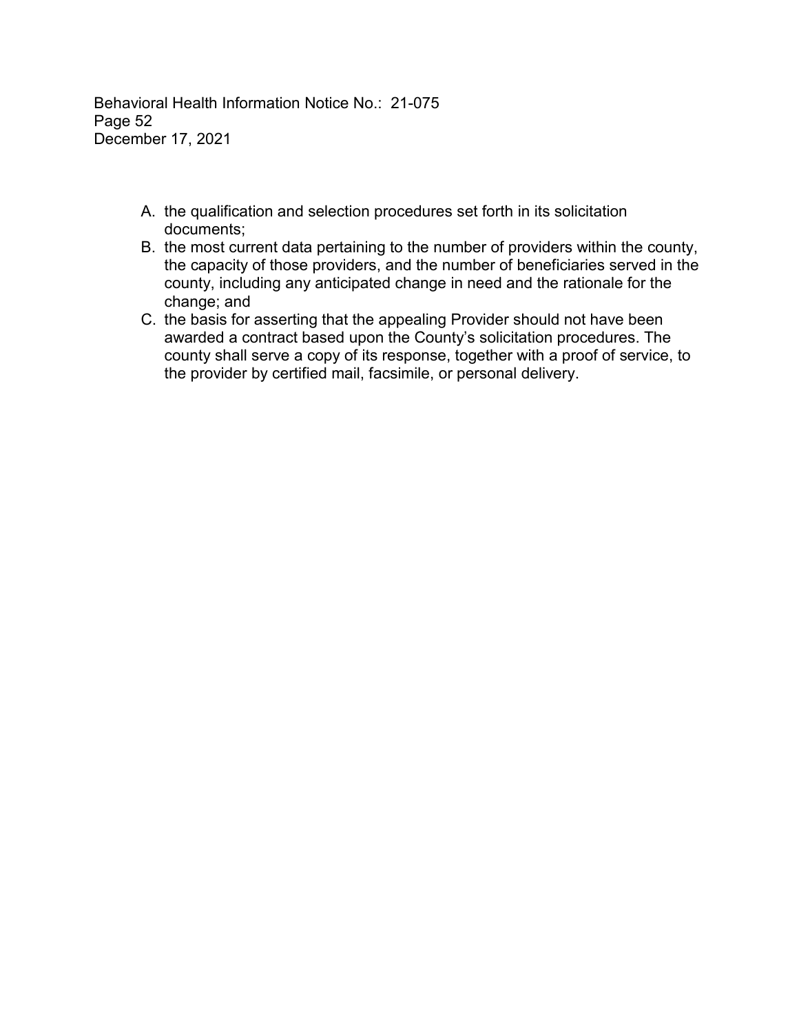A. the qualification and selection procedures set forth in its solicitation documents;
B. the most current data pertaining to the number of providers within the county, the capacity of those providers, and the number of beneficiaries served in the county, including any anticipated change in need and the rationale for the change; and
C. the basis for asserting that the appealing Provider should not have been awarded a contract based upon the County's solicitation procedures. The county shall serve a copy of its response, together with a proof of service, to the provider by certified mail, facsimile, or personal delivery.